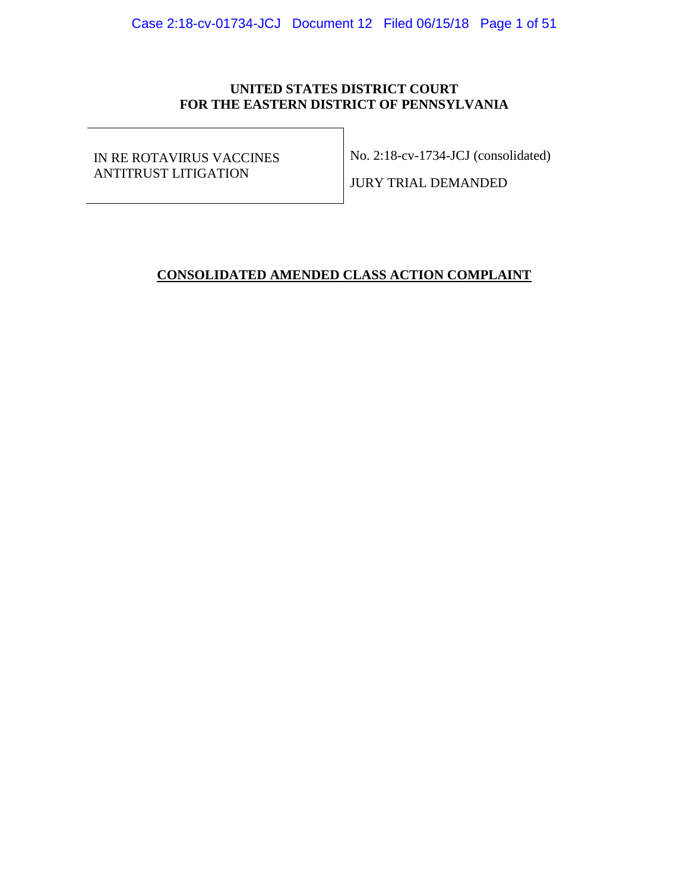**UNITED STATES DISTRICT COURT**
**FOR THE EASTERN DISTRICT OF PENNSYLVANIA**

| | |
|---|---|
| IN RE ROTAVIRUS VACCINES ANTITRUST LITIGATION | No. 2:18-cv-1734-JCJ (consolidated)<br><br>JURY TRIAL DEMANDED |

**CONSOLIDATED AMENDED CLASS ACTION COMPLAINT**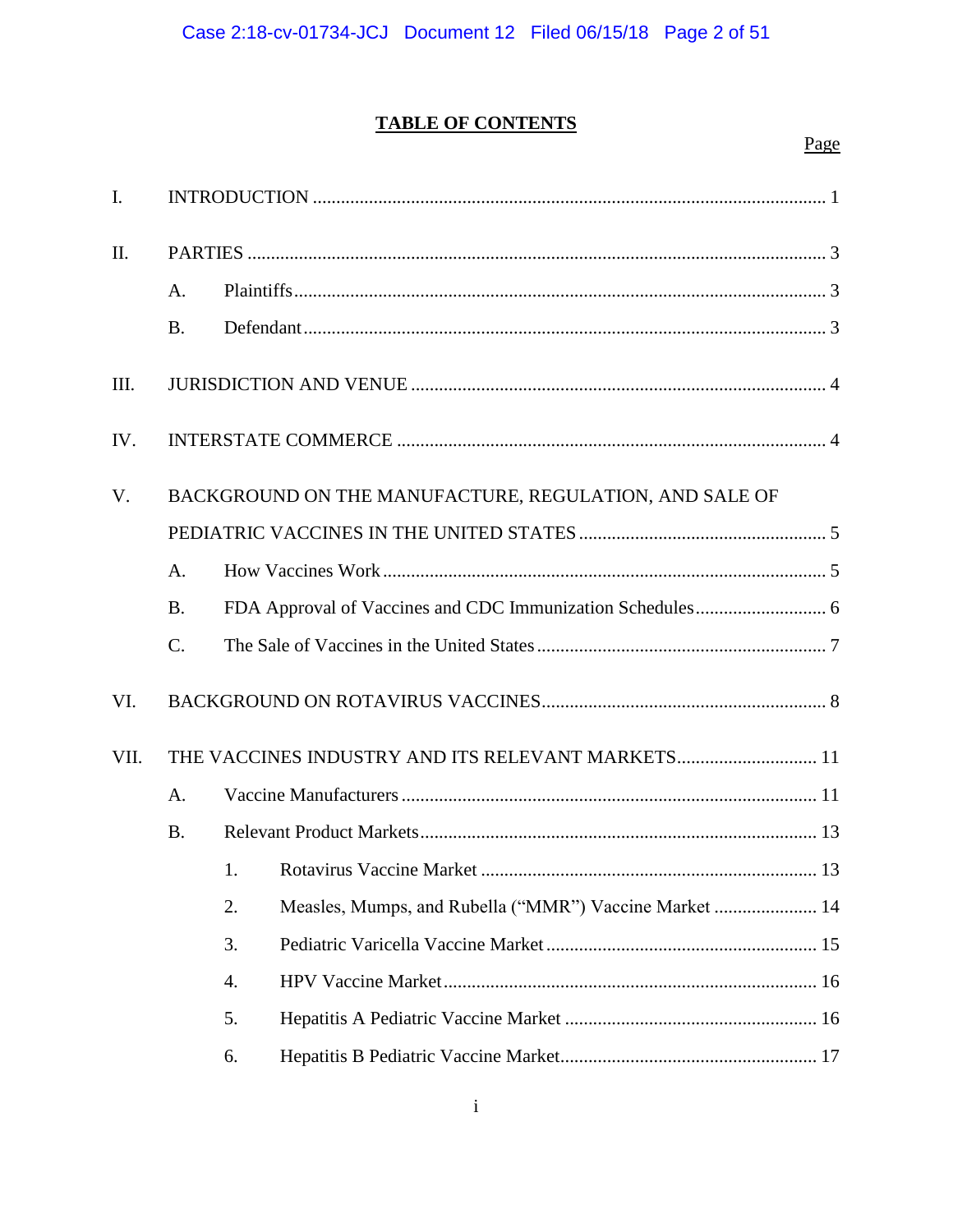## TABLE OF CONTENTS

Page

I. INTRODUCTION ........ 1

II. PARTIES ........ 3

- A. Plaintiffs ........ 3
- B. Defendant ........ 3

III. JURISDICTION AND VENUE ........ 4

IV. INTERSTATE COMMERCE ........ 4

V. BACKGROUND ON THE MANUFACTURE, REGULATION, AND SALE OF PEDIATRIC VACCINES IN THE UNITED STATES ........ 5

- A. How Vaccines Work ........ 5
- B. FDA Approval of Vaccines and CDC Immunization Schedules ........ 6
- C. The Sale of Vaccines in the United States ........ 7

VI. BACKGROUND ON ROTAVIRUS VACCINES ........ 8

VII. THE VACCINES INDUSTRY AND ITS RELEVANT MARKETS ........ 11

- A. Vaccine Manufacturers ........ 11
- B. Relevant Product Markets ........ 13
  1. Rotavirus Vaccine Market ........ 13
  2. Measles, Mumps, and Rubella ("MMR") Vaccine Market ........ 14
  3. Pediatric Varicella Vaccine Market ........ 15
  4. HPV Vaccine Market ........ 16
  5. Hepatitis A Pediatric Vaccine Market ........ 16
  6. Hepatitis B Pediatric Vaccine Market ........ 17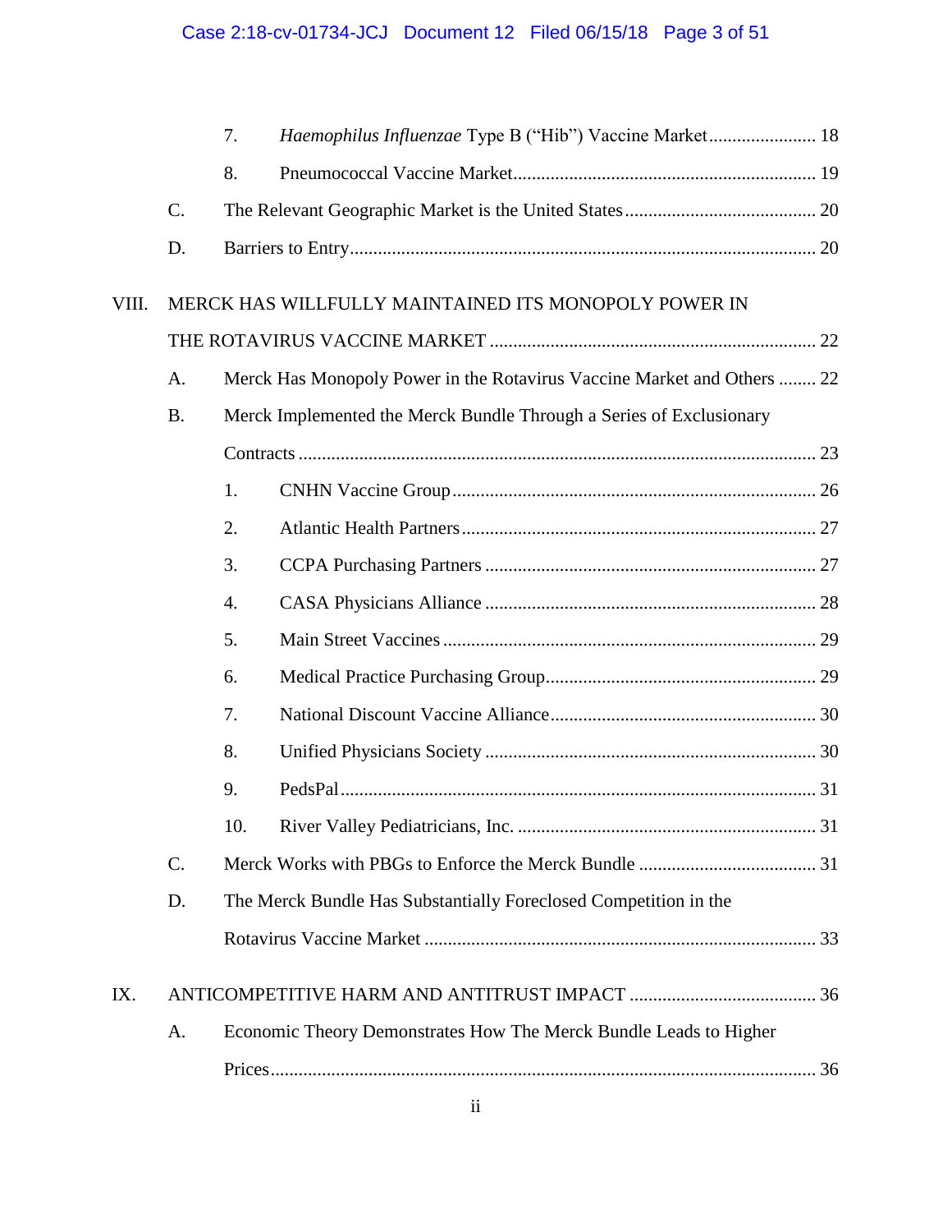7. *Haemophilus Influenzae* Type B ("Hib") Vaccine Market....................... 18

8. Pneumococcal Vaccine Market................................................................ 19

C. The Relevant Geographic Market is the United States......................................... 20

D. Barriers to Entry.................................................................................................... 20

VIII. MERCK HAS WILLFULLY MAINTAINED ITS MONOPOLY POWER IN THE ROTAVIRUS VACCINE MARKET ..................................................................... 22

A. Merck Has Monopoly Power in the Rotavirus Vaccine Market and Others ........ 22

B. Merck Implemented the Merck Bundle Through a Series of Exclusionary Contracts .............................................................................................................. 23

1. CNHN Vaccine Group............................................................................. 26

2. Atlantic Health Partners........................................................................... 27

3. CCPA Purchasing Partners ...................................................................... 27

4. CASA Physicians Alliance ...................................................................... 28

5. Main Street Vaccines ............................................................................... 29

6. Medical Practice Purchasing Group......................................................... 29

7. National Discount Vaccine Alliance........................................................ 30

8. Unified Physicians Society ...................................................................... 30

9. PedsPal..................................................................................................... 31

10. River Valley Pediatricians, Inc. ............................................................... 31

C. Merck Works with PBGs to Enforce the Merck Bundle ...................................... 31

D. The Merck Bundle Has Substantially Foreclosed Competition in the Rotavirus Vaccine Market .................................................................................... 33

IX. ANTICOMPETITIVE HARM AND ANTITRUST IMPACT ........................................ 36

A. Economic Theory Demonstrates How The Merck Bundle Leads to Higher Prices.................................................................................................................... 36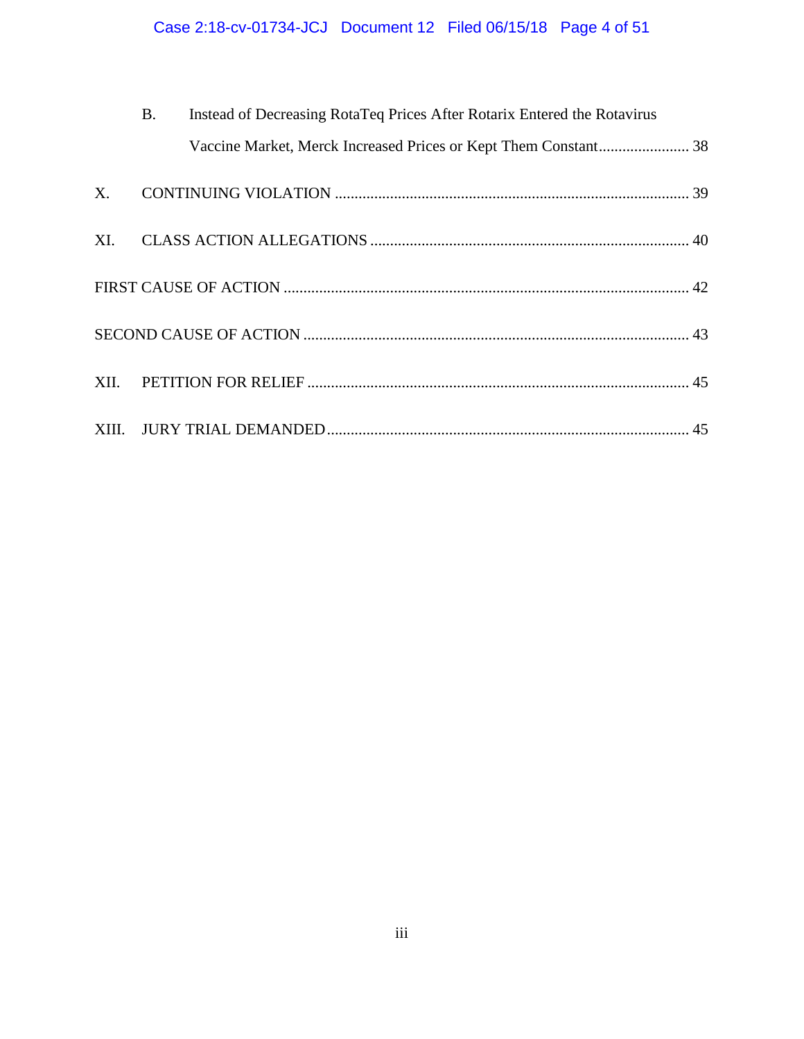B. Instead of Decreasing RotaTeq Prices After Rotarix Entered the Rotavirus Vaccine Market, Merck Increased Prices or Kept Them Constant....................... 38

X. CONTINUING VIOLATION ........................................................................................ 39

XI. CLASS ACTION ALLEGATIONS ................................................................................ 40

FIRST CAUSE OF ACTION ...................................................................................................... 42

SECOND CAUSE OF ACTION ................................................................................................. 43

XII. PETITION FOR RELIEF ................................................................................................ 45

XIII. JURY TRIAL DEMANDED........................................................................................... 45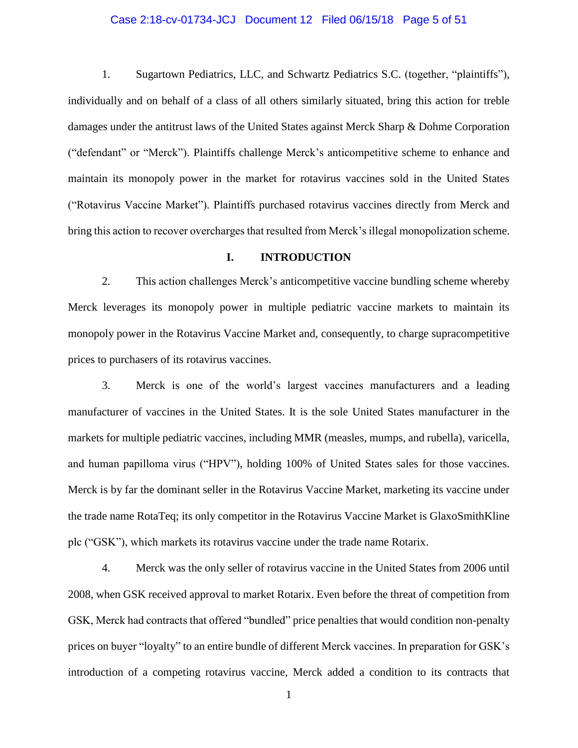1. Sugartown Pediatrics, LLC, and Schwartz Pediatrics S.C. (together, "plaintiffs"), individually and on behalf of a class of all others similarly situated, bring this action for treble damages under the antitrust laws of the United States against Merck Sharp & Dohme Corporation ("defendant" or "Merck"). Plaintiffs challenge Merck's anticompetitive scheme to enhance and maintain its monopoly power in the market for rotavirus vaccines sold in the United States ("Rotavirus Vaccine Market"). Plaintiffs purchased rotavirus vaccines directly from Merck and bring this action to recover overcharges that resulted from Merck's illegal monopolization scheme.

## I. INTRODUCTION

2. This action challenges Merck's anticompetitive vaccine bundling scheme whereby Merck leverages its monopoly power in multiple pediatric vaccine markets to maintain its monopoly power in the Rotavirus Vaccine Market and, consequently, to charge supracompetitive prices to purchasers of its rotavirus vaccines.

3. Merck is one of the world's largest vaccines manufacturers and a leading manufacturer of vaccines in the United States. It is the sole United States manufacturer in the markets for multiple pediatric vaccines, including MMR (measles, mumps, and rubella), varicella, and human papilloma virus ("HPV"), holding 100% of United States sales for those vaccines. Merck is by far the dominant seller in the Rotavirus Vaccine Market, marketing its vaccine under the trade name RotaTeq; its only competitor in the Rotavirus Vaccine Market is GlaxoSmithKline plc ("GSK"), which markets its rotavirus vaccine under the trade name Rotarix.

4. Merck was the only seller of rotavirus vaccine in the United States from 2006 until 2008, when GSK received approval to market Rotarix. Even before the threat of competition from GSK, Merck had contracts that offered "bundled" price penalties that would condition non-penalty prices on buyer "loyalty" to an entire bundle of different Merck vaccines. In preparation for GSK's introduction of a competing rotavirus vaccine, Merck added a condition to its contracts that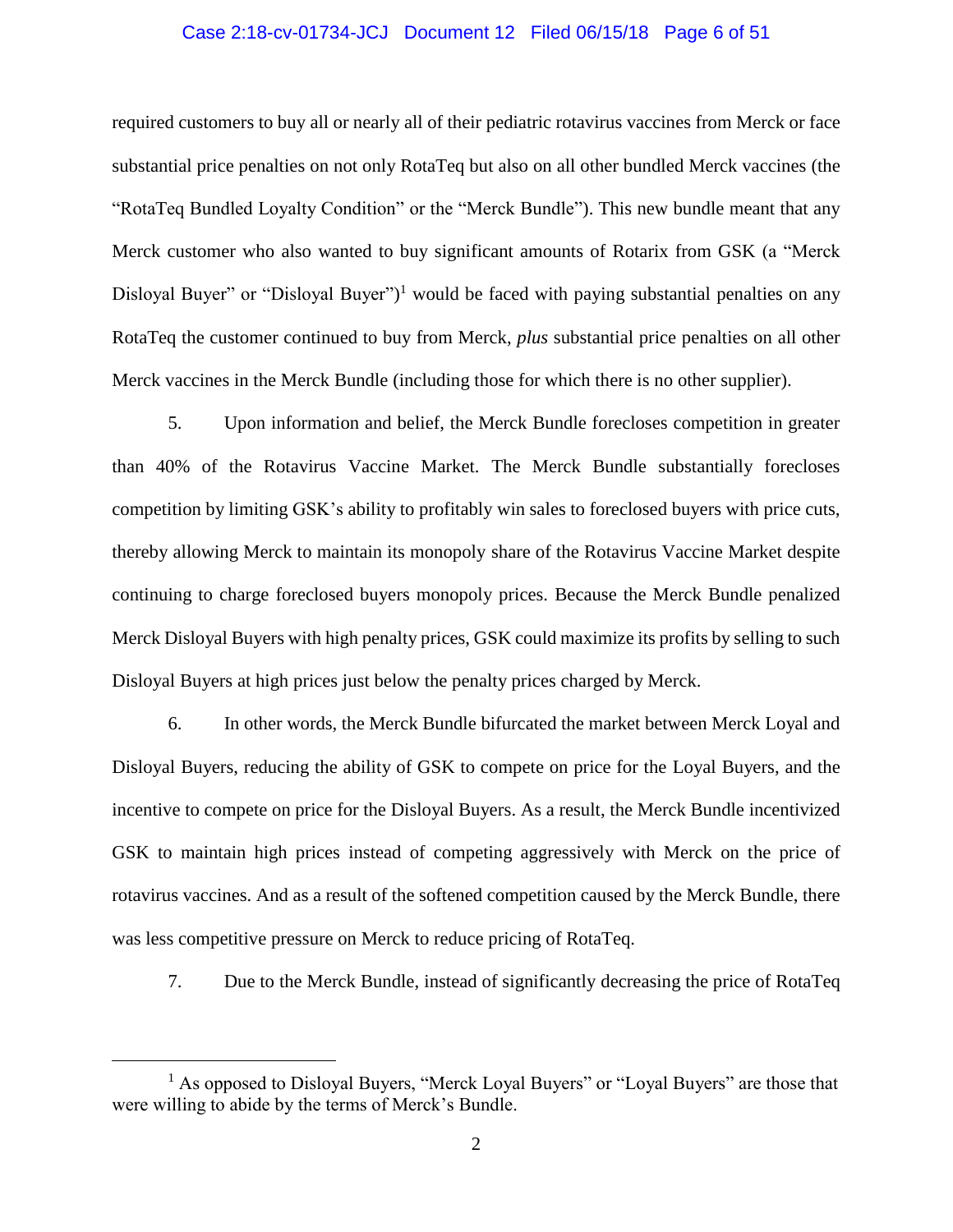required customers to buy all or nearly all of their pediatric rotavirus vaccines from Merck or face substantial price penalties on not only RotaTeq but also on all other bundled Merck vaccines (the "RotaTeq Bundled Loyalty Condition" or the "Merck Bundle"). This new bundle meant that any Merck customer who also wanted to buy significant amounts of Rotarix from GSK (a "Merck Disloyal Buyer" or "Disloyal Buyer")[1] would be faced with paying substantial penalties on any RotaTeq the customer continued to buy from Merck, *plus* substantial price penalties on all other Merck vaccines in the Merck Bundle (including those for which there is no other supplier).

5. Upon information and belief, the Merck Bundle forecloses competition in greater than 40% of the Rotavirus Vaccine Market. The Merck Bundle substantially forecloses competition by limiting GSK's ability to profitably win sales to foreclosed buyers with price cuts, thereby allowing Merck to maintain its monopoly share of the Rotavirus Vaccine Market despite continuing to charge foreclosed buyers monopoly prices. Because the Merck Bundle penalized Merck Disloyal Buyers with high penalty prices, GSK could maximize its profits by selling to such Disloyal Buyers at high prices just below the penalty prices charged by Merck.

6. In other words, the Merck Bundle bifurcated the market between Merck Loyal and Disloyal Buyers, reducing the ability of GSK to compete on price for the Loyal Buyers, and the incentive to compete on price for the Disloyal Buyers. As a result, the Merck Bundle incentivized GSK to maintain high prices instead of competing aggressively with Merck on the price of rotavirus vaccines. And as a result of the softened competition caused by the Merck Bundle, there was less competitive pressure on Merck to reduce pricing of RotaTeq.

7. Due to the Merck Bundle, instead of significantly decreasing the price of RotaTeq

[1] As opposed to Disloyal Buyers, "Merck Loyal Buyers" or "Loyal Buyers" are those that were willing to abide by the terms of Merck's Bundle.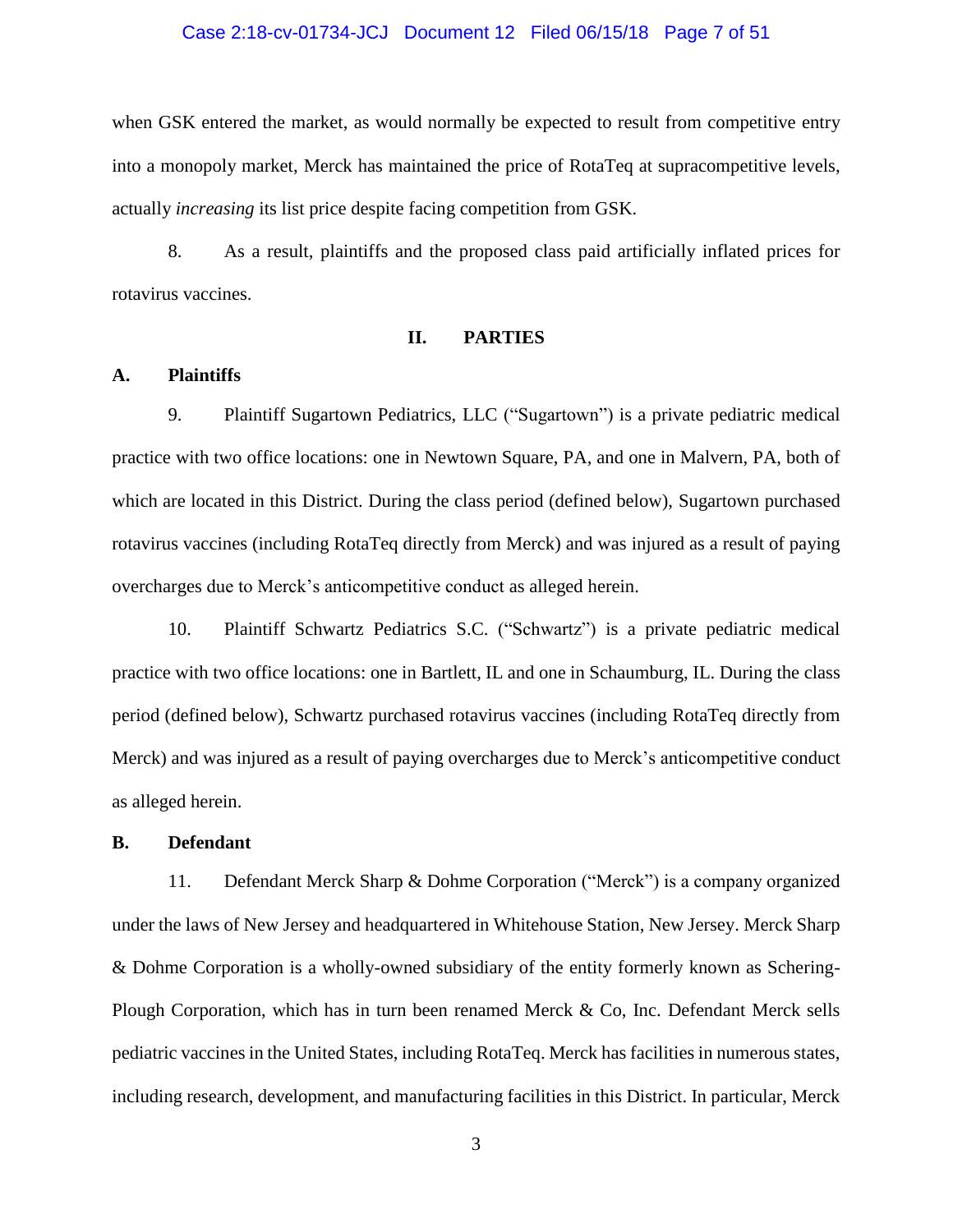when GSK entered the market, as would normally be expected to result from competitive entry into a monopoly market, Merck has maintained the price of RotaTeq at supracompetitive levels, actually *increasing* its list price despite facing competition from GSK.

8. As a result, plaintiffs and the proposed class paid artificially inflated prices for rotavirus vaccines.

## II. PARTIES

### A. Plaintiffs

9. Plaintiff Sugartown Pediatrics, LLC ("Sugartown") is a private pediatric medical practice with two office locations: one in Newtown Square, PA, and one in Malvern, PA, both of which are located in this District. During the class period (defined below), Sugartown purchased rotavirus vaccines (including RotaTeq directly from Merck) and was injured as a result of paying overcharges due to Merck's anticompetitive conduct as alleged herein.

10. Plaintiff Schwartz Pediatrics S.C. ("Schwartz") is a private pediatric medical practice with two office locations: one in Bartlett, IL and one in Schaumburg, IL. During the class period (defined below), Schwartz purchased rotavirus vaccines (including RotaTeq directly from Merck) and was injured as a result of paying overcharges due to Merck's anticompetitive conduct as alleged herein.

### B. Defendant

11. Defendant Merck Sharp & Dohme Corporation ("Merck") is a company organized under the laws of New Jersey and headquartered in Whitehouse Station, New Jersey. Merck Sharp & Dohme Corporation is a wholly-owned subsidiary of the entity formerly known as Schering-Plough Corporation, which has in turn been renamed Merck & Co, Inc. Defendant Merck sells pediatric vaccines in the United States, including RotaTeq. Merck has facilities in numerous states, including research, development, and manufacturing facilities in this District. In particular, Merck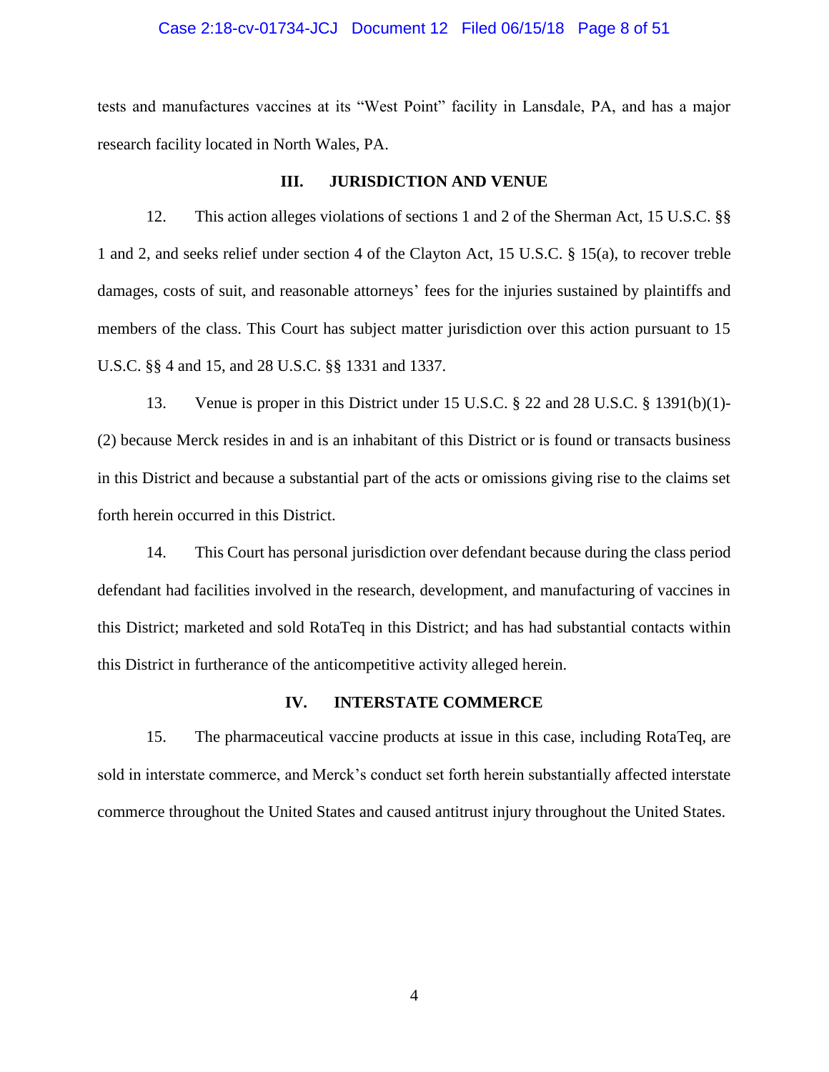tests and manufactures vaccines at its "West Point" facility in Lansdale, PA, and has a major research facility located in North Wales, PA.

## III. JURISDICTION AND VENUE

12. This action alleges violations of sections 1 and 2 of the Sherman Act, 15 U.S.C. §§ 1 and 2, and seeks relief under section 4 of the Clayton Act, 15 U.S.C. § 15(a), to recover treble damages, costs of suit, and reasonable attorneys' fees for the injuries sustained by plaintiffs and members of the class. This Court has subject matter jurisdiction over this action pursuant to 15 U.S.C. §§ 4 and 15, and 28 U.S.C. §§ 1331 and 1337.

13. Venue is proper in this District under 15 U.S.C. § 22 and 28 U.S.C. § 1391(b)(1)-(2) because Merck resides in and is an inhabitant of this District or is found or transacts business in this District and because a substantial part of the acts or omissions giving rise to the claims set forth herein occurred in this District.

14. This Court has personal jurisdiction over defendant because during the class period defendant had facilities involved in the research, development, and manufacturing of vaccines in this District; marketed and sold RotaTeq in this District; and has had substantial contacts within this District in furtherance of the anticompetitive activity alleged herein.

## IV. INTERSTATE COMMERCE

15. The pharmaceutical vaccine products at issue in this case, including RotaTeq, are sold in interstate commerce, and Merck's conduct set forth herein substantially affected interstate commerce throughout the United States and caused antitrust injury throughout the United States.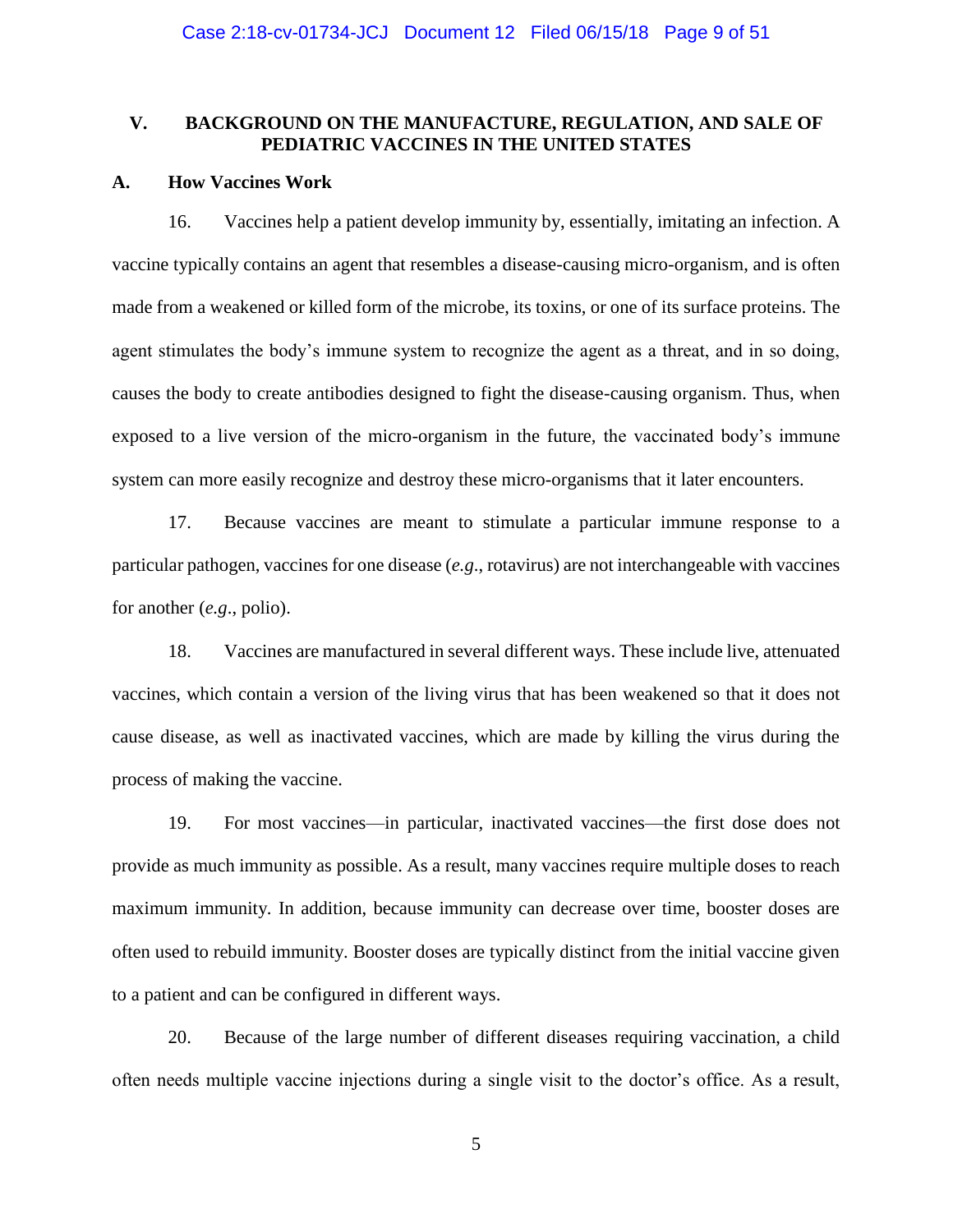## V. BACKGROUND ON THE MANUFACTURE, REGULATION, AND SALE OF PEDIATRIC VACCINES IN THE UNITED STATES

### A. How Vaccines Work

16. Vaccines help a patient develop immunity by, essentially, imitating an infection. A vaccine typically contains an agent that resembles a disease-causing micro-organism, and is often made from a weakened or killed form of the microbe, its toxins, or one of its surface proteins. The agent stimulates the body's immune system to recognize the agent as a threat, and in so doing, causes the body to create antibodies designed to fight the disease-causing organism. Thus, when exposed to a live version of the micro-organism in the future, the vaccinated body's immune system can more easily recognize and destroy these micro-organisms that it later encounters.

17. Because vaccines are meant to stimulate a particular immune response to a particular pathogen, vaccines for one disease (*e.g*., rotavirus) are not interchangeable with vaccines for another (*e.g*., polio).

18. Vaccines are manufactured in several different ways. These include live, attenuated vaccines, which contain a version of the living virus that has been weakened so that it does not cause disease, as well as inactivated vaccines, which are made by killing the virus during the process of making the vaccine.

19. For most vaccines—in particular, inactivated vaccines—the first dose does not provide as much immunity as possible. As a result, many vaccines require multiple doses to reach maximum immunity. In addition, because immunity can decrease over time, booster doses are often used to rebuild immunity. Booster doses are typically distinct from the initial vaccine given to a patient and can be configured in different ways.

20. Because of the large number of different diseases requiring vaccination, a child often needs multiple vaccine injections during a single visit to the doctor's office. As a result,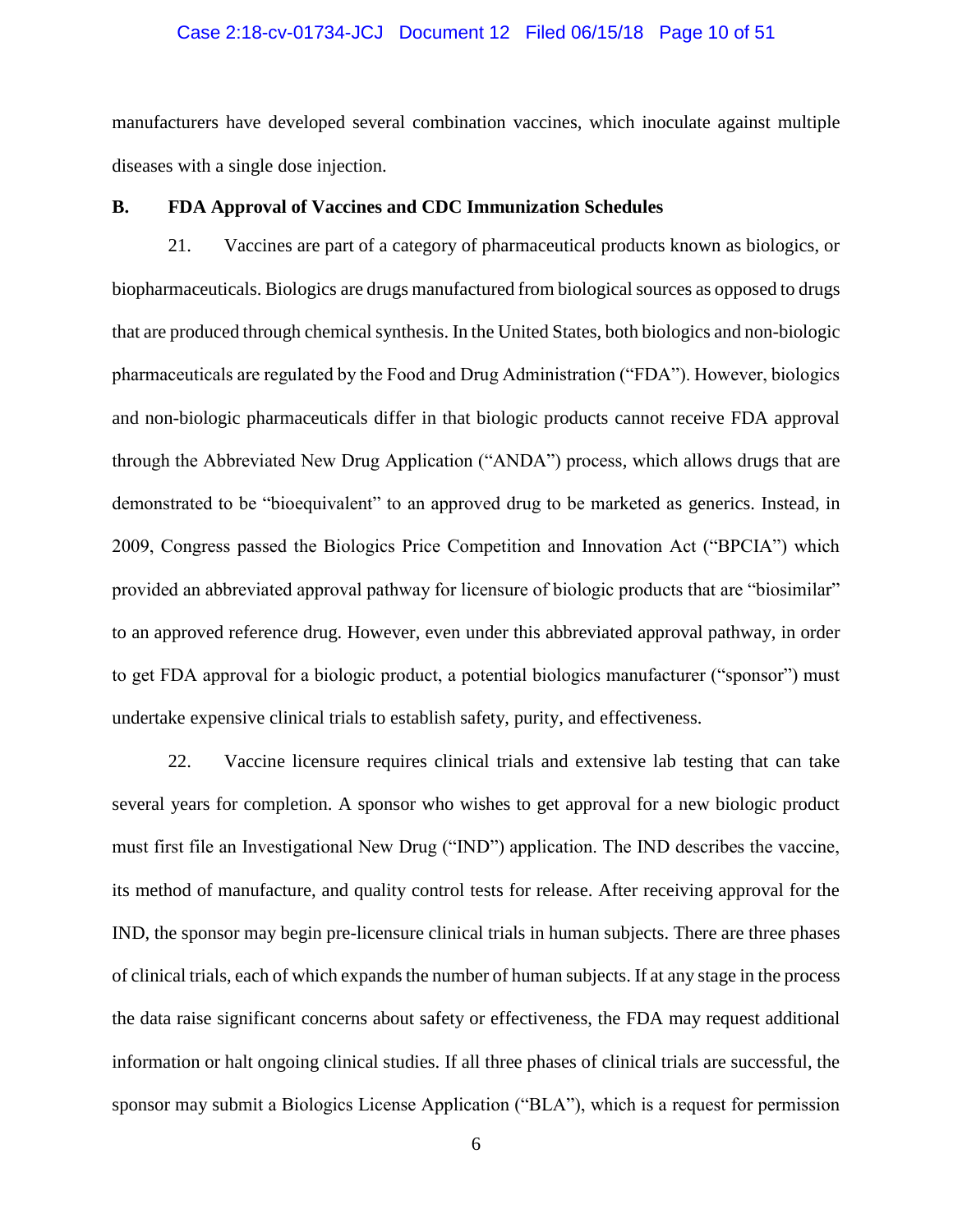manufacturers have developed several combination vaccines, which inoculate against multiple diseases with a single dose injection.

### B. FDA Approval of Vaccines and CDC Immunization Schedules

21. Vaccines are part of a category of pharmaceutical products known as biologics, or biopharmaceuticals. Biologics are drugs manufactured from biological sources as opposed to drugs that are produced through chemical synthesis. In the United States, both biologics and non-biologic pharmaceuticals are regulated by the Food and Drug Administration ("FDA"). However, biologics and non-biologic pharmaceuticals differ in that biologic products cannot receive FDA approval through the Abbreviated New Drug Application ("ANDA") process, which allows drugs that are demonstrated to be "bioequivalent" to an approved drug to be marketed as generics. Instead, in 2009, Congress passed the Biologics Price Competition and Innovation Act ("BPCIA") which provided an abbreviated approval pathway for licensure of biologic products that are "biosimilar" to an approved reference drug. However, even under this abbreviated approval pathway, in order to get FDA approval for a biologic product, a potential biologics manufacturer ("sponsor") must undertake expensive clinical trials to establish safety, purity, and effectiveness.

22. Vaccine licensure requires clinical trials and extensive lab testing that can take several years for completion. A sponsor who wishes to get approval for a new biologic product must first file an Investigational New Drug ("IND") application. The IND describes the vaccine, its method of manufacture, and quality control tests for release. After receiving approval for the IND, the sponsor may begin pre-licensure clinical trials in human subjects. There are three phases of clinical trials, each of which expands the number of human subjects. If at any stage in the process the data raise significant concerns about safety or effectiveness, the FDA may request additional information or halt ongoing clinical studies. If all three phases of clinical trials are successful, the sponsor may submit a Biologics License Application ("BLA"), which is a request for permission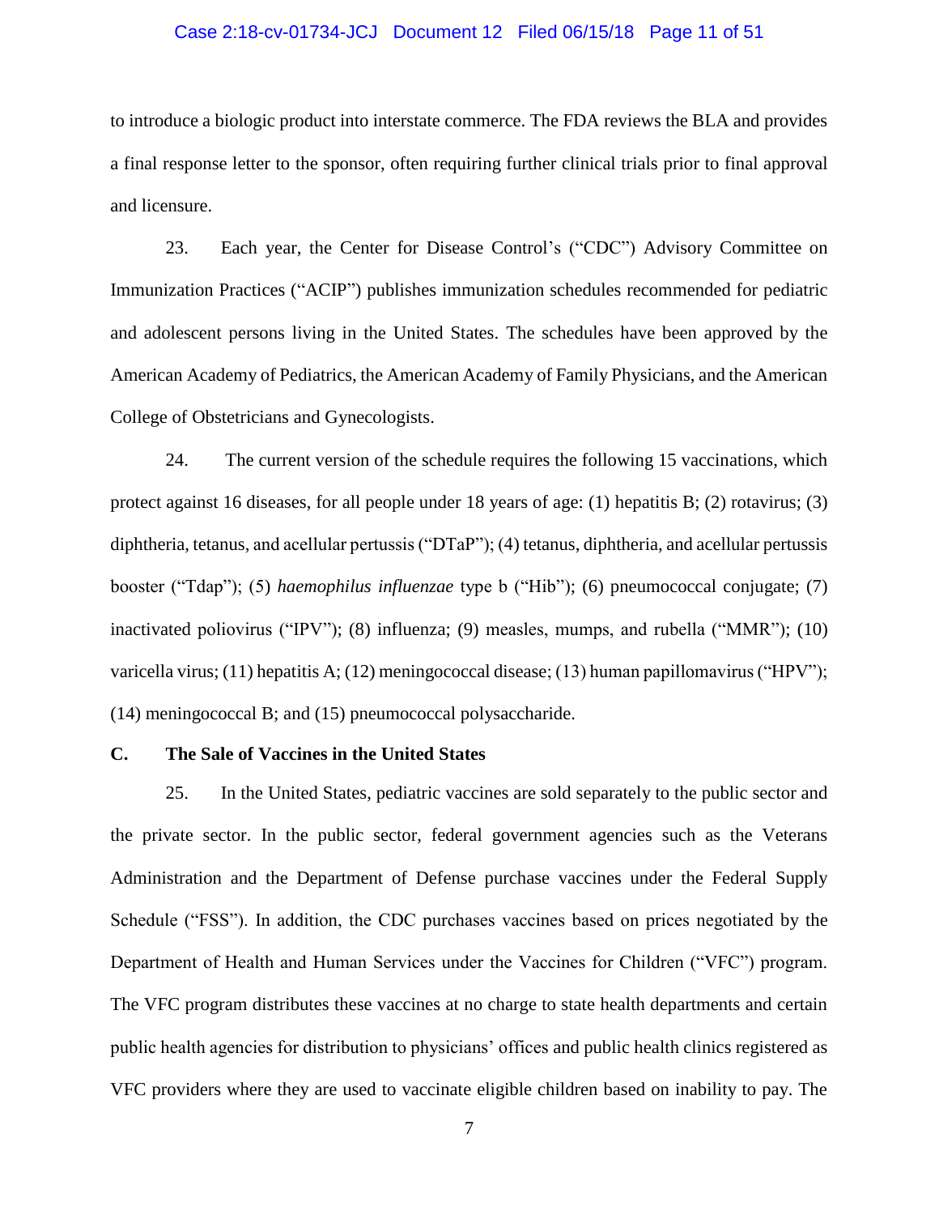to introduce a biologic product into interstate commerce. The FDA reviews the BLA and provides a final response letter to the sponsor, often requiring further clinical trials prior to final approval and licensure.

23. Each year, the Center for Disease Control's ("CDC") Advisory Committee on Immunization Practices ("ACIP") publishes immunization schedules recommended for pediatric and adolescent persons living in the United States. The schedules have been approved by the American Academy of Pediatrics, the American Academy of Family Physicians, and the American College of Obstetricians and Gynecologists.

24. The current version of the schedule requires the following 15 vaccinations, which protect against 16 diseases, for all people under 18 years of age: (1) hepatitis B; (2) rotavirus; (3) diphtheria, tetanus, and acellular pertussis ("DTaP"); (4) tetanus, diphtheria, and acellular pertussis booster ("Tdap"); (5) *haemophilus influenzae* type b ("Hib"); (6) pneumococcal conjugate; (7) inactivated poliovirus ("IPV"); (8) influenza; (9) measles, mumps, and rubella ("MMR"); (10) varicella virus; (11) hepatitis A; (12) meningococcal disease; (13) human papillomavirus ("HPV"); (14) meningococcal B; and (15) pneumococcal polysaccharide.

## C. The Sale of Vaccines in the United States

25. In the United States, pediatric vaccines are sold separately to the public sector and the private sector. In the public sector, federal government agencies such as the Veterans Administration and the Department of Defense purchase vaccines under the Federal Supply Schedule ("FSS"). In addition, the CDC purchases vaccines based on prices negotiated by the Department of Health and Human Services under the Vaccines for Children ("VFC") program. The VFC program distributes these vaccines at no charge to state health departments and certain public health agencies for distribution to physicians' offices and public health clinics registered as VFC providers where they are used to vaccinate eligible children based on inability to pay. The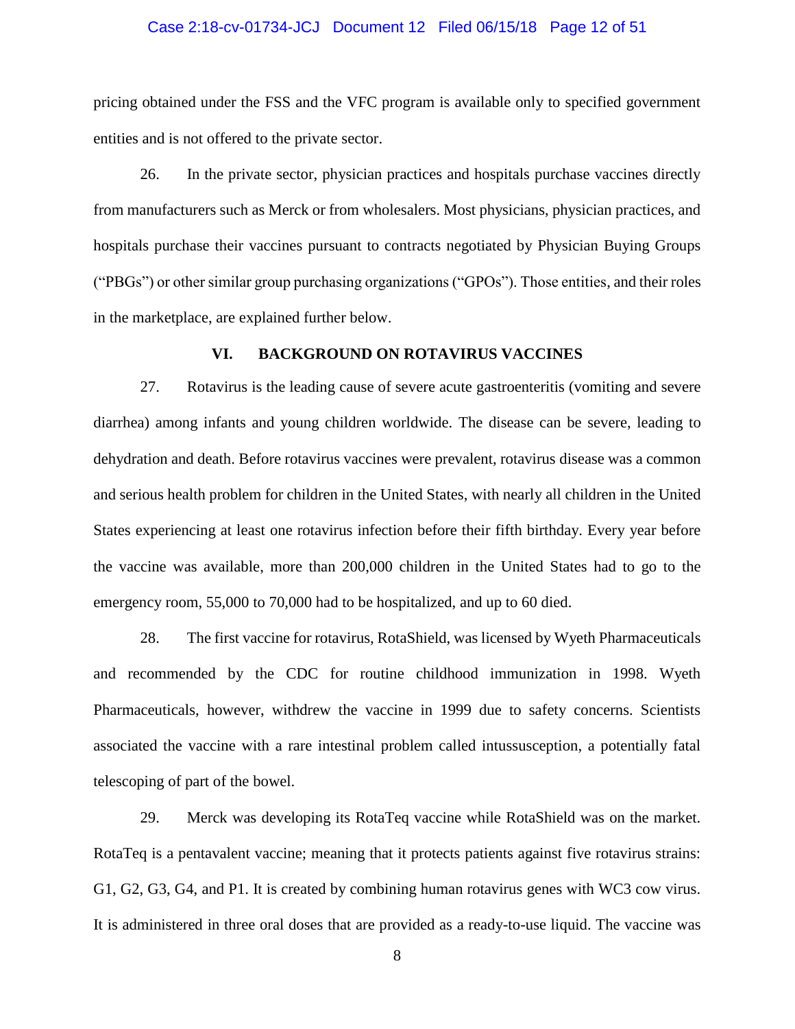pricing obtained under the FSS and the VFC program is available only to specified government entities and is not offered to the private sector.

26. In the private sector, physician practices and hospitals purchase vaccines directly from manufacturers such as Merck or from wholesalers. Most physicians, physician practices, and hospitals purchase their vaccines pursuant to contracts negotiated by Physician Buying Groups ("PBGs") or other similar group purchasing organizations ("GPOs"). Those entities, and their roles in the marketplace, are explained further below.

## VI. BACKGROUND ON ROTAVIRUS VACCINES

27. Rotavirus is the leading cause of severe acute gastroenteritis (vomiting and severe diarrhea) among infants and young children worldwide. The disease can be severe, leading to dehydration and death. Before rotavirus vaccines were prevalent, rotavirus disease was a common and serious health problem for children in the United States, with nearly all children in the United States experiencing at least one rotavirus infection before their fifth birthday. Every year before the vaccine was available, more than 200,000 children in the United States had to go to the emergency room, 55,000 to 70,000 had to be hospitalized, and up to 60 died.

28. The first vaccine for rotavirus, RotaShield, was licensed by Wyeth Pharmaceuticals and recommended by the CDC for routine childhood immunization in 1998. Wyeth Pharmaceuticals, however, withdrew the vaccine in 1999 due to safety concerns. Scientists associated the vaccine with a rare intestinal problem called intussusception, a potentially fatal telescoping of part of the bowel.

29. Merck was developing its RotaTeq vaccine while RotaShield was on the market. RotaTeq is a pentavalent vaccine; meaning that it protects patients against five rotavirus strains: G1, G2, G3, G4, and P1. It is created by combining human rotavirus genes with WC3 cow virus. It is administered in three oral doses that are provided as a ready-to-use liquid. The vaccine was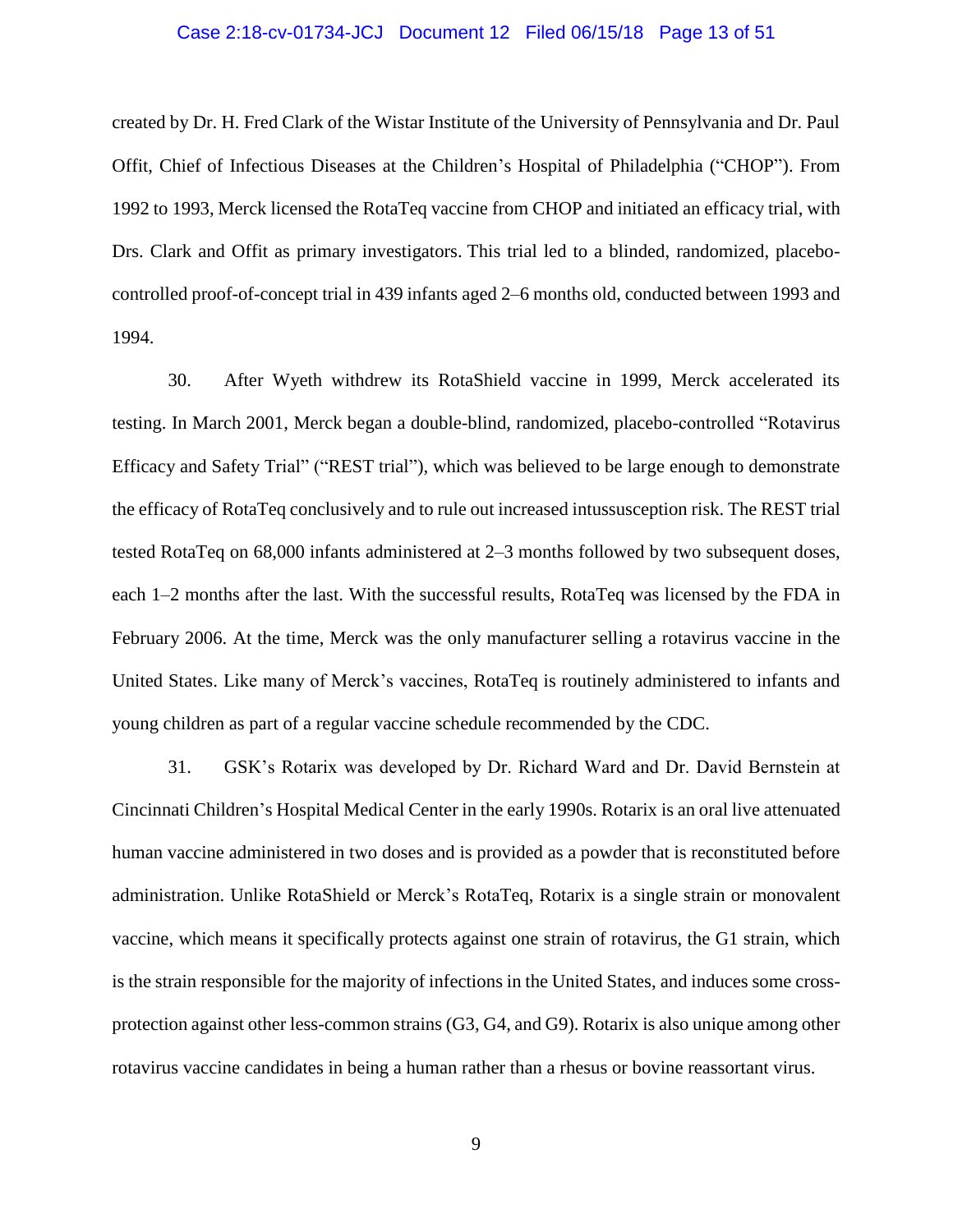created by Dr. H. Fred Clark of the Wistar Institute of the University of Pennsylvania and Dr. Paul Offit, Chief of Infectious Diseases at the Children's Hospital of Philadelphia ("CHOP"). From 1992 to 1993, Merck licensed the RotaTeq vaccine from CHOP and initiated an efficacy trial, with Drs. Clark and Offit as primary investigators. This trial led to a blinded, randomized, placebo-controlled proof-of-concept trial in 439 infants aged 2–6 months old, conducted between 1993 and 1994.

30. After Wyeth withdrew its RotaShield vaccine in 1999, Merck accelerated its testing. In March 2001, Merck began a double-blind, randomized, placebo-controlled "Rotavirus Efficacy and Safety Trial" ("REST trial"), which was believed to be large enough to demonstrate the efficacy of RotaTeq conclusively and to rule out increased intussusception risk. The REST trial tested RotaTeq on 68,000 infants administered at 2–3 months followed by two subsequent doses, each 1–2 months after the last. With the successful results, RotaTeq was licensed by the FDA in February 2006. At the time, Merck was the only manufacturer selling a rotavirus vaccine in the United States. Like many of Merck's vaccines, RotaTeq is routinely administered to infants and young children as part of a regular vaccine schedule recommended by the CDC.

31. GSK's Rotarix was developed by Dr. Richard Ward and Dr. David Bernstein at Cincinnati Children's Hospital Medical Center in the early 1990s. Rotarix is an oral live attenuated human vaccine administered in two doses and is provided as a powder that is reconstituted before administration. Unlike RotaShield or Merck's RotaTeq, Rotarix is a single strain or monovalent vaccine, which means it specifically protects against one strain of rotavirus, the G1 strain, which is the strain responsible for the majority of infections in the United States, and induces some cross-protection against other less-common strains (G3, G4, and G9). Rotarix is also unique among other rotavirus vaccine candidates in being a human rather than a rhesus or bovine reassortant virus.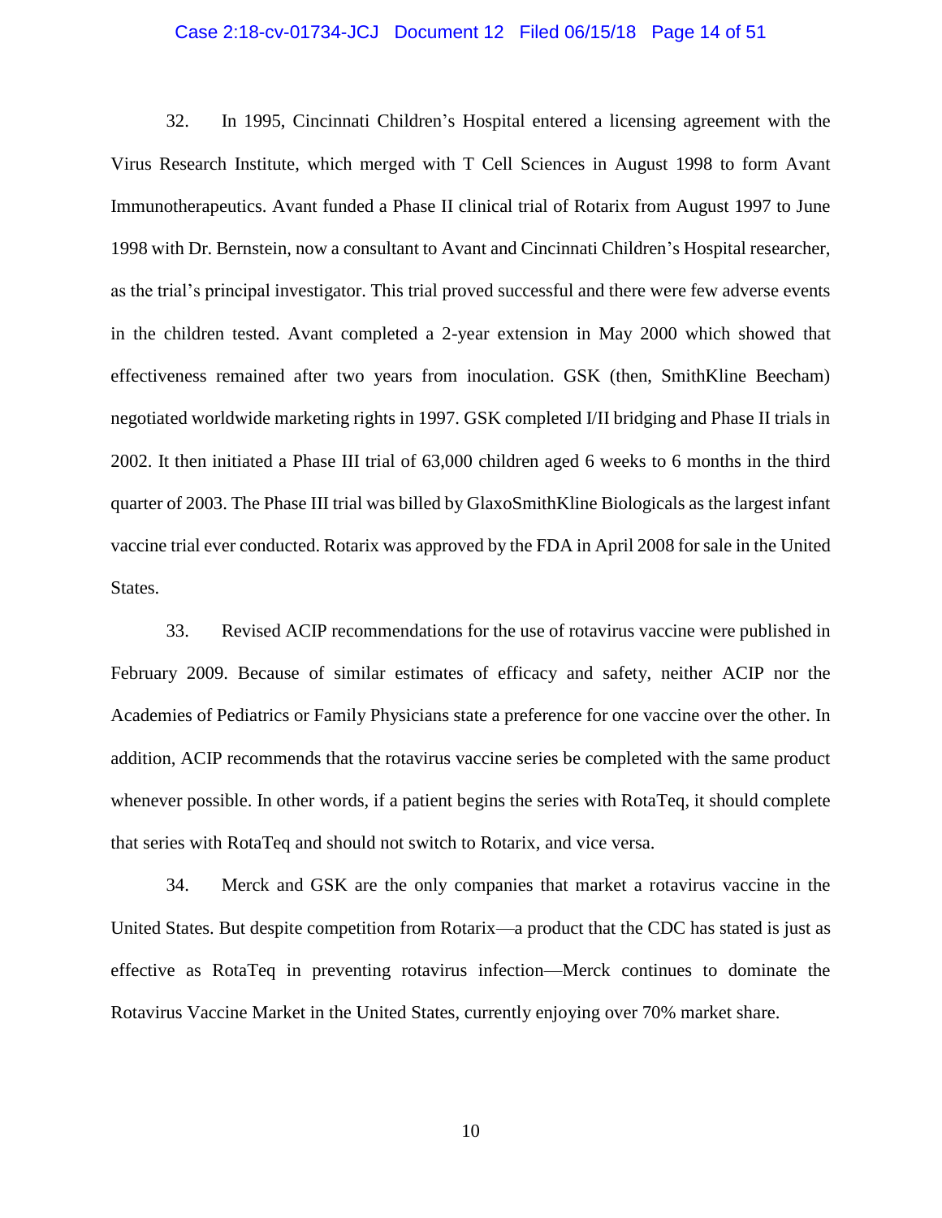32. In 1995, Cincinnati Children's Hospital entered a licensing agreement with the Virus Research Institute, which merged with T Cell Sciences in August 1998 to form Avant Immunotherapeutics. Avant funded a Phase II clinical trial of Rotarix from August 1997 to June 1998 with Dr. Bernstein, now a consultant to Avant and Cincinnati Children's Hospital researcher, as the trial's principal investigator. This trial proved successful and there were few adverse events in the children tested. Avant completed a 2-year extension in May 2000 which showed that effectiveness remained after two years from inoculation. GSK (then, SmithKline Beecham) negotiated worldwide marketing rights in 1997. GSK completed I/II bridging and Phase II trials in 2002. It then initiated a Phase III trial of 63,000 children aged 6 weeks to 6 months in the third quarter of 2003. The Phase III trial was billed by GlaxoSmithKline Biologicals as the largest infant vaccine trial ever conducted. Rotarix was approved by the FDA in April 2008 for sale in the United States.

33. Revised ACIP recommendations for the use of rotavirus vaccine were published in February 2009. Because of similar estimates of efficacy and safety, neither ACIP nor the Academies of Pediatrics or Family Physicians state a preference for one vaccine over the other. In addition, ACIP recommends that the rotavirus vaccine series be completed with the same product whenever possible. In other words, if a patient begins the series with RotaTeq, it should complete that series with RotaTeq and should not switch to Rotarix, and vice versa.

34. Merck and GSK are the only companies that market a rotavirus vaccine in the United States. But despite competition from Rotarix—a product that the CDC has stated is just as effective as RotaTeq in preventing rotavirus infection—Merck continues to dominate the Rotavirus Vaccine Market in the United States, currently enjoying over 70% market share.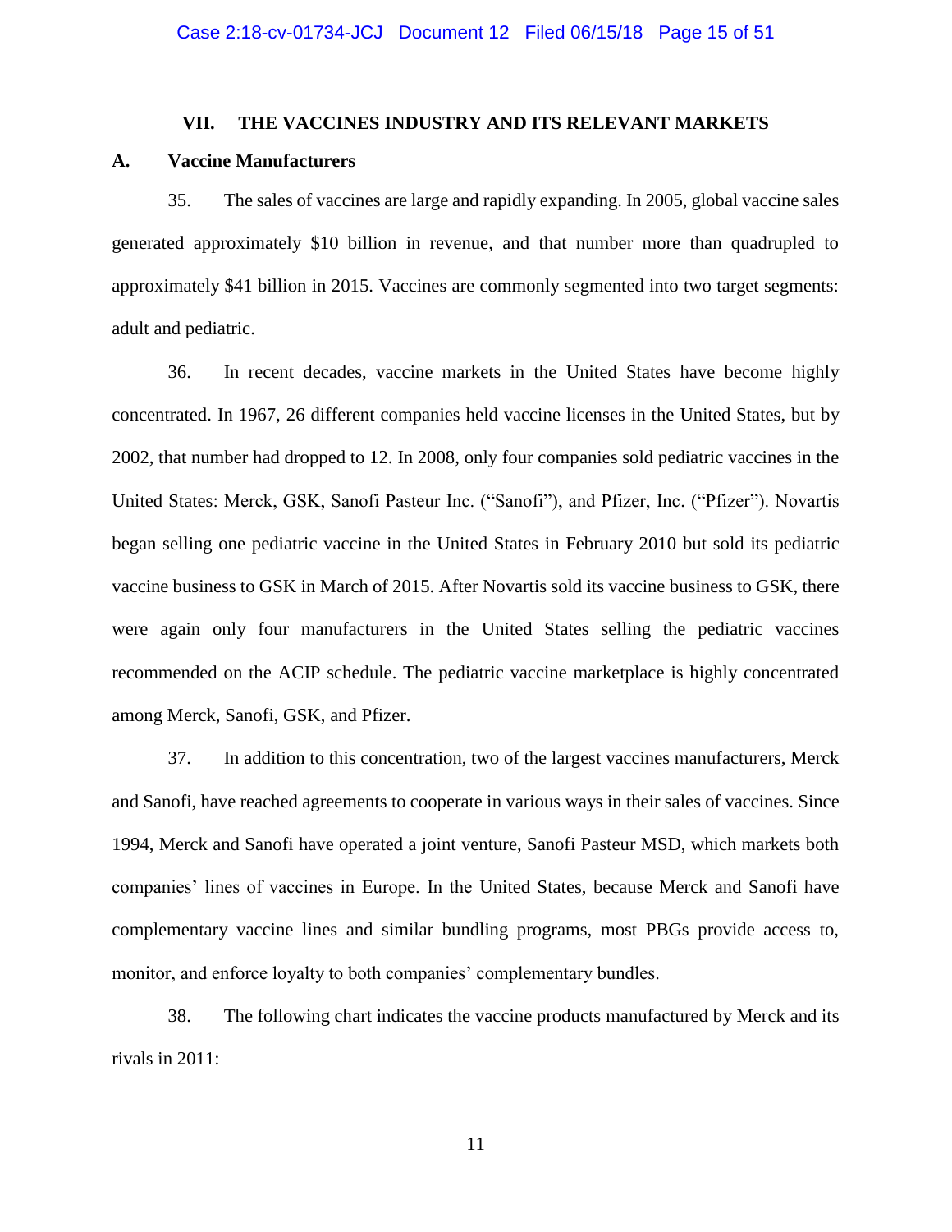## VII. THE VACCINES INDUSTRY AND ITS RELEVANT MARKETS

### A. Vaccine Manufacturers

35. The sales of vaccines are large and rapidly expanding. In 2005, global vaccine sales generated approximately \$10 billion in revenue, and that number more than quadrupled to approximately \$41 billion in 2015. Vaccines are commonly segmented into two target segments: adult and pediatric.

36. In recent decades, vaccine markets in the United States have become highly concentrated. In 1967, 26 different companies held vaccine licenses in the United States, but by 2002, that number had dropped to 12. In 2008, only four companies sold pediatric vaccines in the United States: Merck, GSK, Sanofi Pasteur Inc. ("Sanofi"), and Pfizer, Inc. ("Pfizer"). Novartis began selling one pediatric vaccine in the United States in February 2010 but sold its pediatric vaccine business to GSK in March of 2015. After Novartis sold its vaccine business to GSK, there were again only four manufacturers in the United States selling the pediatric vaccines recommended on the ACIP schedule. The pediatric vaccine marketplace is highly concentrated among Merck, Sanofi, GSK, and Pfizer.

37. In addition to this concentration, two of the largest vaccines manufacturers, Merck and Sanofi, have reached agreements to cooperate in various ways in their sales of vaccines. Since 1994, Merck and Sanofi have operated a joint venture, Sanofi Pasteur MSD, which markets both companies' lines of vaccines in Europe. In the United States, because Merck and Sanofi have complementary vaccine lines and similar bundling programs, most PBGs provide access to, monitor, and enforce loyalty to both companies' complementary bundles.

38. The following chart indicates the vaccine products manufactured by Merck and its rivals in 2011: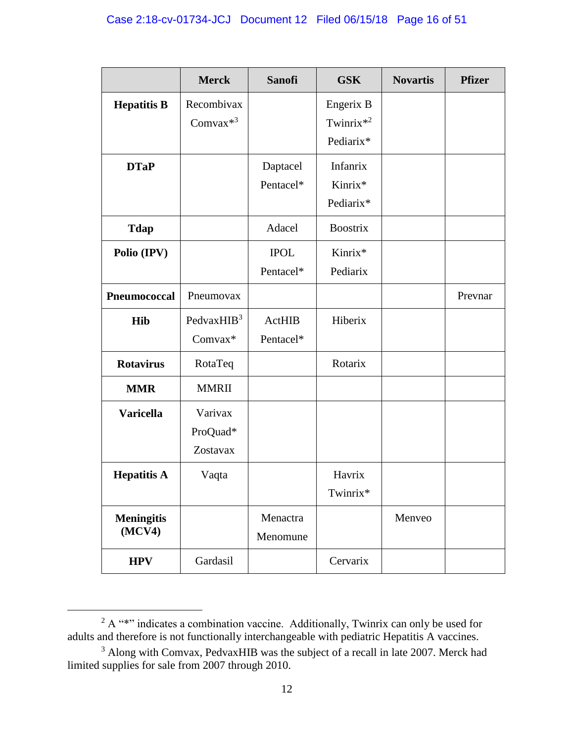| | Merck | Sanofi | GSK | Novartis | Pfizer |
|---|---|---|---|---|---|
| **Hepatitis B** | Recombivax<br>Comvax*[3] | | Engerix B<br>Twinrix*[2]<br>Pediarix* | | |
| **DTaP** | | Daptacel<br>Pentacel* | Infanrix<br>Kinrix*<br>Pediarix* | | |
| **Tdap** | | Adacel | Boostrix | | |
| **Polio (IPV)** | | IPOL<br>Pentacel* | Kinrix*<br>Pediarix | | |
| **Pneumococcal** | Pneumovax | | | | Prevnar |
| **Hib** | PedvaxHIB[3]<br>Comvax* | ActHIB<br>Pentacel* | Hiberix | | |
| **Rotavirus** | RotaTeq | | Rotarix | | |
| **MMR** | MMRII | | | | |
| **Varicella** | Varivax<br>ProQuad*<br>Zostavax | | | | |
| **Hepatitis A** | Vaqta | | Havrix<br>Twinrix* | | |
| **Meningitis (MCV4)** | | Menactra<br>Menomune | | Menveo | |
| **HPV** | Gardasil | | Cervarix | | |

[2] A "*" indicates a combination vaccine. Additionally, Twinrix can only be used for adults and therefore is not functionally interchangeable with pediatric Hepatitis A vaccines.

[3] Along with Comvax, PedvaxHIB was the subject of a recall in late 2007. Merck had limited supplies for sale from 2007 through 2010.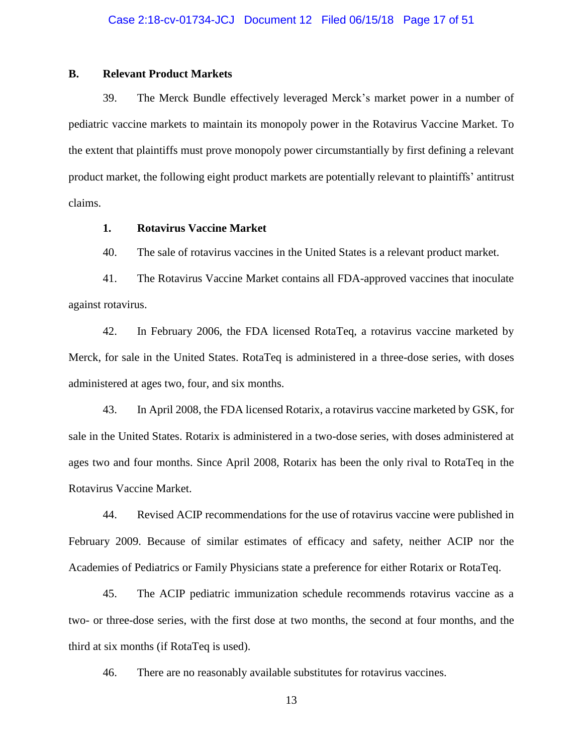### B. Relevant Product Markets

39. The Merck Bundle effectively leveraged Merck's market power in a number of pediatric vaccine markets to maintain its monopoly power in the Rotavirus Vaccine Market. To the extent that plaintiffs must prove monopoly power circumstantially by first defining a relevant product market, the following eight product markets are potentially relevant to plaintiffs' antitrust claims.

#### 1. Rotavirus Vaccine Market

40. The sale of rotavirus vaccines in the United States is a relevant product market.

41. The Rotavirus Vaccine Market contains all FDA-approved vaccines that inoculate against rotavirus.

42. In February 2006, the FDA licensed RotaTeq, a rotavirus vaccine marketed by Merck, for sale in the United States. RotaTeq is administered in a three-dose series, with doses administered at ages two, four, and six months.

43. In April 2008, the FDA licensed Rotarix, a rotavirus vaccine marketed by GSK, for sale in the United States. Rotarix is administered in a two-dose series, with doses administered at ages two and four months. Since April 2008, Rotarix has been the only rival to RotaTeq in the Rotavirus Vaccine Market.

44. Revised ACIP recommendations for the use of rotavirus vaccine were published in February 2009. Because of similar estimates of efficacy and safety, neither ACIP nor the Academies of Pediatrics or Family Physicians state a preference for either Rotarix or RotaTeq.

45. The ACIP pediatric immunization schedule recommends rotavirus vaccine as a two- or three-dose series, with the first dose at two months, the second at four months, and the third at six months (if RotaTeq is used).

46. There are no reasonably available substitutes for rotavirus vaccines.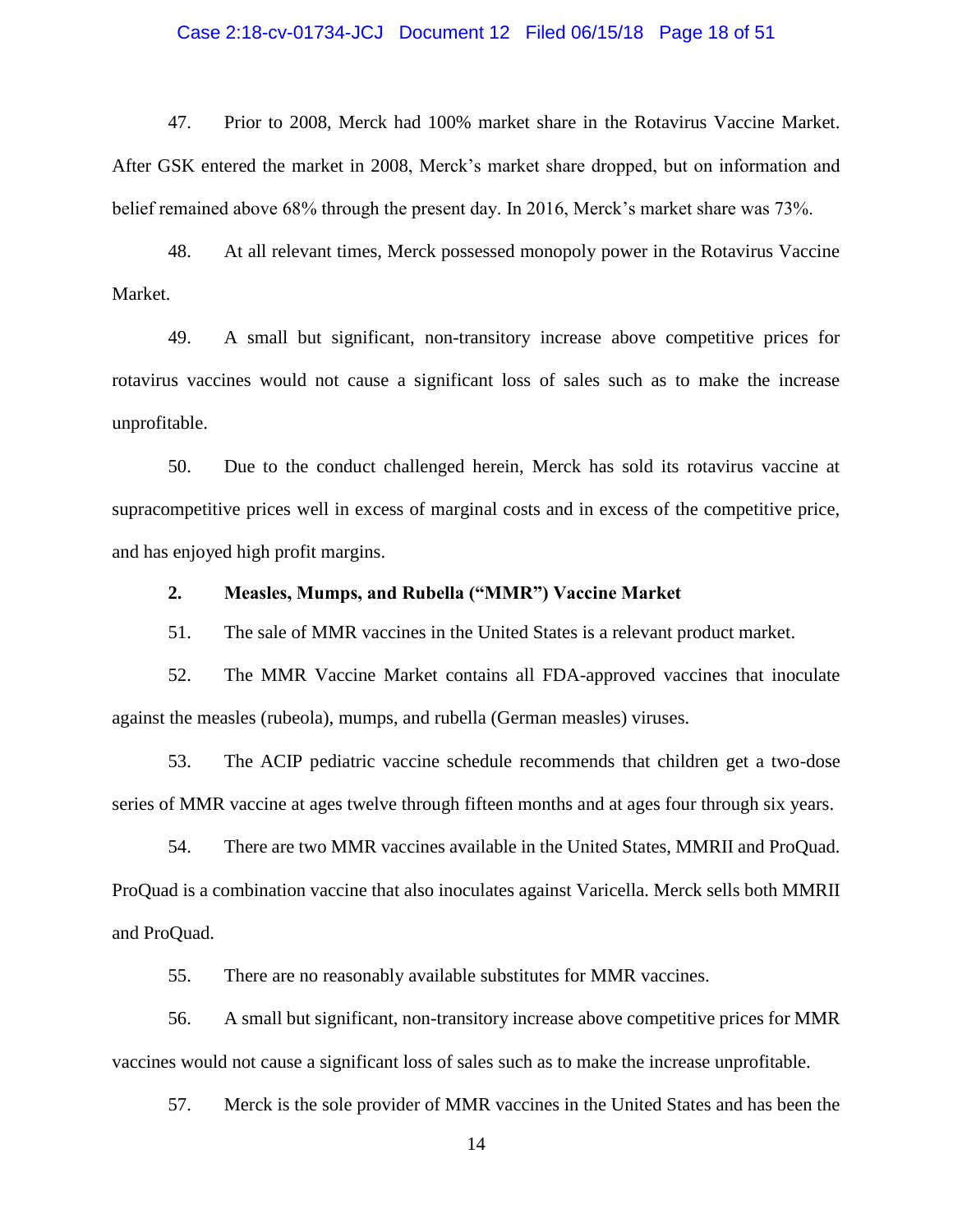47. Prior to 2008, Merck had 100% market share in the Rotavirus Vaccine Market. After GSK entered the market in 2008, Merck's market share dropped, but on information and belief remained above 68% through the present day. In 2016, Merck's market share was 73%.

48. At all relevant times, Merck possessed monopoly power in the Rotavirus Vaccine Market.

49. A small but significant, non-transitory increase above competitive prices for rotavirus vaccines would not cause a significant loss of sales such as to make the increase unprofitable.

50. Due to the conduct challenged herein, Merck has sold its rotavirus vaccine at supracompetitive prices well in excess of marginal costs and in excess of the competitive price, and has enjoyed high profit margins.

**2. Measles, Mumps, and Rubella ("MMR") Vaccine Market**

51. The sale of MMR vaccines in the United States is a relevant product market.

52. The MMR Vaccine Market contains all FDA-approved vaccines that inoculate against the measles (rubeola), mumps, and rubella (German measles) viruses.

53. The ACIP pediatric vaccine schedule recommends that children get a two-dose series of MMR vaccine at ages twelve through fifteen months and at ages four through six years.

54. There are two MMR vaccines available in the United States, MMRII and ProQuad. ProQuad is a combination vaccine that also inoculates against Varicella. Merck sells both MMRII and ProQuad.

55. There are no reasonably available substitutes for MMR vaccines.

56. A small but significant, non-transitory increase above competitive prices for MMR vaccines would not cause a significant loss of sales such as to make the increase unprofitable.

57. Merck is the sole provider of MMR vaccines in the United States and has been the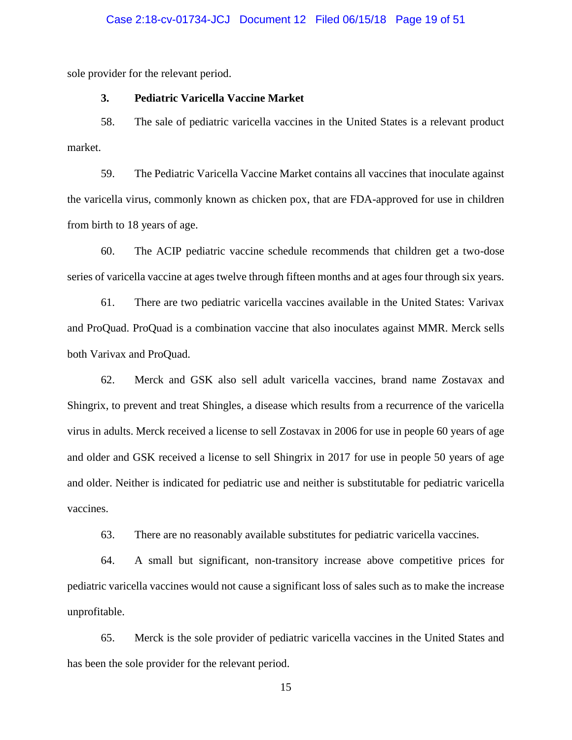sole provider for the relevant period.

### 3. Pediatric Varicella Vaccine Market

58. The sale of pediatric varicella vaccines in the United States is a relevant product market.

59. The Pediatric Varicella Vaccine Market contains all vaccines that inoculate against the varicella virus, commonly known as chicken pox, that are FDA-approved for use in children from birth to 18 years of age.

60. The ACIP pediatric vaccine schedule recommends that children get a two-dose series of varicella vaccine at ages twelve through fifteen months and at ages four through six years.

61. There are two pediatric varicella vaccines available in the United States: Varivax and ProQuad. ProQuad is a combination vaccine that also inoculates against MMR. Merck sells both Varivax and ProQuad.

62. Merck and GSK also sell adult varicella vaccines, brand name Zostavax and Shingrix, to prevent and treat Shingles, a disease which results from a recurrence of the varicella virus in adults. Merck received a license to sell Zostavax in 2006 for use in people 60 years of age and older and GSK received a license to sell Shingrix in 2017 for use in people 50 years of age and older. Neither is indicated for pediatric use and neither is substitutable for pediatric varicella vaccines.

63. There are no reasonably available substitutes for pediatric varicella vaccines.

64. A small but significant, non-transitory increase above competitive prices for pediatric varicella vaccines would not cause a significant loss of sales such as to make the increase unprofitable.

65. Merck is the sole provider of pediatric varicella vaccines in the United States and has been the sole provider for the relevant period.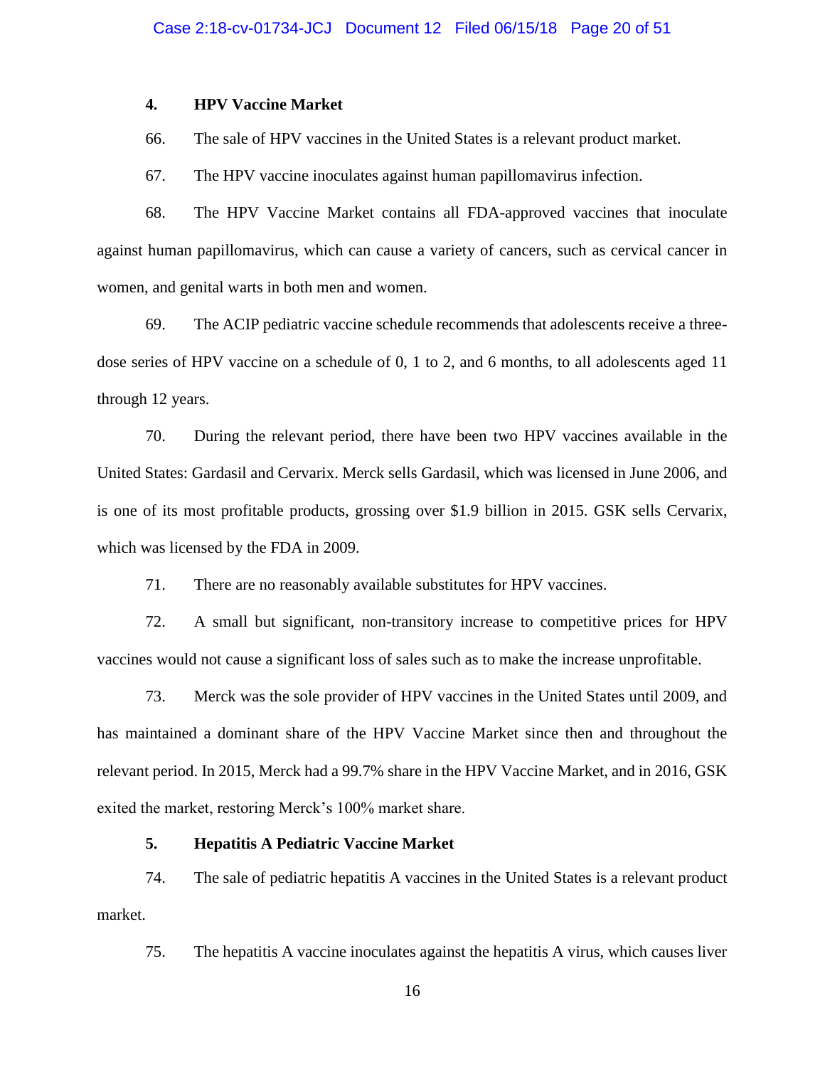### 4. HPV Vaccine Market

66. The sale of HPV vaccines in the United States is a relevant product market.

67. The HPV vaccine inoculates against human papillomavirus infection.

68. The HPV Vaccine Market contains all FDA-approved vaccines that inoculate against human papillomavirus, which can cause a variety of cancers, such as cervical cancer in women, and genital warts in both men and women.

69. The ACIP pediatric vaccine schedule recommends that adolescents receive a three-dose series of HPV vaccine on a schedule of 0, 1 to 2, and 6 months, to all adolescents aged 11 through 12 years.

70. During the relevant period, there have been two HPV vaccines available in the United States: Gardasil and Cervarix. Merck sells Gardasil, which was licensed in June 2006, and is one of its most profitable products, grossing over $1.9 billion in 2015. GSK sells Cervarix, which was licensed by the FDA in 2009.

71. There are no reasonably available substitutes for HPV vaccines.

72. A small but significant, non-transitory increase to competitive prices for HPV vaccines would not cause a significant loss of sales such as to make the increase unprofitable.

73. Merck was the sole provider of HPV vaccines in the United States until 2009, and has maintained a dominant share of the HPV Vaccine Market since then and throughout the relevant period. In 2015, Merck had a 99.7% share in the HPV Vaccine Market, and in 2016, GSK exited the market, restoring Merck's 100% market share.

### 5. Hepatitis A Pediatric Vaccine Market

74. The sale of pediatric hepatitis A vaccines in the United States is a relevant product market.

75. The hepatitis A vaccine inoculates against the hepatitis A virus, which causes liver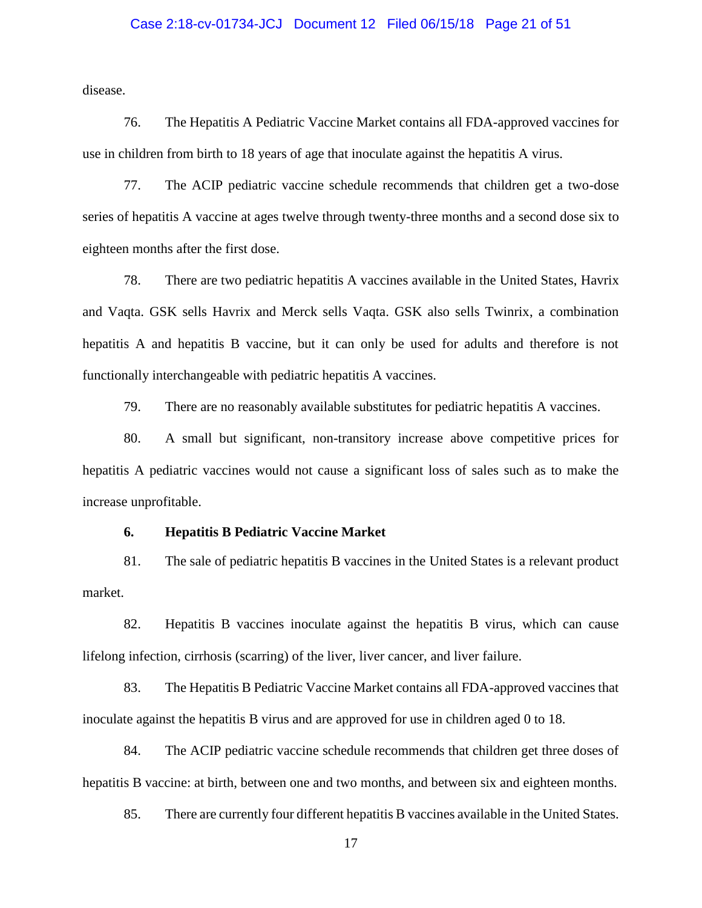disease.

76. The Hepatitis A Pediatric Vaccine Market contains all FDA-approved vaccines for use in children from birth to 18 years of age that inoculate against the hepatitis A virus.

77. The ACIP pediatric vaccine schedule recommends that children get a two-dose series of hepatitis A vaccine at ages twelve through twenty-three months and a second dose six to eighteen months after the first dose.

78. There are two pediatric hepatitis A vaccines available in the United States, Havrix and Vaqta. GSK sells Havrix and Merck sells Vaqta. GSK also sells Twinrix, a combination hepatitis A and hepatitis B vaccine, but it can only be used for adults and therefore is not functionally interchangeable with pediatric hepatitis A vaccines.

79. There are no reasonably available substitutes for pediatric hepatitis A vaccines.

80. A small but significant, non-transitory increase above competitive prices for hepatitis A pediatric vaccines would not cause a significant loss of sales such as to make the increase unprofitable.

**6. Hepatitis B Pediatric Vaccine Market**

81. The sale of pediatric hepatitis B vaccines in the United States is a relevant product market.

82. Hepatitis B vaccines inoculate against the hepatitis B virus, which can cause lifelong infection, cirrhosis (scarring) of the liver, liver cancer, and liver failure.

83. The Hepatitis B Pediatric Vaccine Market contains all FDA-approved vaccines that inoculate against the hepatitis B virus and are approved for use in children aged 0 to 18.

84. The ACIP pediatric vaccine schedule recommends that children get three doses of hepatitis B vaccine: at birth, between one and two months, and between six and eighteen months.

85. There are currently four different hepatitis B vaccines available in the United States.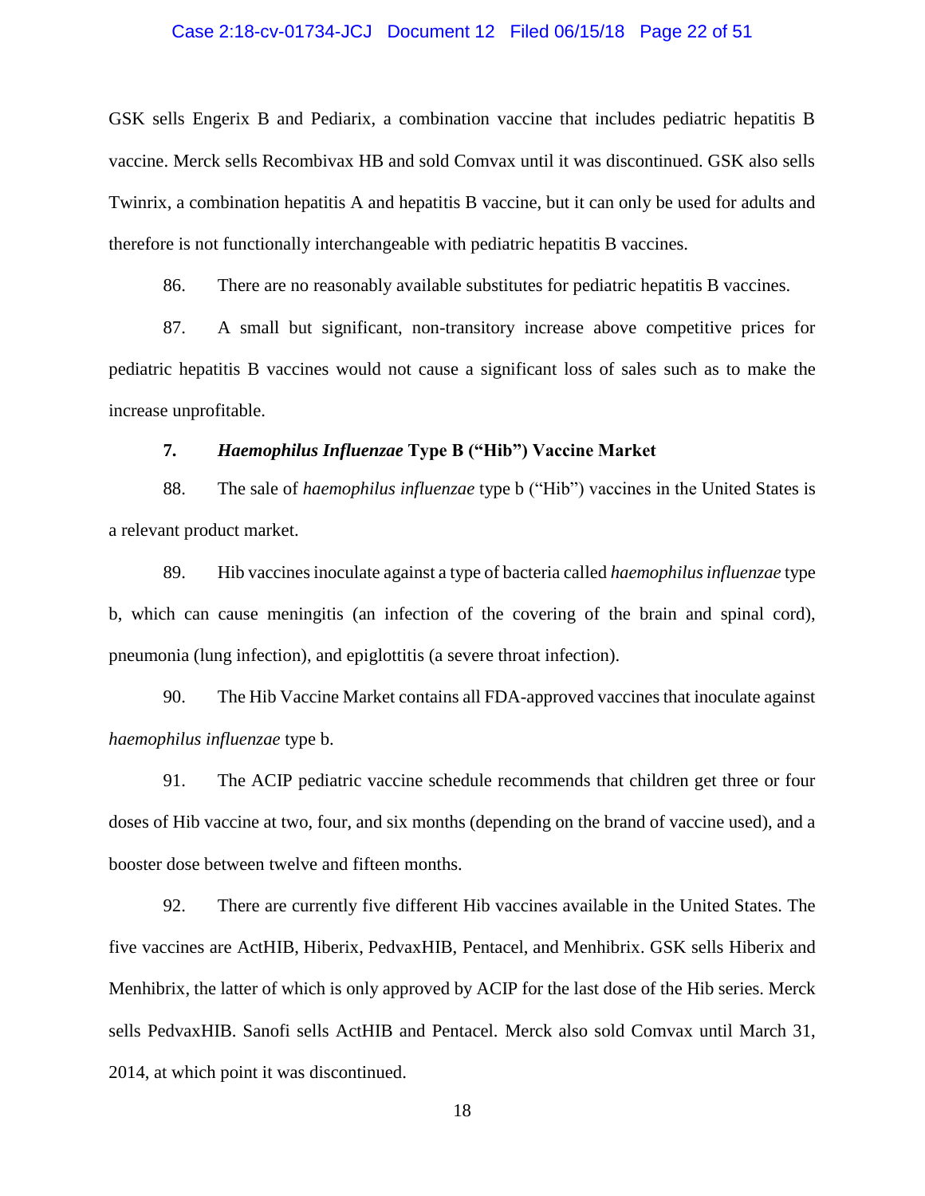GSK sells Engerix B and Pediarix, a combination vaccine that includes pediatric hepatitis B vaccine. Merck sells Recombivax HB and sold Comvax until it was discontinued. GSK also sells Twinrix, a combination hepatitis A and hepatitis B vaccine, but it can only be used for adults and therefore is not functionally interchangeable with pediatric hepatitis B vaccines.

86. There are no reasonably available substitutes for pediatric hepatitis B vaccines.

87. A small but significant, non-transitory increase above competitive prices for pediatric hepatitis B vaccines would not cause a significant loss of sales such as to make the increase unprofitable.

### 7. *Haemophilus Influenzae* Type B ("Hib") Vaccine Market

88. The sale of *haemophilus influenzae* type b ("Hib") vaccines in the United States is a relevant product market.

89. Hib vaccines inoculate against a type of bacteria called *haemophilus influenzae* type b, which can cause meningitis (an infection of the covering of the brain and spinal cord), pneumonia (lung infection), and epiglottitis (a severe throat infection).

90. The Hib Vaccine Market contains all FDA-approved vaccines that inoculate against *haemophilus influenzae* type b.

91. The ACIP pediatric vaccine schedule recommends that children get three or four doses of Hib vaccine at two, four, and six months (depending on the brand of vaccine used), and a booster dose between twelve and fifteen months.

92. There are currently five different Hib vaccines available in the United States. The five vaccines are ActHIB, Hiberix, PedvaxHIB, Pentacel, and Menhibrix. GSK sells Hiberix and Menhibrix, the latter of which is only approved by ACIP for the last dose of the Hib series. Merck sells PedvaxHIB. Sanofi sells ActHIB and Pentacel. Merck also sold Comvax until March 31, 2014, at which point it was discontinued.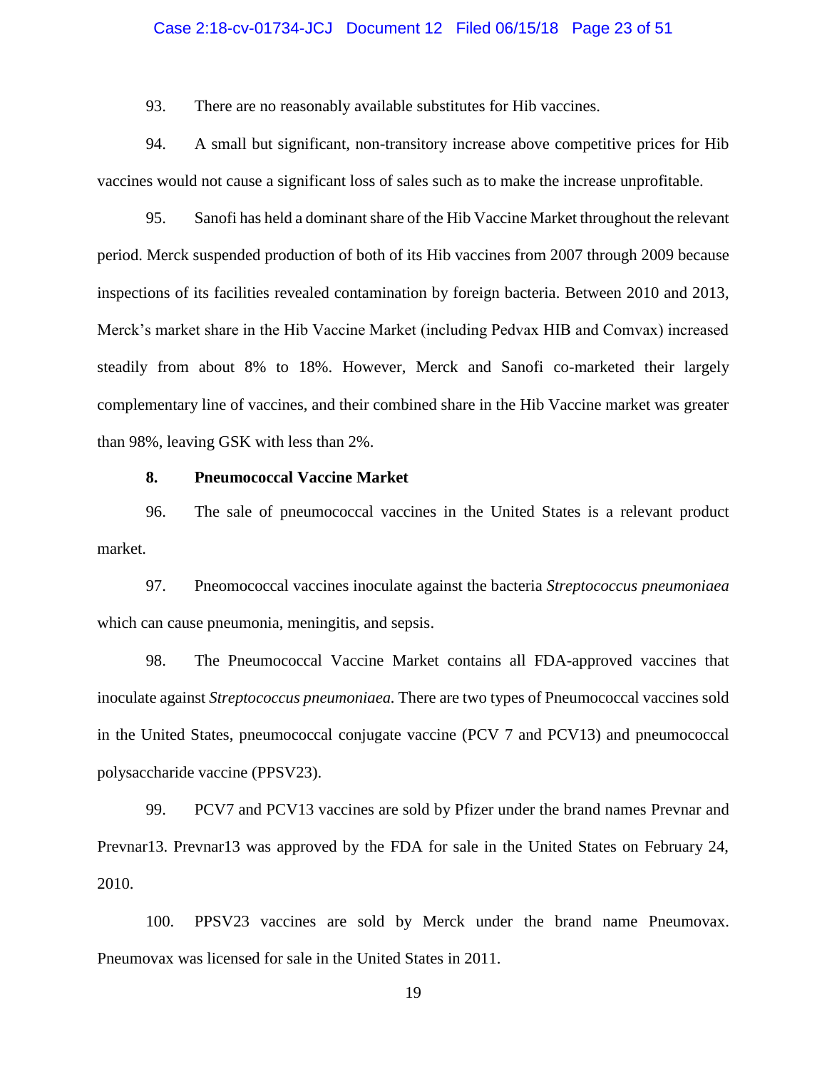93. There are no reasonably available substitutes for Hib vaccines.

94. A small but significant, non-transitory increase above competitive prices for Hib vaccines would not cause a significant loss of sales such as to make the increase unprofitable.

95. Sanofi has held a dominant share of the Hib Vaccine Market throughout the relevant period. Merck suspended production of both of its Hib vaccines from 2007 through 2009 because inspections of its facilities revealed contamination by foreign bacteria. Between 2010 and 2013, Merck's market share in the Hib Vaccine Market (including Pedvax HIB and Comvax) increased steadily from about 8% to 18%. However, Merck and Sanofi co-marketed their largely complementary line of vaccines, and their combined share in the Hib Vaccine market was greater than 98%, leaving GSK with less than 2%.

**8. Pneumococcal Vaccine Market**

96. The sale of pneumococcal vaccines in the United States is a relevant product market.

97. Pneomococcal vaccines inoculate against the bacteria *Streptococcus pneumoniaea* which can cause pneumonia, meningitis, and sepsis.

98. The Pneumococcal Vaccine Market contains all FDA-approved vaccines that inoculate against *Streptococcus pneumoniaea.* There are two types of Pneumococcal vaccines sold in the United States, pneumococcal conjugate vaccine (PCV 7 and PCV13) and pneumococcal polysaccharide vaccine (PPSV23).

99. PCV7 and PCV13 vaccines are sold by Pfizer under the brand names Prevnar and Prevnar13. Prevnar13 was approved by the FDA for sale in the United States on February 24, 2010.

100. PPSV23 vaccines are sold by Merck under the brand name Pneumovax. Pneumovax was licensed for sale in the United States in 2011.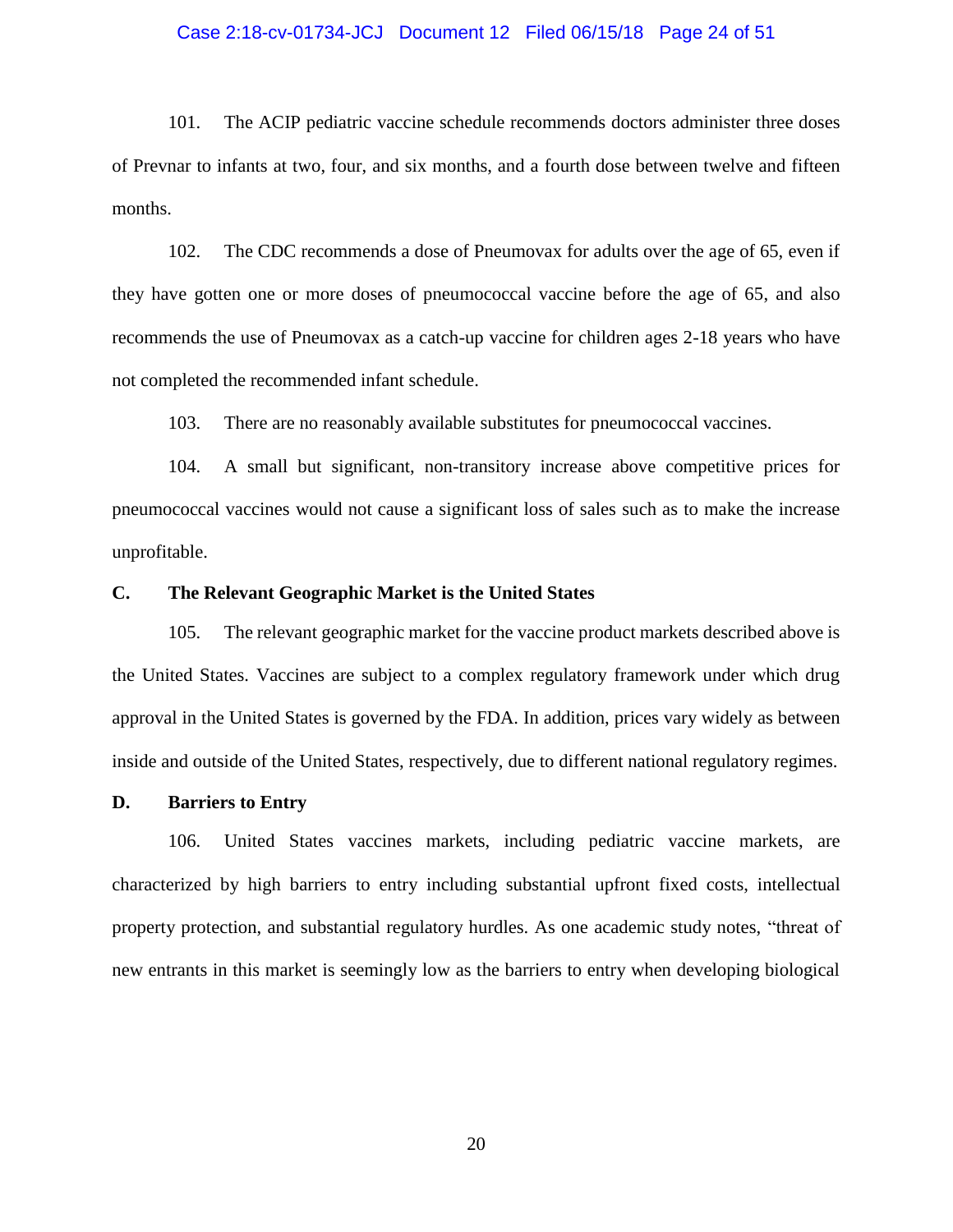101. The ACIP pediatric vaccine schedule recommends doctors administer three doses of Prevnar to infants at two, four, and six months, and a fourth dose between twelve and fifteen months.

102. The CDC recommends a dose of Pneumovax for adults over the age of 65, even if they have gotten one or more doses of pneumococcal vaccine before the age of 65, and also recommends the use of Pneumovax as a catch-up vaccine for children ages 2-18 years who have not completed the recommended infant schedule.

103. There are no reasonably available substitutes for pneumococcal vaccines.

104. A small but significant, non-transitory increase above competitive prices for pneumococcal vaccines would not cause a significant loss of sales such as to make the increase unprofitable.

### C. The Relevant Geographic Market is the United States

105. The relevant geographic market for the vaccine product markets described above is the United States. Vaccines are subject to a complex regulatory framework under which drug approval in the United States is governed by the FDA. In addition, prices vary widely as between inside and outside of the United States, respectively, due to different national regulatory regimes.

### D. Barriers to Entry

106. United States vaccines markets, including pediatric vaccine markets, are characterized by high barriers to entry including substantial upfront fixed costs, intellectual property protection, and substantial regulatory hurdles. As one academic study notes, "threat of new entrants in this market is seemingly low as the barriers to entry when developing biological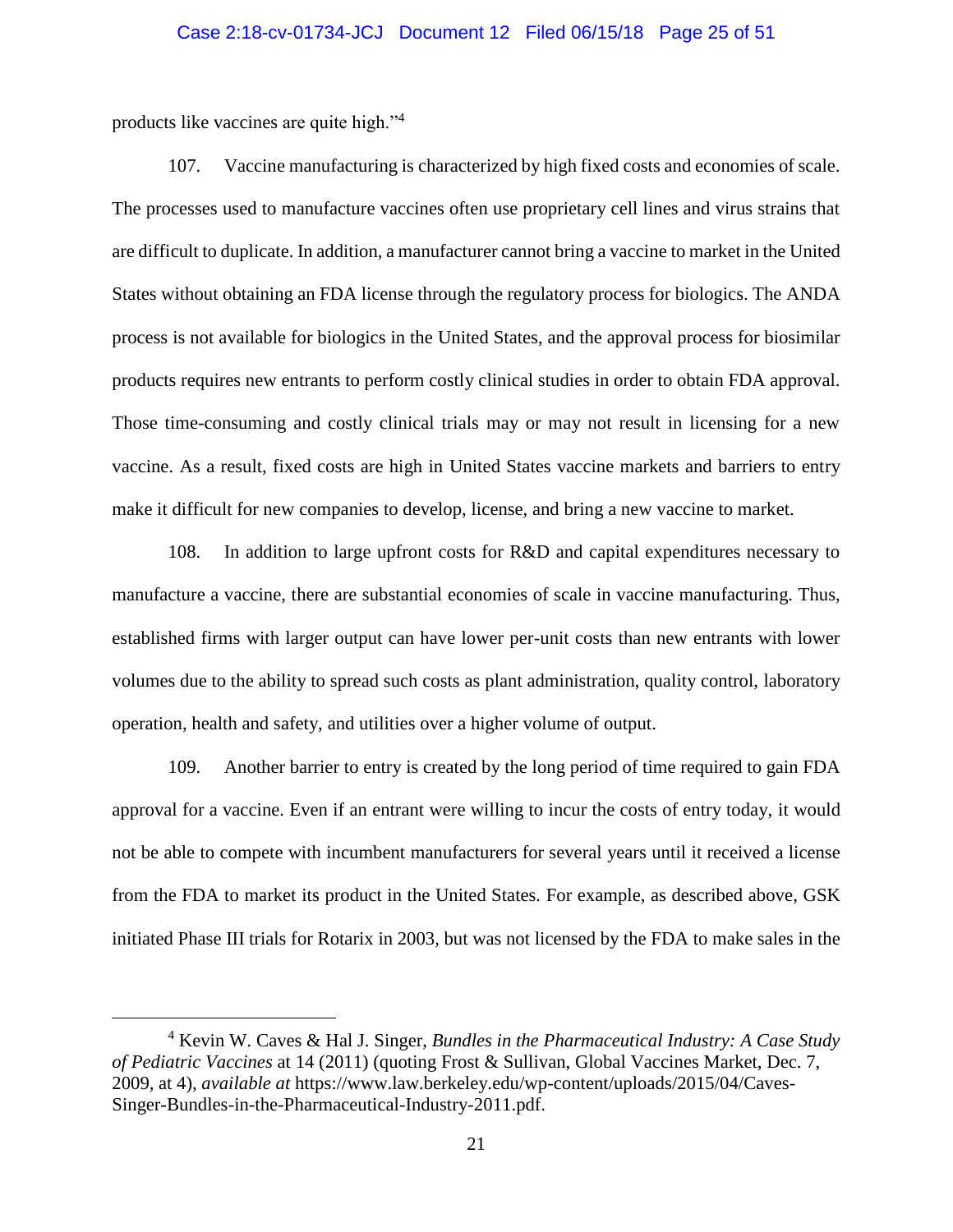products like vaccines are quite high."[4]

107. Vaccine manufacturing is characterized by high fixed costs and economies of scale. The processes used to manufacture vaccines often use proprietary cell lines and virus strains that are difficult to duplicate. In addition, a manufacturer cannot bring a vaccine to market in the United States without obtaining an FDA license through the regulatory process for biologics. The ANDA process is not available for biologics in the United States, and the approval process for biosimilar products requires new entrants to perform costly clinical studies in order to obtain FDA approval. Those time-consuming and costly clinical trials may or may not result in licensing for a new vaccine. As a result, fixed costs are high in United States vaccine markets and barriers to entry make it difficult for new companies to develop, license, and bring a new vaccine to market.

108. In addition to large upfront costs for R&D and capital expenditures necessary to manufacture a vaccine, there are substantial economies of scale in vaccine manufacturing. Thus, established firms with larger output can have lower per-unit costs than new entrants with lower volumes due to the ability to spread such costs as plant administration, quality control, laboratory operation, health and safety, and utilities over a higher volume of output.

109. Another barrier to entry is created by the long period of time required to gain FDA approval for a vaccine. Even if an entrant were willing to incur the costs of entry today, it would not be able to compete with incumbent manufacturers for several years until it received a license from the FDA to market its product in the United States. For example, as described above, GSK initiated Phase III trials for Rotarix in 2003, but was not licensed by the FDA to make sales in the

---

[4] Kevin W. Caves & Hal J. Singer, *Bundles in the Pharmaceutical Industry: A Case Study of Pediatric Vaccines* at 14 (2011) (quoting Frost & Sullivan, Global Vaccines Market, Dec. 7, 2009, at 4), *available at* https://www.law.berkeley.edu/wp-content/uploads/2015/04/Caves-Singer-Bundles-in-the-Pharmaceutical-Industry-2011.pdf.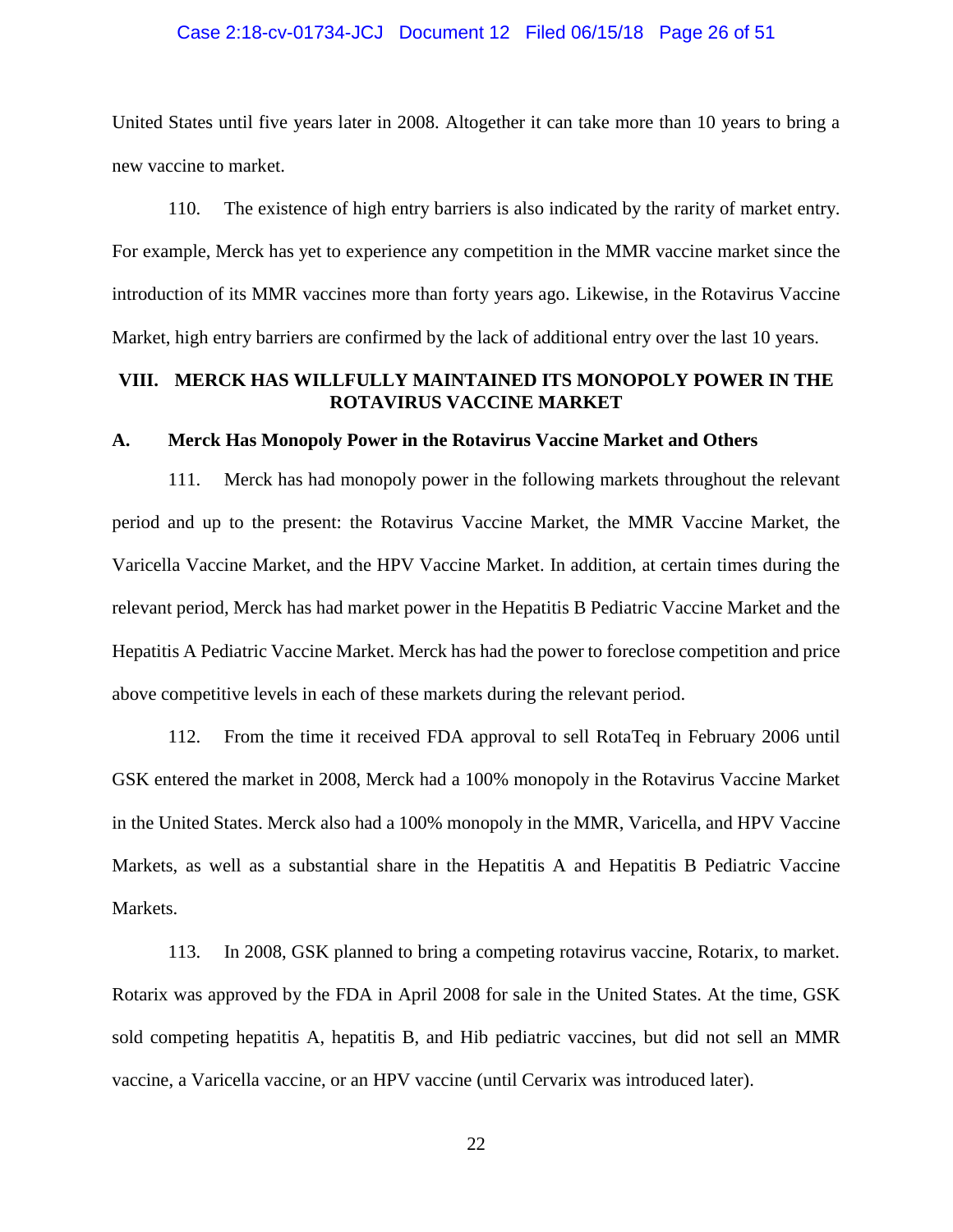United States until five years later in 2008. Altogether it can take more than 10 years to bring a new vaccine to market.

110. The existence of high entry barriers is also indicated by the rarity of market entry. For example, Merck has yet to experience any competition in the MMR vaccine market since the introduction of its MMR vaccines more than forty years ago. Likewise, in the Rotavirus Vaccine Market, high entry barriers are confirmed by the lack of additional entry over the last 10 years.

## VIII. MERCK HAS WILLFULLY MAINTAINED ITS MONOPOLY POWER IN THE ROTAVIRUS VACCINE MARKET

### A. Merck Has Monopoly Power in the Rotavirus Vaccine Market and Others

111. Merck has had monopoly power in the following markets throughout the relevant period and up to the present: the Rotavirus Vaccine Market, the MMR Vaccine Market, the Varicella Vaccine Market, and the HPV Vaccine Market. In addition, at certain times during the relevant period, Merck has had market power in the Hepatitis B Pediatric Vaccine Market and the Hepatitis A Pediatric Vaccine Market. Merck has had the power to foreclose competition and price above competitive levels in each of these markets during the relevant period.

112. From the time it received FDA approval to sell RotaTeq in February 2006 until GSK entered the market in 2008, Merck had a 100% monopoly in the Rotavirus Vaccine Market in the United States. Merck also had a 100% monopoly in the MMR, Varicella, and HPV Vaccine Markets, as well as a substantial share in the Hepatitis A and Hepatitis B Pediatric Vaccine Markets.

113. In 2008, GSK planned to bring a competing rotavirus vaccine, Rotarix, to market. Rotarix was approved by the FDA in April 2008 for sale in the United States. At the time, GSK sold competing hepatitis A, hepatitis B, and Hib pediatric vaccines, but did not sell an MMR vaccine, a Varicella vaccine, or an HPV vaccine (until Cervarix was introduced later).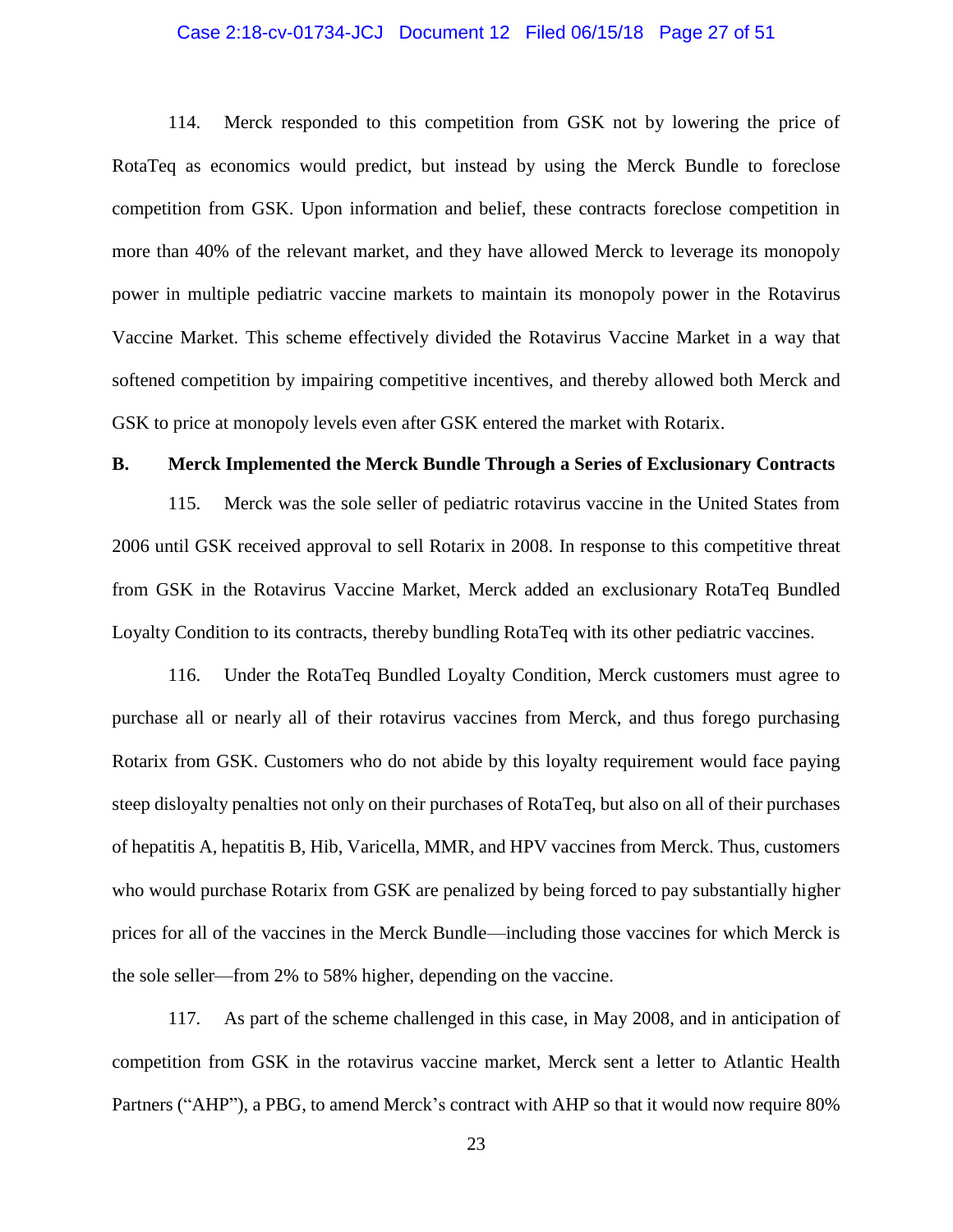114. Merck responded to this competition from GSK not by lowering the price of RotaTeq as economics would predict, but instead by using the Merck Bundle to foreclose competition from GSK. Upon information and belief, these contracts foreclose competition in more than 40% of the relevant market, and they have allowed Merck to leverage its monopoly power in multiple pediatric vaccine markets to maintain its monopoly power in the Rotavirus Vaccine Market. This scheme effectively divided the Rotavirus Vaccine Market in a way that softened competition by impairing competitive incentives, and thereby allowed both Merck and GSK to price at monopoly levels even after GSK entered the market with Rotarix.

### B. Merck Implemented the Merck Bundle Through a Series of Exclusionary Contracts

115. Merck was the sole seller of pediatric rotavirus vaccine in the United States from 2006 until GSK received approval to sell Rotarix in 2008. In response to this competitive threat from GSK in the Rotavirus Vaccine Market, Merck added an exclusionary RotaTeq Bundled Loyalty Condition to its contracts, thereby bundling RotaTeq with its other pediatric vaccines.

116. Under the RotaTeq Bundled Loyalty Condition, Merck customers must agree to purchase all or nearly all of their rotavirus vaccines from Merck, and thus forego purchasing Rotarix from GSK. Customers who do not abide by this loyalty requirement would face paying steep disloyalty penalties not only on their purchases of RotaTeq, but also on all of their purchases of hepatitis A, hepatitis B, Hib, Varicella, MMR, and HPV vaccines from Merck. Thus, customers who would purchase Rotarix from GSK are penalized by being forced to pay substantially higher prices for all of the vaccines in the Merck Bundle—including those vaccines for which Merck is the sole seller—from 2% to 58% higher, depending on the vaccine.

117. As part of the scheme challenged in this case, in May 2008, and in anticipation of competition from GSK in the rotavirus vaccine market, Merck sent a letter to Atlantic Health Partners ("AHP"), a PBG, to amend Merck's contract with AHP so that it would now require 80%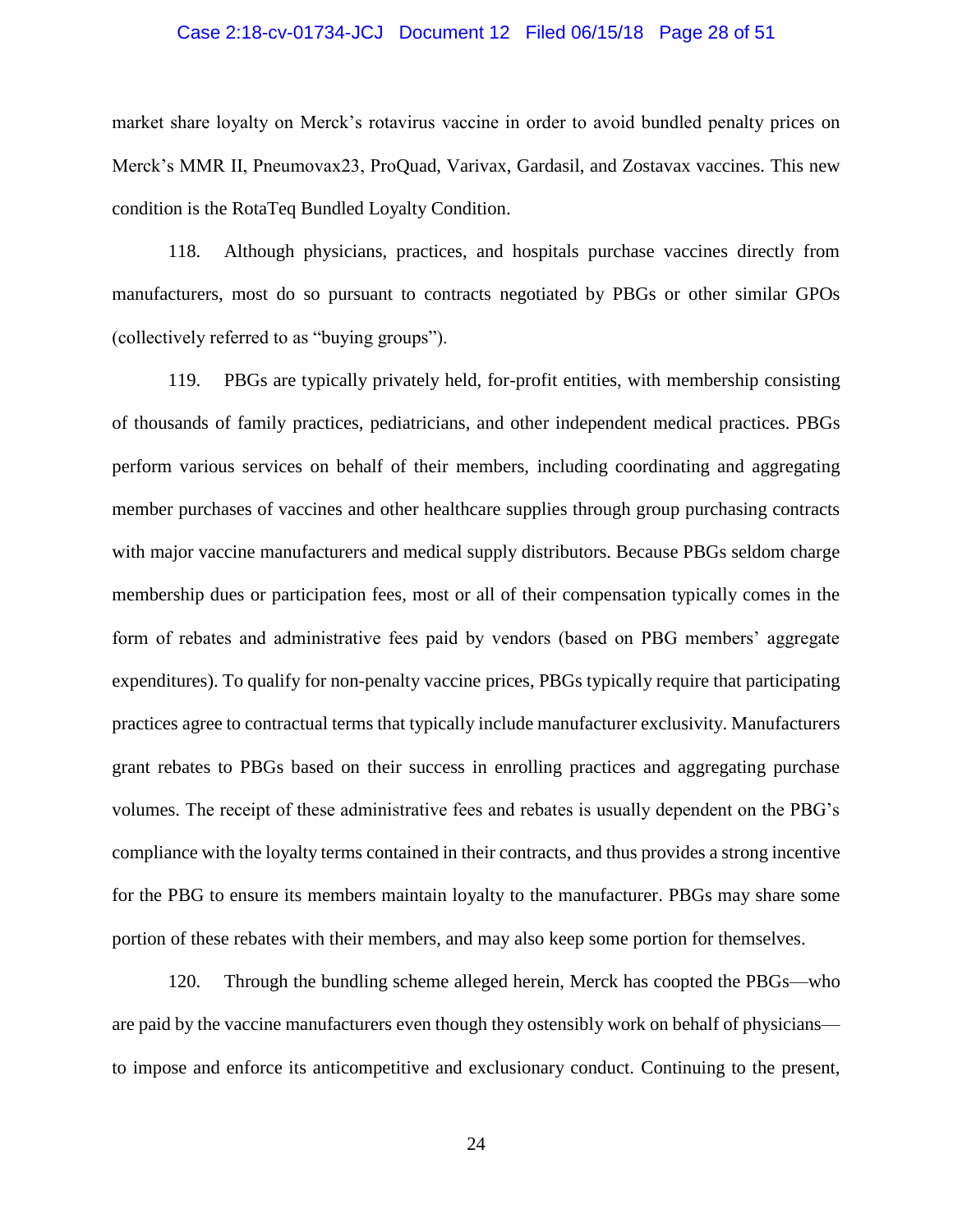market share loyalty on Merck's rotavirus vaccine in order to avoid bundled penalty prices on Merck's MMR II, Pneumovax23, ProQuad, Varivax, Gardasil, and Zostavax vaccines. This new condition is the RotaTeq Bundled Loyalty Condition.

118. Although physicians, practices, and hospitals purchase vaccines directly from manufacturers, most do so pursuant to contracts negotiated by PBGs or other similar GPOs (collectively referred to as "buying groups").

119. PBGs are typically privately held, for-profit entities, with membership consisting of thousands of family practices, pediatricians, and other independent medical practices. PBGs perform various services on behalf of their members, including coordinating and aggregating member purchases of vaccines and other healthcare supplies through group purchasing contracts with major vaccine manufacturers and medical supply distributors. Because PBGs seldom charge membership dues or participation fees, most or all of their compensation typically comes in the form of rebates and administrative fees paid by vendors (based on PBG members' aggregate expenditures). To qualify for non-penalty vaccine prices, PBGs typically require that participating practices agree to contractual terms that typically include manufacturer exclusivity. Manufacturers grant rebates to PBGs based on their success in enrolling practices and aggregating purchase volumes. The receipt of these administrative fees and rebates is usually dependent on the PBG's compliance with the loyalty terms contained in their contracts, and thus provides a strong incentive for the PBG to ensure its members maintain loyalty to the manufacturer. PBGs may share some portion of these rebates with their members, and may also keep some portion for themselves.

120. Through the bundling scheme alleged herein, Merck has coopted the PBGs—who are paid by the vaccine manufacturers even though they ostensibly work on behalf of physicians—to impose and enforce its anticompetitive and exclusionary conduct. Continuing to the present,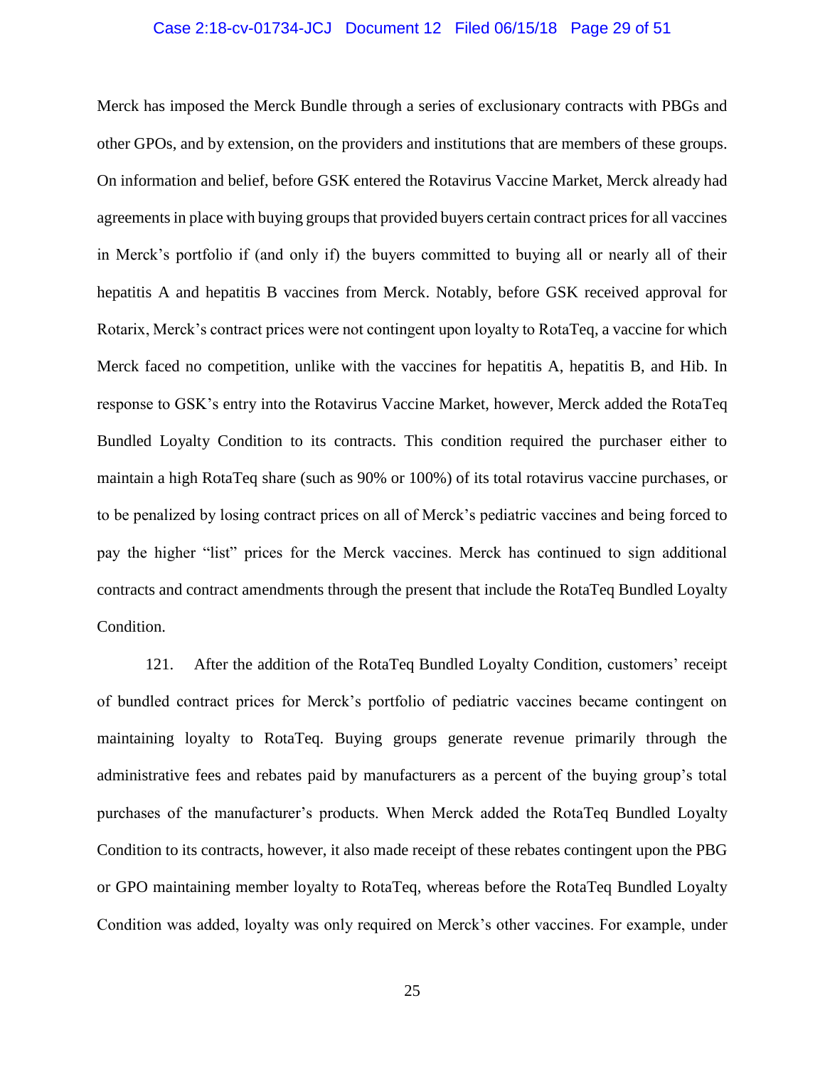Merck has imposed the Merck Bundle through a series of exclusionary contracts with PBGs and other GPOs, and by extension, on the providers and institutions that are members of these groups. On information and belief, before GSK entered the Rotavirus Vaccine Market, Merck already had agreements in place with buying groups that provided buyers certain contract prices for all vaccines in Merck's portfolio if (and only if) the buyers committed to buying all or nearly all of their hepatitis A and hepatitis B vaccines from Merck. Notably, before GSK received approval for Rotarix, Merck's contract prices were not contingent upon loyalty to RotaTeq, a vaccine for which Merck faced no competition, unlike with the vaccines for hepatitis A, hepatitis B, and Hib. In response to GSK's entry into the Rotavirus Vaccine Market, however, Merck added the RotaTeq Bundled Loyalty Condition to its contracts. This condition required the purchaser either to maintain a high RotaTeq share (such as 90% or 100%) of its total rotavirus vaccine purchases, or to be penalized by losing contract prices on all of Merck's pediatric vaccines and being forced to pay the higher "list" prices for the Merck vaccines. Merck has continued to sign additional contracts and contract amendments through the present that include the RotaTeq Bundled Loyalty Condition.

121. After the addition of the RotaTeq Bundled Loyalty Condition, customers' receipt of bundled contract prices for Merck's portfolio of pediatric vaccines became contingent on maintaining loyalty to RotaTeq. Buying groups generate revenue primarily through the administrative fees and rebates paid by manufacturers as a percent of the buying group's total purchases of the manufacturer's products. When Merck added the RotaTeq Bundled Loyalty Condition to its contracts, however, it also made receipt of these rebates contingent upon the PBG or GPO maintaining member loyalty to RotaTeq, whereas before the RotaTeq Bundled Loyalty Condition was added, loyalty was only required on Merck's other vaccines. For example, under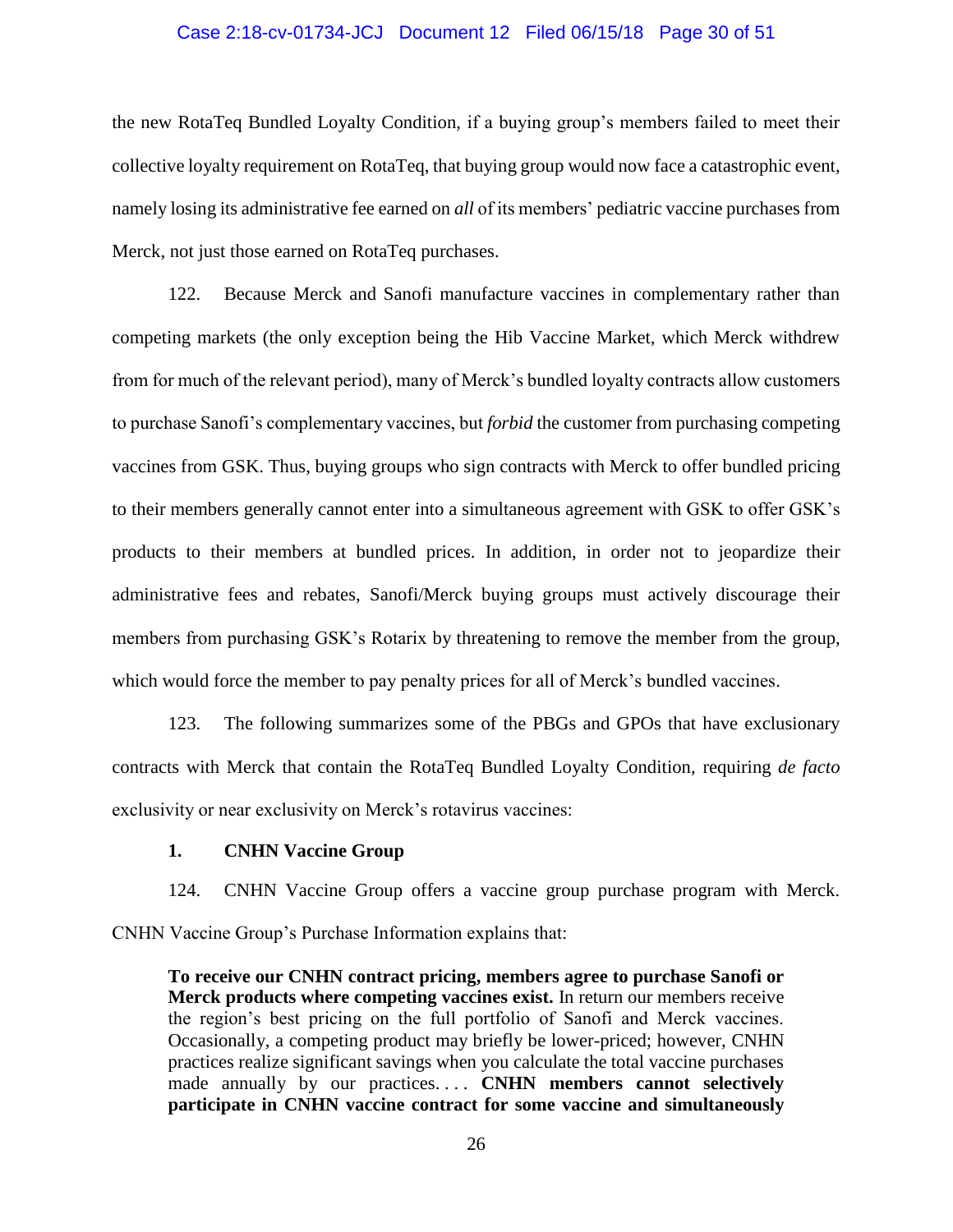the new RotaTeq Bundled Loyalty Condition, if a buying group's members failed to meet their collective loyalty requirement on RotaTeq, that buying group would now face a catastrophic event, namely losing its administrative fee earned on *all* of its members' pediatric vaccine purchases from Merck, not just those earned on RotaTeq purchases.

122. Because Merck and Sanofi manufacture vaccines in complementary rather than competing markets (the only exception being the Hib Vaccine Market, which Merck withdrew from for much of the relevant period), many of Merck's bundled loyalty contracts allow customers to purchase Sanofi's complementary vaccines, but *forbid* the customer from purchasing competing vaccines from GSK. Thus, buying groups who sign contracts with Merck to offer bundled pricing to their members generally cannot enter into a simultaneous agreement with GSK to offer GSK's products to their members at bundled prices. In addition, in order not to jeopardize their administrative fees and rebates, Sanofi/Merck buying groups must actively discourage their members from purchasing GSK's Rotarix by threatening to remove the member from the group, which would force the member to pay penalty prices for all of Merck's bundled vaccines.

123. The following summarizes some of the PBGs and GPOs that have exclusionary contracts with Merck that contain the RotaTeq Bundled Loyalty Condition, requiring *de facto* exclusivity or near exclusivity on Merck's rotavirus vaccines:

### 1. CNHN Vaccine Group

124. CNHN Vaccine Group offers a vaccine group purchase program with Merck. CNHN Vaccine Group's Purchase Information explains that:

> **To receive our CNHN contract pricing, members agree to purchase Sanofi or Merck products where competing vaccines exist.** In return our members receive the region's best pricing on the full portfolio of Sanofi and Merck vaccines. Occasionally, a competing product may briefly be lower-priced; however, CNHN practices realize significant savings when you calculate the total vaccine purchases made annually by our practices. . . . **CNHN members cannot selectively participate in CNHN vaccine contract for some vaccine and simultaneously**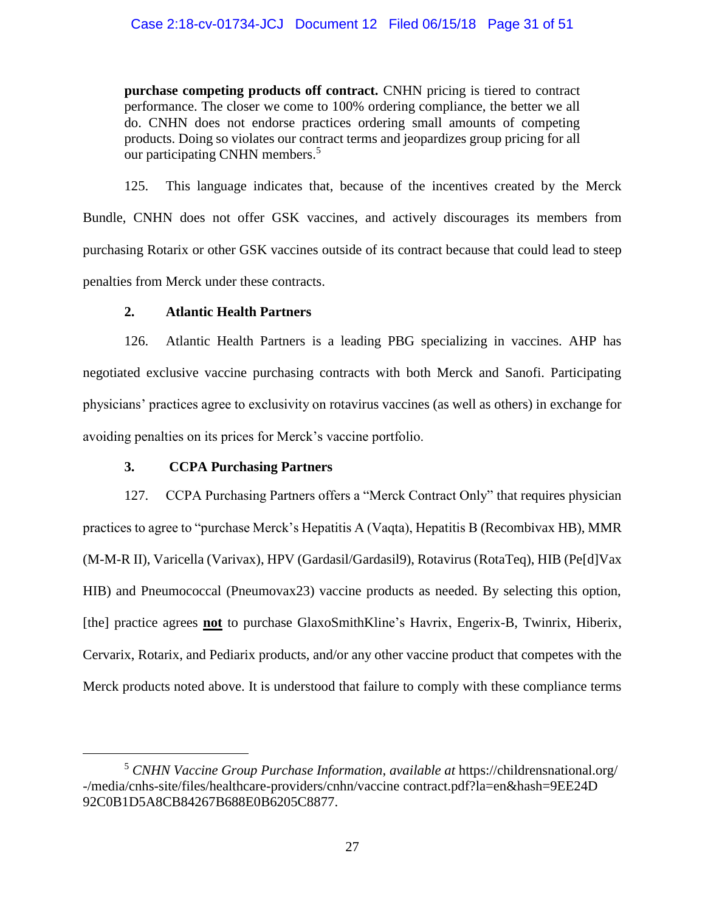> **purchase competing products off contract.** CNHN pricing is tiered to contract performance. The closer we come to 100% ordering compliance, the better we all do. CNHN does not endorse practices ordering small amounts of competing products. Doing so violates our contract terms and jeopardizes group pricing for all our participating CNHN members.[5]

125. This language indicates that, because of the incentives created by the Merck Bundle, CNHN does not offer GSK vaccines, and actively discourages its members from purchasing Rotarix or other GSK vaccines outside of its contract because that could lead to steep penalties from Merck under these contracts.

### 2. Atlantic Health Partners

126. Atlantic Health Partners is a leading PBG specializing in vaccines. AHP has negotiated exclusive vaccine purchasing contracts with both Merck and Sanofi. Participating physicians' practices agree to exclusivity on rotavirus vaccines (as well as others) in exchange for avoiding penalties on its prices for Merck's vaccine portfolio.

### 3. CCPA Purchasing Partners

127. CCPA Purchasing Partners offers a "Merck Contract Only" that requires physician practices to agree to "purchase Merck's Hepatitis A (Vaqta), Hepatitis B (Recombivax HB), MMR (M-M-R II), Varicella (Varivax), HPV (Gardasil/Gardasil9), Rotavirus (RotaTeq), HIB (Pe[d]Vax HIB) and Pneumococcal (Pneumovax23) vaccine products as needed. By selecting this option, [the] practice agrees **not** to purchase GlaxoSmithKline's Havrix, Engerix-B, Twinrix, Hiberix, Cervarix, Rotarix, and Pediarix products, and/or any other vaccine product that competes with the Merck products noted above. It is understood that failure to comply with these compliance terms

---

[5] *CNHN Vaccine Group Purchase Information*, *available at* https://childrensnational.org/-/media/cnhs-site/files/healthcare-providers/cnhn/vaccine contract.pdf?la=en&hash=9EE24D92C0B1D5A8CB84267B688E0B6205C8877.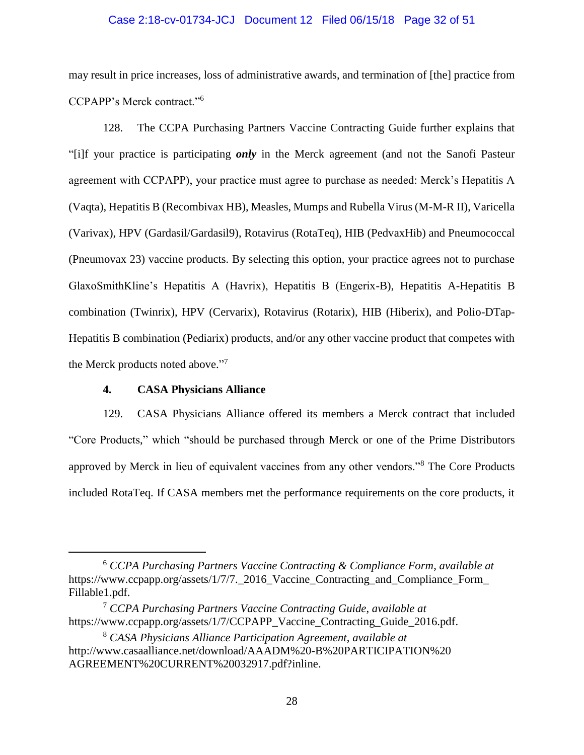may result in price increases, loss of administrative awards, and termination of [the] practice from CCPAPP's Merck contract."[6]

128. The CCPA Purchasing Partners Vaccine Contracting Guide further explains that "[i]f your practice is participating ***only*** in the Merck agreement (and not the Sanofi Pasteur agreement with CCPAPP), your practice must agree to purchase as needed: Merck's Hepatitis A (Vaqta), Hepatitis B (Recombivax HB), Measles, Mumps and Rubella Virus (M-M-R II), Varicella (Varivax), HPV (Gardasil/Gardasil9), Rotavirus (RotaTeq), HIB (PedvaxHib) and Pneumococcal (Pneumovax 23) vaccine products. By selecting this option, your practice agrees not to purchase GlaxoSmithKline's Hepatitis A (Havrix), Hepatitis B (Engerix-B), Hepatitis A-Hepatitis B combination (Twinrix), HPV (Cervarix), Rotavirus (Rotarix), HIB (Hiberix), and Polio-DTap-Hepatitis B combination (Pediarix) products, and/or any other vaccine product that competes with the Merck products noted above."[7]

**4. CASA Physicians Alliance**

129. CASA Physicians Alliance offered its members a Merck contract that included "Core Products," which "should be purchased through Merck or one of the Prime Distributors approved by Merck in lieu of equivalent vaccines from any other vendors."[8] The Core Products included RotaTeq. If CASA members met the performance requirements on the core products, it

---

[6] *CCPA Purchasing Partners Vaccine Contracting & Compliance Form*, *available at* https://www.ccpapp.org/assets/1/7/7._2016_Vaccine_Contracting_and_Compliance_Form_Fillable1.pdf.

[7] *CCPA Purchasing Partners Vaccine Contracting Guide*, *available at* https://www.ccpapp.org/assets/1/7/CCPAPP_Vaccine_Contracting_Guide_2016.pdf.

[8] *CASA Physicians Alliance Participation Agreement*, *available at* http://www.casaalliance.net/download/AAADM%20-B%20PARTICIPATION%20AGREEMENT%20CURRENT%20032917.pdf?inline.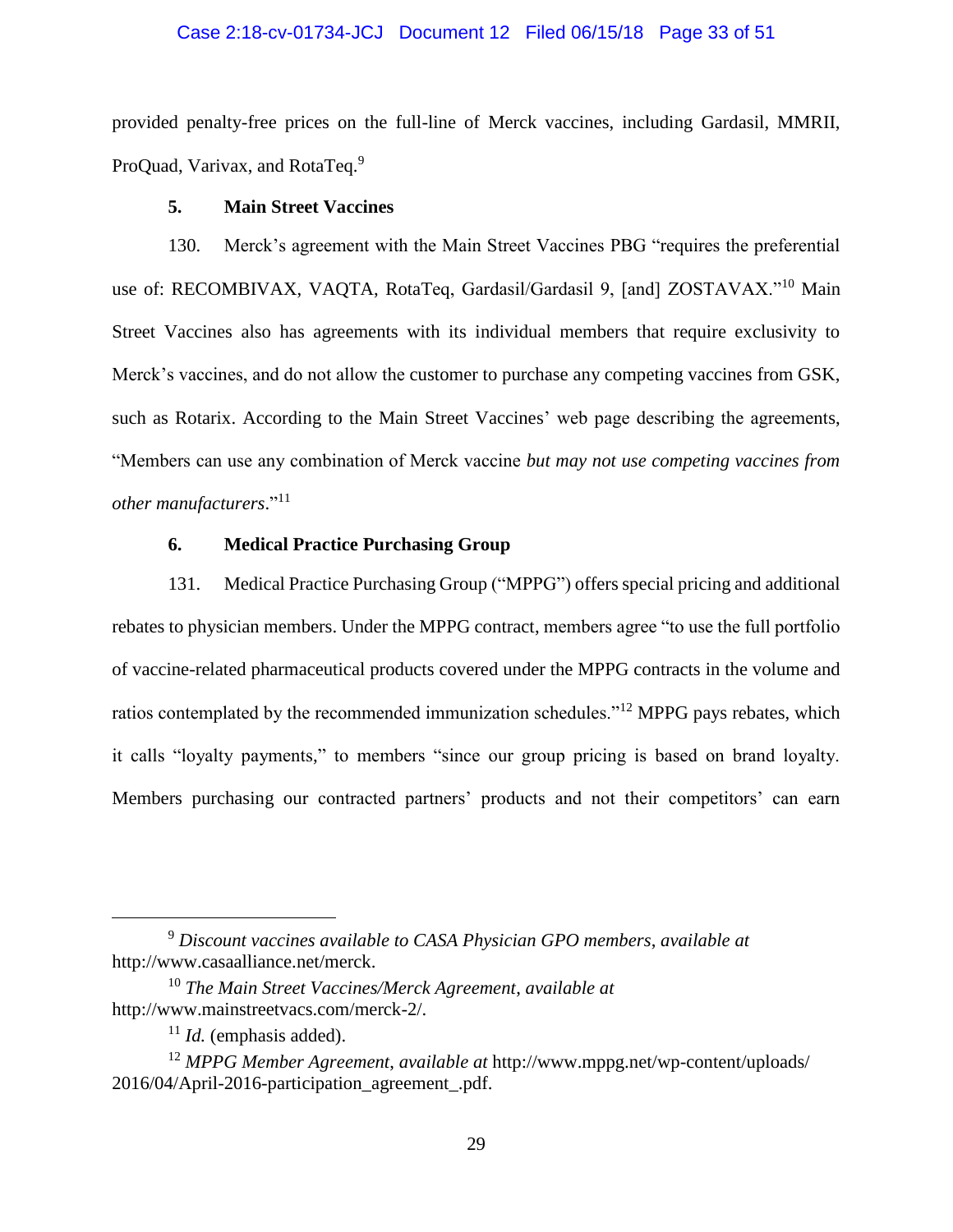provided penalty-free prices on the full-line of Merck vaccines, including Gardasil, MMRII, ProQuad, Varivax, and RotaTeq.[9]

### 5. Main Street Vaccines

130. Merck's agreement with the Main Street Vaccines PBG "requires the preferential use of: RECOMBIVAX, VAQTA, RotaTeq, Gardasil/Gardasil 9, [and] ZOSTAVAX."[10] Main Street Vaccines also has agreements with its individual members that require exclusivity to Merck's vaccines, and do not allow the customer to purchase any competing vaccines from GSK, such as Rotarix. According to the Main Street Vaccines' web page describing the agreements, "Members can use any combination of Merck vaccine *but may not use competing vaccines from other manufacturers*."[11]

### 6. Medical Practice Purchasing Group

131. Medical Practice Purchasing Group ("MPPG") offers special pricing and additional rebates to physician members. Under the MPPG contract, members agree "to use the full portfolio of vaccine-related pharmaceutical products covered under the MPPG contracts in the volume and ratios contemplated by the recommended immunization schedules."[12] MPPG pays rebates, which it calls "loyalty payments," to members "since our group pricing is based on brand loyalty. Members purchasing our contracted partners' products and not their competitors' can earn

---

[9] *Discount vaccines available to CASA Physician GPO members*, *available at* http://www.casaalliance.net/merck.

[10] *The Main Street Vaccines/Merck Agreement*, *available at* http://www.mainstreetvacs.com/merck-2/.

[11] *Id.* (emphasis added).

[12] *MPPG Member Agreement*, *available at* http://www.mppg.net/wp-content/uploads/2016/04/April-2016-participation_agreement_.pdf.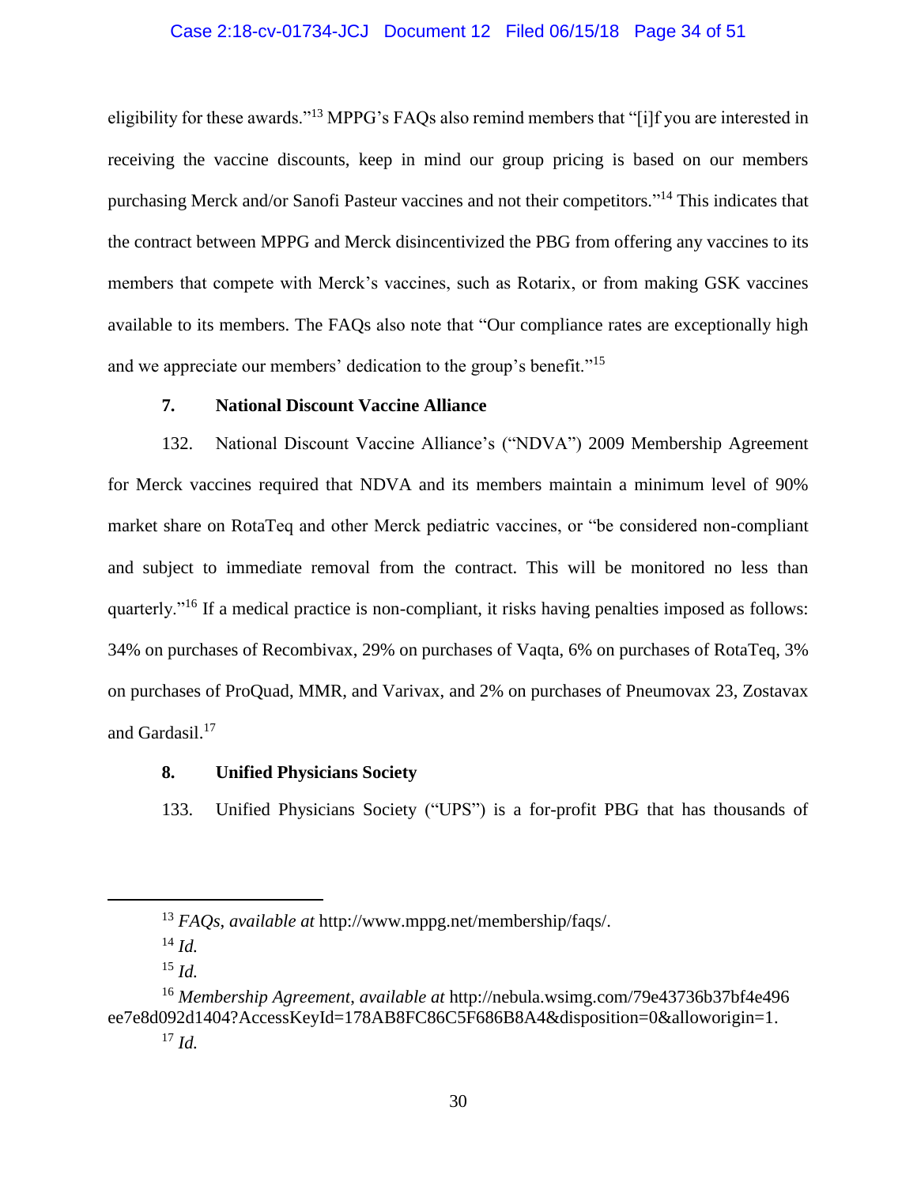eligibility for these awards."[13] MPPG's FAQs also remind members that "[i]f you are interested in receiving the vaccine discounts, keep in mind our group pricing is based on our members purchasing Merck and/or Sanofi Pasteur vaccines and not their competitors."[14] This indicates that the contract between MPPG and Merck disincentivized the PBG from offering any vaccines to its members that compete with Merck's vaccines, such as Rotarix, or from making GSK vaccines available to its members. The FAQs also note that "Our compliance rates are exceptionally high and we appreciate our members' dedication to the group's benefit."[15]

### 7. National Discount Vaccine Alliance

132. National Discount Vaccine Alliance's ("NDVA") 2009 Membership Agreement for Merck vaccines required that NDVA and its members maintain a minimum level of 90% market share on RotaTeq and other Merck pediatric vaccines, or "be considered non-compliant and subject to immediate removal from the contract. This will be monitored no less than quarterly."[16] If a medical practice is non-compliant, it risks having penalties imposed as follows: 34% on purchases of Recombivax, 29% on purchases of Vaqta, 6% on purchases of RotaTeq, 3% on purchases of ProQuad, MMR, and Varivax, and 2% on purchases of Pneumovax 23, Zostavax and Gardasil.[17]

### 8. Unified Physicians Society

133. Unified Physicians Society ("UPS") is a for-profit PBG that has thousands of

---

[13] *FAQs*, *available at* http://www.mppg.net/membership/faqs/.

[14] *Id.*

[15] *Id.*

[16] *Membership Agreement*, *available at* http://nebula.wsimg.com/79e43736b37bf4e496ee7e8d092d1404?AccessKeyId=178AB8FC86C5F686B8A4&disposition=0&alloworigin=1.

[17] *Id.*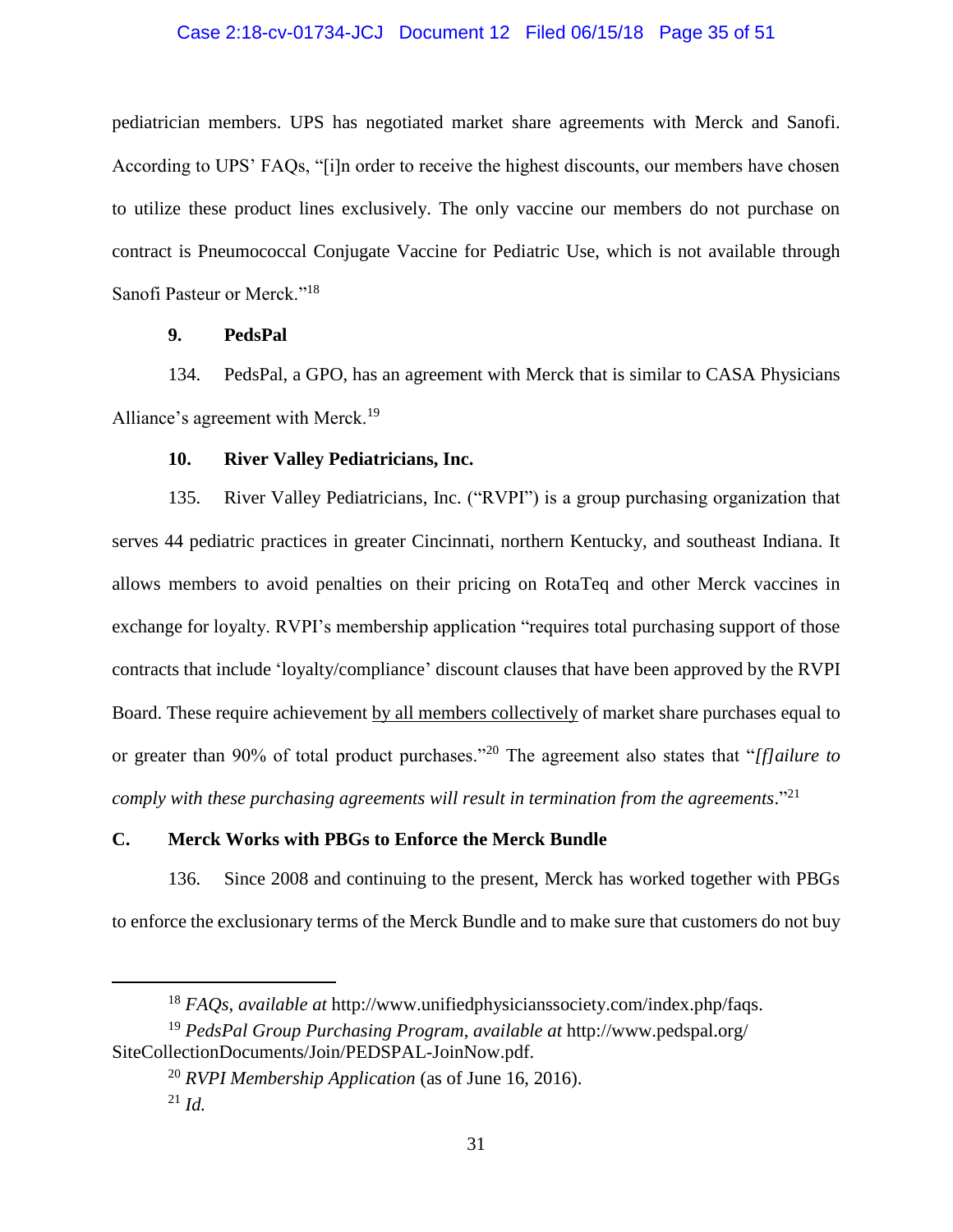pediatrician members. UPS has negotiated market share agreements with Merck and Sanofi. According to UPS' FAQs, "[i]n order to receive the highest discounts, our members have chosen to utilize these product lines exclusively. The only vaccine our members do not purchase on contract is Pneumococcal Conjugate Vaccine for Pediatric Use, which is not available through Sanofi Pasteur or Merck."[18]

**9. PedsPal**

134. PedsPal, a GPO, has an agreement with Merck that is similar to CASA Physicians Alliance's agreement with Merck.[19]

**10. River Valley Pediatricians, Inc.**

135. River Valley Pediatricians, Inc. ("RVPI") is a group purchasing organization that serves 44 pediatric practices in greater Cincinnati, northern Kentucky, and southeast Indiana. It allows members to avoid penalties on their pricing on RotaTeq and other Merck vaccines in exchange for loyalty. RVPI's membership application "requires total purchasing support of those contracts that include 'loyalty/compliance' discount clauses that have been approved by the RVPI Board. These require achievement <u>by all members collectively</u> of market share purchases equal to or greater than 90% of total product purchases."[20] The agreement also states that "*[f]ailure to comply with these purchasing agreements will result in termination from the agreements*."[21]

## C. Merck Works with PBGs to Enforce the Merck Bundle

136. Since 2008 and continuing to the present, Merck has worked together with PBGs to enforce the exclusionary terms of the Merck Bundle and to make sure that customers do not buy

---

[18] *FAQs*, *available at* http://www.unifiedphysicianssociety.com/index.php/faqs.

[19] *PedsPal Group Purchasing Program*, *available at* http://www.pedspal.org/SiteCollectionDocuments/Join/PEDSPAL-JoinNow.pdf.

[20] *RVPI Membership Application* (as of June 16, 2016).

[21] *Id.*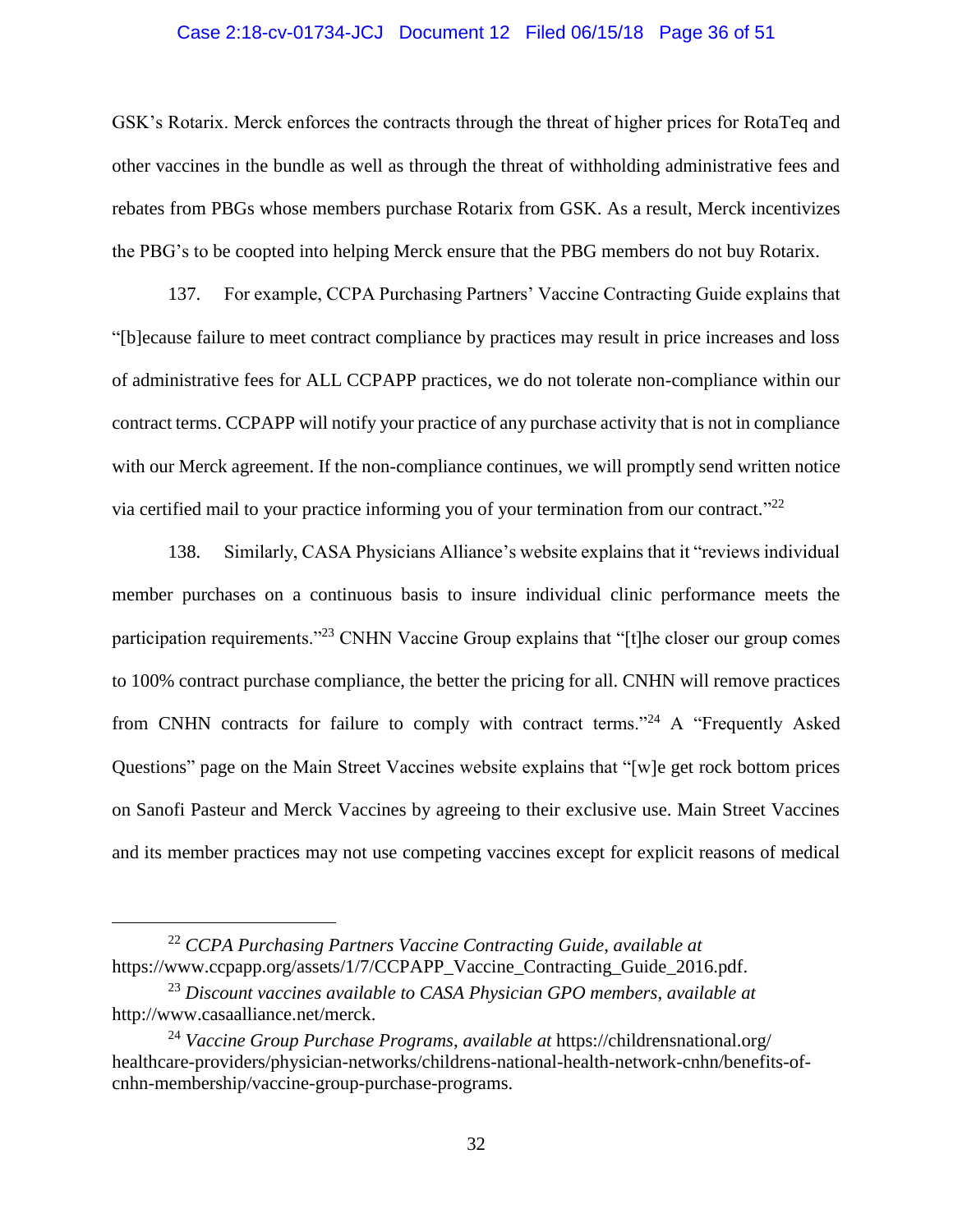GSK's Rotarix. Merck enforces the contracts through the threat of higher prices for RotaTeq and other vaccines in the bundle as well as through the threat of withholding administrative fees and rebates from PBGs whose members purchase Rotarix from GSK. As a result, Merck incentivizes the PBG's to be coopted into helping Merck ensure that the PBG members do not buy Rotarix.

137. For example, CCPA Purchasing Partners' Vaccine Contracting Guide explains that "[b]ecause failure to meet contract compliance by practices may result in price increases and loss of administrative fees for ALL CCPAPP practices, we do not tolerate non-compliance within our contract terms. CCPAPP will notify your practice of any purchase activity that is not in compliance with our Merck agreement. If the non-compliance continues, we will promptly send written notice via certified mail to your practice informing you of your termination from our contract."[22]

138. Similarly, CASA Physicians Alliance's website explains that it "reviews individual member purchases on a continuous basis to insure individual clinic performance meets the participation requirements."[23] CNHN Vaccine Group explains that "[t]he closer our group comes to 100% contract purchase compliance, the better the pricing for all. CNHN will remove practices from CNHN contracts for failure to comply with contract terms."[24] A "Frequently Asked Questions" page on the Main Street Vaccines website explains that "[w]e get rock bottom prices on Sanofi Pasteur and Merck Vaccines by agreeing to their exclusive use. Main Street Vaccines and its member practices may not use competing vaccines except for explicit reasons of medical

[22] *CCPA Purchasing Partners Vaccine Contracting Guide*, *available at* https://www.ccpapp.org/assets/1/7/CCPAPP_Vaccine_Contracting_Guide_2016.pdf.

[23] *Discount vaccines available to CASA Physician GPO members*, *available at* http://www.casaalliance.net/merck.

[24] *Vaccine Group Purchase Programs*, *available at* https://childrensnational.org/healthcare-providers/physician-networks/childrens-national-health-network-cnhn/benefits-of-cnhn-membership/vaccine-group-purchase-programs.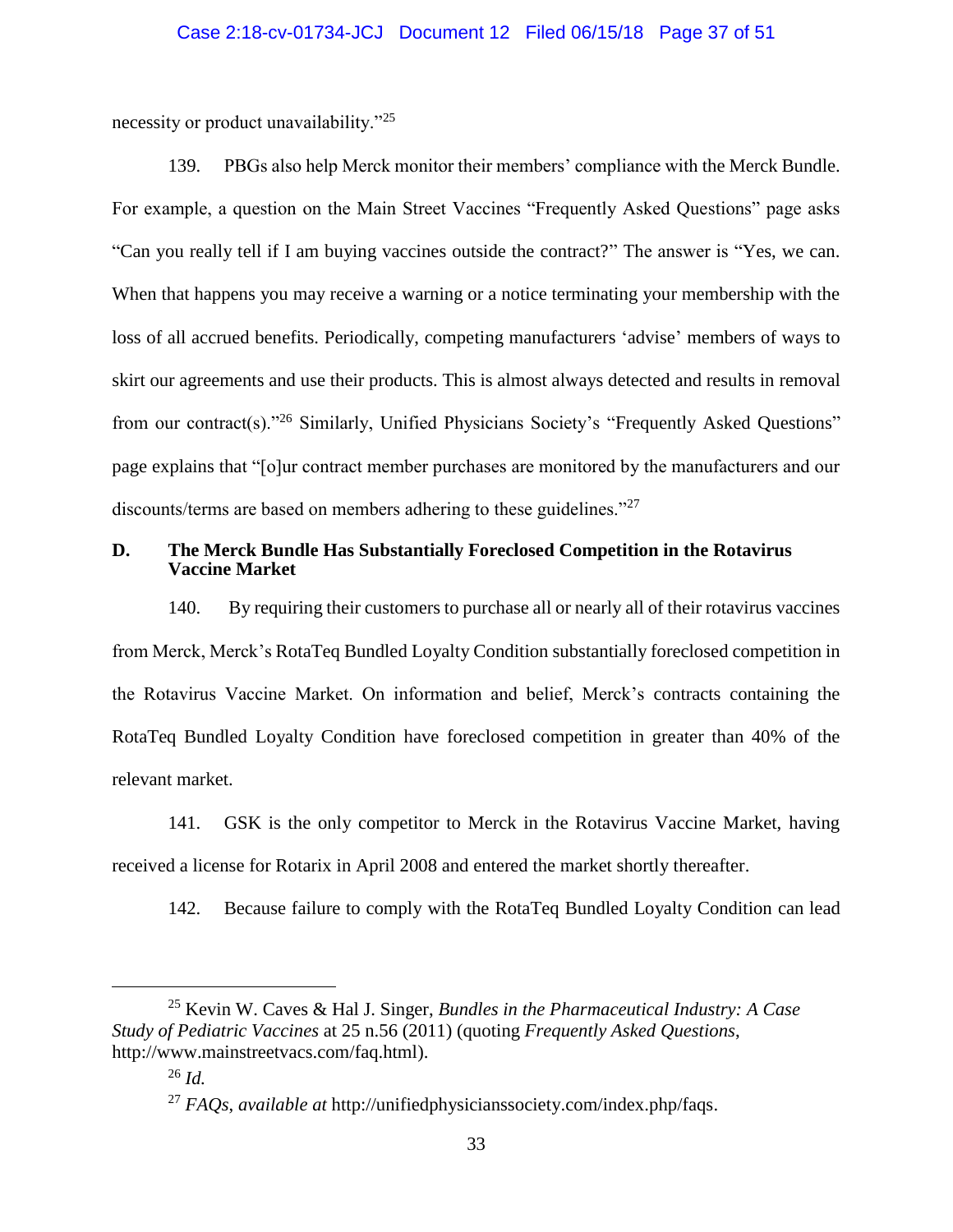necessity or product unavailability."[25]

139. PBGs also help Merck monitor their members' compliance with the Merck Bundle. For example, a question on the Main Street Vaccines "Frequently Asked Questions" page asks "Can you really tell if I am buying vaccines outside the contract?" The answer is "Yes, we can. When that happens you may receive a warning or a notice terminating your membership with the loss of all accrued benefits. Periodically, competing manufacturers 'advise' members of ways to skirt our agreements and use their products. This is almost always detected and results in removal from our contract(s)."[26] Similarly, Unified Physicians Society's "Frequently Asked Questions" page explains that "[o]ur contract member purchases are monitored by the manufacturers and our discounts/terms are based on members adhering to these guidelines."[27]

### D. The Merck Bundle Has Substantially Foreclosed Competition in the Rotavirus Vaccine Market

140. By requiring their customers to purchase all or nearly all of their rotavirus vaccines from Merck, Merck's RotaTeq Bundled Loyalty Condition substantially foreclosed competition in the Rotavirus Vaccine Market. On information and belief, Merck's contracts containing the RotaTeq Bundled Loyalty Condition have foreclosed competition in greater than 40% of the relevant market.

141. GSK is the only competitor to Merck in the Rotavirus Vaccine Market, having received a license for Rotarix in April 2008 and entered the market shortly thereafter.

142. Because failure to comply with the RotaTeq Bundled Loyalty Condition can lead

---

[25] Kevin W. Caves & Hal J. Singer, *Bundles in the Pharmaceutical Industry: A Case Study of Pediatric Vaccines* at 25 n.56 (2011) (quoting *Frequently Asked Questions*, http://www.mainstreetvacs.com/faq.html).

[26] *Id.*

[27] *FAQs*, *available at* http://unifiedphysicianssociety.com/index.php/faqs.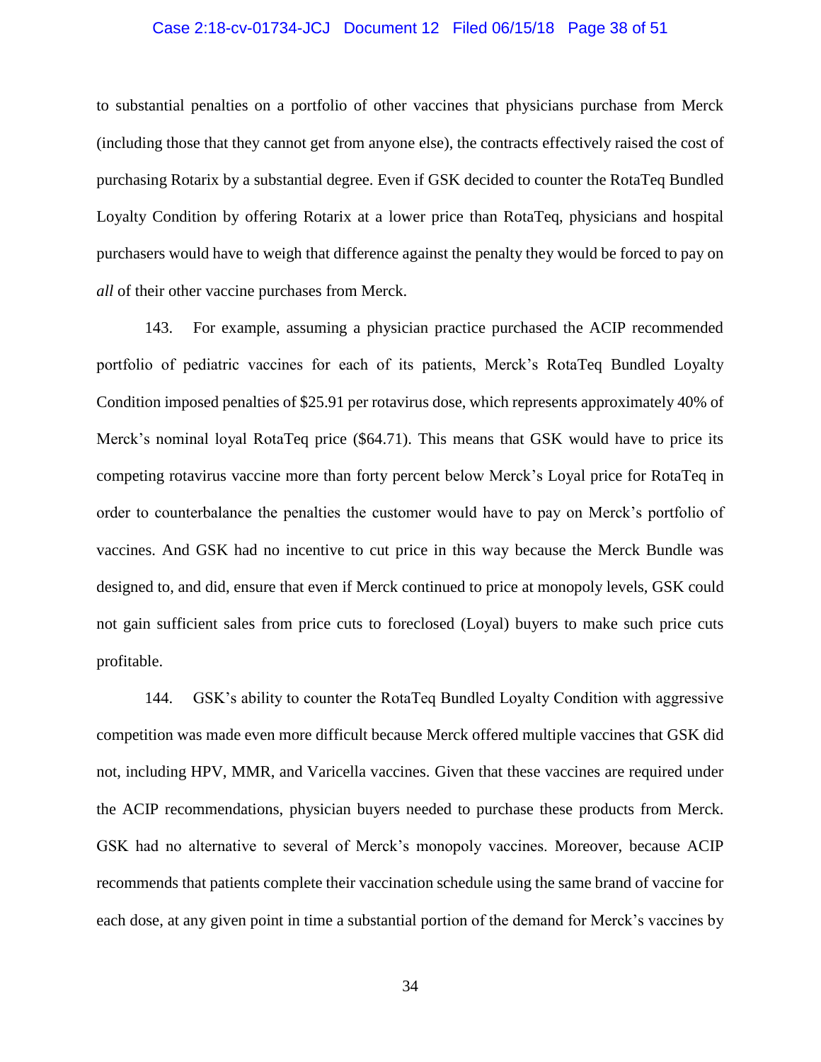to substantial penalties on a portfolio of other vaccines that physicians purchase from Merck (including those that they cannot get from anyone else), the contracts effectively raised the cost of purchasing Rotarix by a substantial degree. Even if GSK decided to counter the RotaTeq Bundled Loyalty Condition by offering Rotarix at a lower price than RotaTeq, physicians and hospital purchasers would have to weigh that difference against the penalty they would be forced to pay on *all* of their other vaccine purchases from Merck.

143. For example, assuming a physician practice purchased the ACIP recommended portfolio of pediatric vaccines for each of its patients, Merck's RotaTeq Bundled Loyalty Condition imposed penalties of $25.91 per rotavirus dose, which represents approximately 40% of Merck's nominal loyal RotaTeq price ($64.71). This means that GSK would have to price its competing rotavirus vaccine more than forty percent below Merck's Loyal price for RotaTeq in order to counterbalance the penalties the customer would have to pay on Merck's portfolio of vaccines. And GSK had no incentive to cut price in this way because the Merck Bundle was designed to, and did, ensure that even if Merck continued to price at monopoly levels, GSK could not gain sufficient sales from price cuts to foreclosed (Loyal) buyers to make such price cuts profitable.

144. GSK's ability to counter the RotaTeq Bundled Loyalty Condition with aggressive competition was made even more difficult because Merck offered multiple vaccines that GSK did not, including HPV, MMR, and Varicella vaccines. Given that these vaccines are required under the ACIP recommendations, physician buyers needed to purchase these products from Merck. GSK had no alternative to several of Merck's monopoly vaccines. Moreover, because ACIP recommends that patients complete their vaccination schedule using the same brand of vaccine for each dose, at any given point in time a substantial portion of the demand for Merck's vaccines by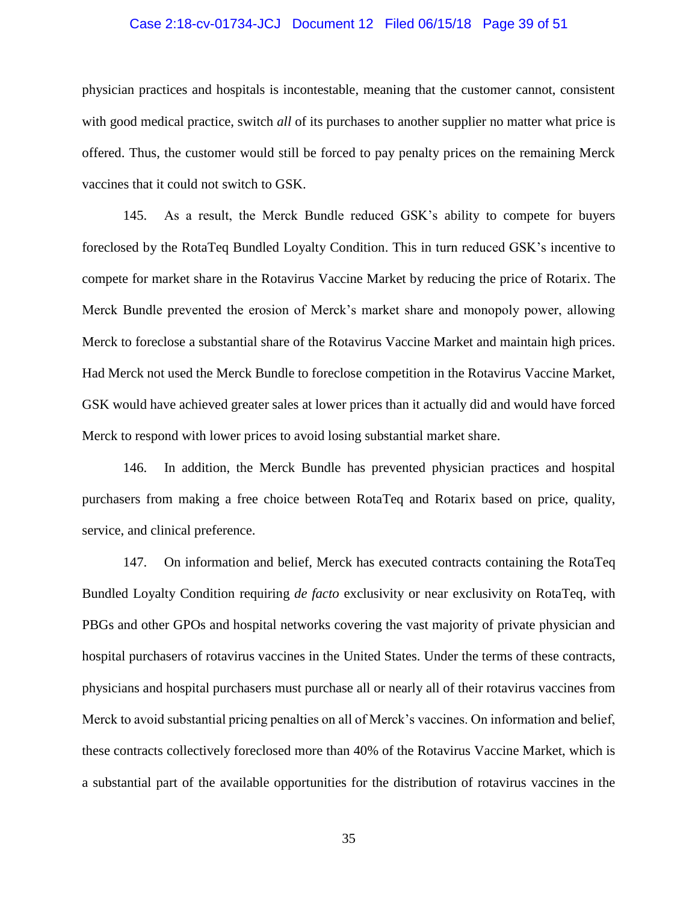physician practices and hospitals is incontestable, meaning that the customer cannot, consistent with good medical practice, switch *all* of its purchases to another supplier no matter what price is offered. Thus, the customer would still be forced to pay penalty prices on the remaining Merck vaccines that it could not switch to GSK.

145. As a result, the Merck Bundle reduced GSK's ability to compete for buyers foreclosed by the RotaTeq Bundled Loyalty Condition. This in turn reduced GSK's incentive to compete for market share in the Rotavirus Vaccine Market by reducing the price of Rotarix. The Merck Bundle prevented the erosion of Merck's market share and monopoly power, allowing Merck to foreclose a substantial share of the Rotavirus Vaccine Market and maintain high prices. Had Merck not used the Merck Bundle to foreclose competition in the Rotavirus Vaccine Market, GSK would have achieved greater sales at lower prices than it actually did and would have forced Merck to respond with lower prices to avoid losing substantial market share.

146. In addition, the Merck Bundle has prevented physician practices and hospital purchasers from making a free choice between RotaTeq and Rotarix based on price, quality, service, and clinical preference.

147. On information and belief, Merck has executed contracts containing the RotaTeq Bundled Loyalty Condition requiring *de facto* exclusivity or near exclusivity on RotaTeq, with PBGs and other GPOs and hospital networks covering the vast majority of private physician and hospital purchasers of rotavirus vaccines in the United States. Under the terms of these contracts, physicians and hospital purchasers must purchase all or nearly all of their rotavirus vaccines from Merck to avoid substantial pricing penalties on all of Merck's vaccines. On information and belief, these contracts collectively foreclosed more than 40% of the Rotavirus Vaccine Market, which is a substantial part of the available opportunities for the distribution of rotavirus vaccines in the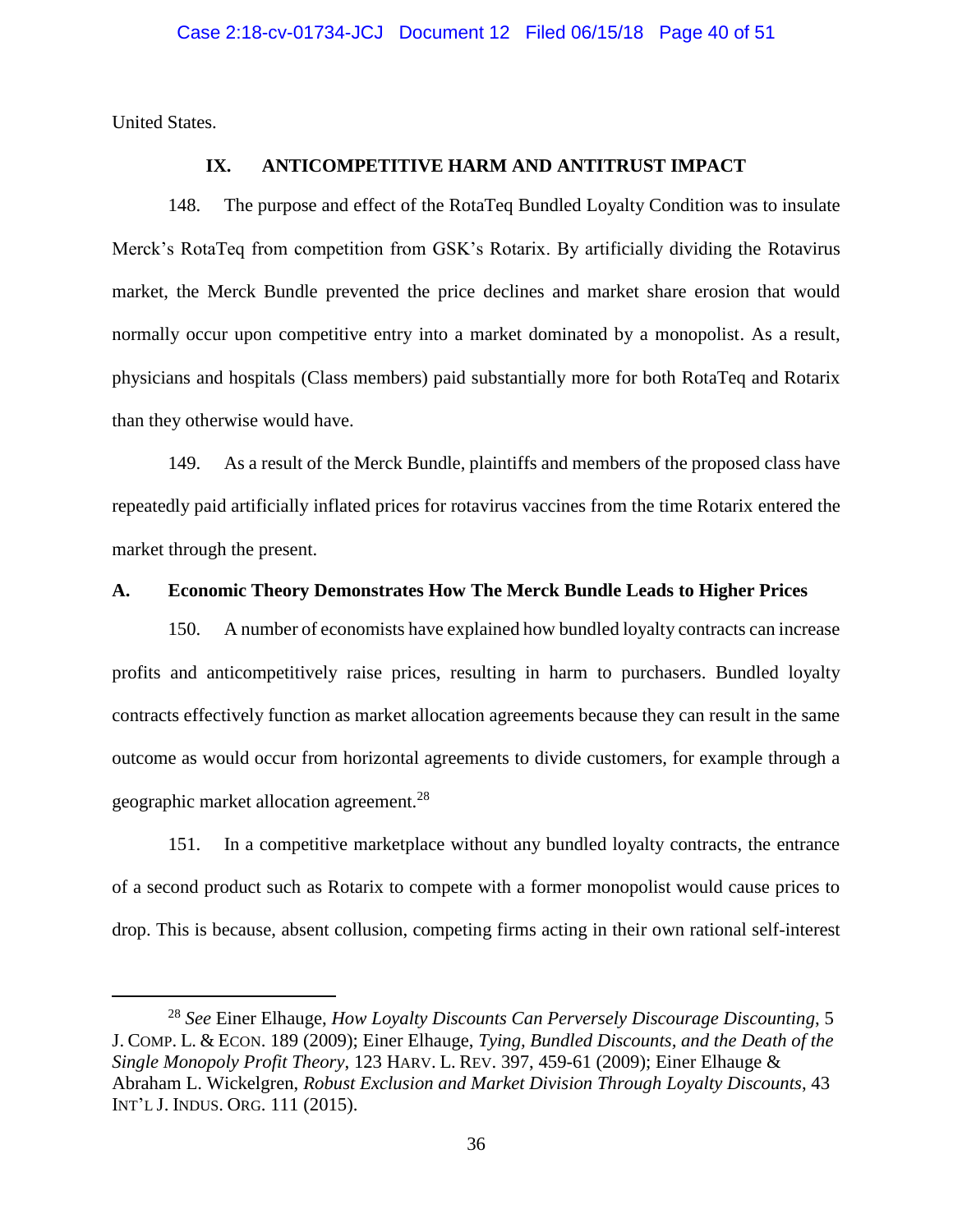United States.

## IX. ANTICOMPETITIVE HARM AND ANTITRUST IMPACT

148. The purpose and effect of the RotaTeq Bundled Loyalty Condition was to insulate Merck's RotaTeq from competition from GSK's Rotarix. By artificially dividing the Rotavirus market, the Merck Bundle prevented the price declines and market share erosion that would normally occur upon competitive entry into a market dominated by a monopolist. As a result, physicians and hospitals (Class members) paid substantially more for both RotaTeq and Rotarix than they otherwise would have.

149. As a result of the Merck Bundle, plaintiffs and members of the proposed class have repeatedly paid artificially inflated prices for rotavirus vaccines from the time Rotarix entered the market through the present.

### A. Economic Theory Demonstrates How The Merck Bundle Leads to Higher Prices

150. A number of economists have explained how bundled loyalty contracts can increase profits and anticompetitively raise prices, resulting in harm to purchasers. Bundled loyalty contracts effectively function as market allocation agreements because they can result in the same outcome as would occur from horizontal agreements to divide customers, for example through a geographic market allocation agreement.[28]

151. In a competitive marketplace without any bundled loyalty contracts, the entrance of a second product such as Rotarix to compete with a former monopolist would cause prices to drop. This is because, absent collusion, competing firms acting in their own rational self-interest

---

[28] *See* Einer Elhauge, *How Loyalty Discounts Can Perversely Discourage Discounting*, 5 J. COMP. L. & ECON. 189 (2009); Einer Elhauge, *Tying, Bundled Discounts, and the Death of the Single Monopoly Profit Theory*, 123 HARV. L. REV. 397, 459-61 (2009); Einer Elhauge & Abraham L. Wickelgren, *Robust Exclusion and Market Division Through Loyalty Discounts*, 43 INT'L J. INDUS. ORG. 111 (2015).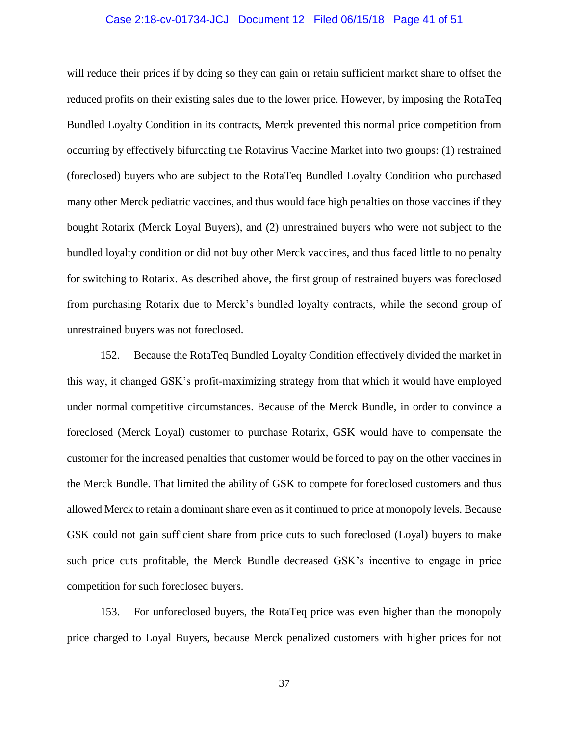will reduce their prices if by doing so they can gain or retain sufficient market share to offset the reduced profits on their existing sales due to the lower price. However, by imposing the RotaTeq Bundled Loyalty Condition in its contracts, Merck prevented this normal price competition from occurring by effectively bifurcating the Rotavirus Vaccine Market into two groups: (1) restrained (foreclosed) buyers who are subject to the RotaTeq Bundled Loyalty Condition who purchased many other Merck pediatric vaccines, and thus would face high penalties on those vaccines if they bought Rotarix (Merck Loyal Buyers), and (2) unrestrained buyers who were not subject to the bundled loyalty condition or did not buy other Merck vaccines, and thus faced little to no penalty for switching to Rotarix. As described above, the first group of restrained buyers was foreclosed from purchasing Rotarix due to Merck's bundled loyalty contracts, while the second group of unrestrained buyers was not foreclosed.

152. Because the RotaTeq Bundled Loyalty Condition effectively divided the market in this way, it changed GSK's profit-maximizing strategy from that which it would have employed under normal competitive circumstances. Because of the Merck Bundle, in order to convince a foreclosed (Merck Loyal) customer to purchase Rotarix, GSK would have to compensate the customer for the increased penalties that customer would be forced to pay on the other vaccines in the Merck Bundle. That limited the ability of GSK to compete for foreclosed customers and thus allowed Merck to retain a dominant share even as it continued to price at monopoly levels. Because GSK could not gain sufficient share from price cuts to such foreclosed (Loyal) buyers to make such price cuts profitable, the Merck Bundle decreased GSK's incentive to engage in price competition for such foreclosed buyers.

153. For unforeclosed buyers, the RotaTeq price was even higher than the monopoly price charged to Loyal Buyers, because Merck penalized customers with higher prices for not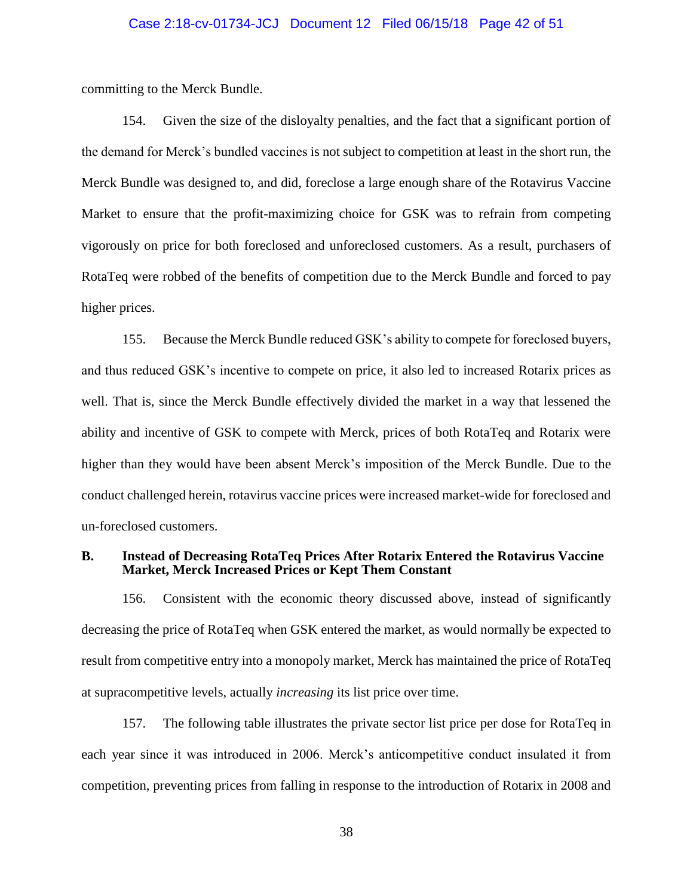committing to the Merck Bundle.

154. Given the size of the disloyalty penalties, and the fact that a significant portion of the demand for Merck's bundled vaccines is not subject to competition at least in the short run, the Merck Bundle was designed to, and did, foreclose a large enough share of the Rotavirus Vaccine Market to ensure that the profit-maximizing choice for GSK was to refrain from competing vigorously on price for both foreclosed and unforeclosed customers. As a result, purchasers of RotaTeq were robbed of the benefits of competition due to the Merck Bundle and forced to pay higher prices.

155. Because the Merck Bundle reduced GSK's ability to compete for foreclosed buyers, and thus reduced GSK's incentive to compete on price, it also led to increased Rotarix prices as well. That is, since the Merck Bundle effectively divided the market in a way that lessened the ability and incentive of GSK to compete with Merck, prices of both RotaTeq and Rotarix were higher than they would have been absent Merck's imposition of the Merck Bundle. Due to the conduct challenged herein, rotavirus vaccine prices were increased market-wide for foreclosed and un-foreclosed customers.

### B. Instead of Decreasing RotaTeq Prices After Rotarix Entered the Rotavirus Vaccine Market, Merck Increased Prices or Kept Them Constant

156. Consistent with the economic theory discussed above, instead of significantly decreasing the price of RotaTeq when GSK entered the market, as would normally be expected to result from competitive entry into a monopoly market, Merck has maintained the price of RotaTeq at supracompetitive levels, actually *increasing* its list price over time.

157. The following table illustrates the private sector list price per dose for RotaTeq in each year since it was introduced in 2006. Merck's anticompetitive conduct insulated it from competition, preventing prices from falling in response to the introduction of Rotarix in 2008 and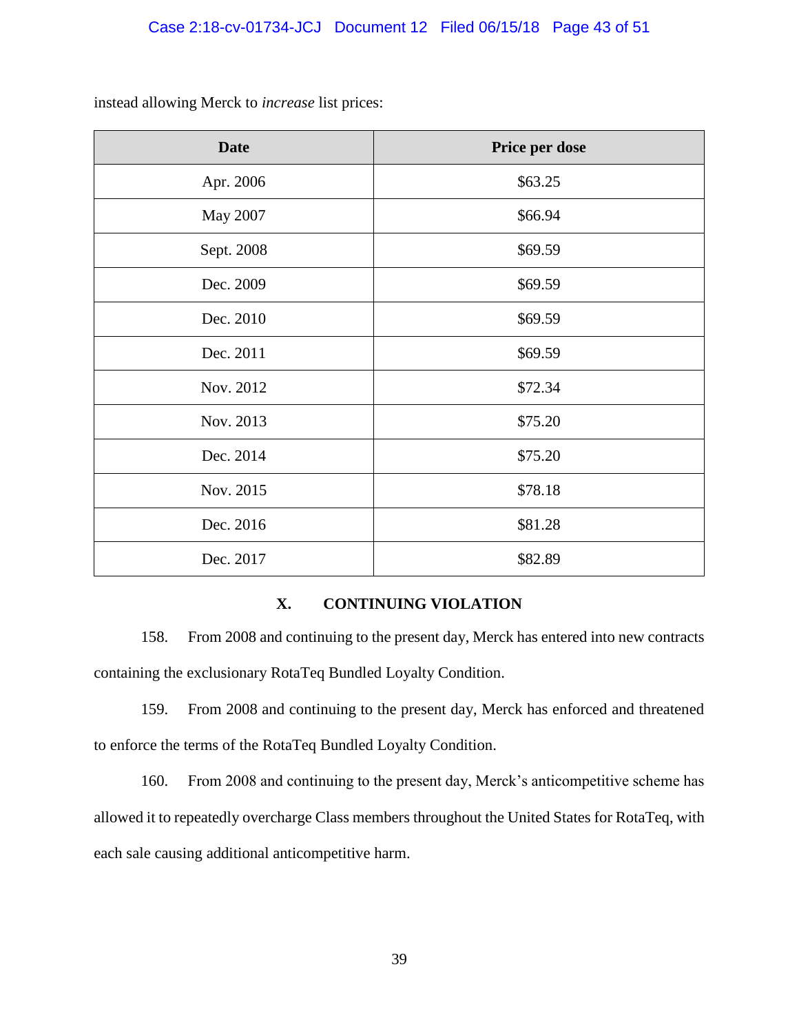instead allowing Merck to *increase* list prices:

| Date | Price per dose |
|---|---|
| Apr. 2006 | $63.25 |
| May 2007 | $66.94 |
| Sept. 2008 | $69.59 |
| Dec. 2009 | $69.59 |
| Dec. 2010 | $69.59 |
| Dec. 2011 | $69.59 |
| Nov. 2012 | $72.34 |
| Nov. 2013 | $75.20 |
| Dec. 2014 | $75.20 |
| Nov. 2015 | $78.18 |
| Dec. 2016 | $81.28 |
| Dec. 2017 | $82.89 |

## X. CONTINUING VIOLATION

158. From 2008 and continuing to the present day, Merck has entered into new contracts containing the exclusionary RotaTeq Bundled Loyalty Condition.

159. From 2008 and continuing to the present day, Merck has enforced and threatened to enforce the terms of the RotaTeq Bundled Loyalty Condition.

160. From 2008 and continuing to the present day, Merck's anticompetitive scheme has allowed it to repeatedly overcharge Class members throughout the United States for RotaTeq, with each sale causing additional anticompetitive harm.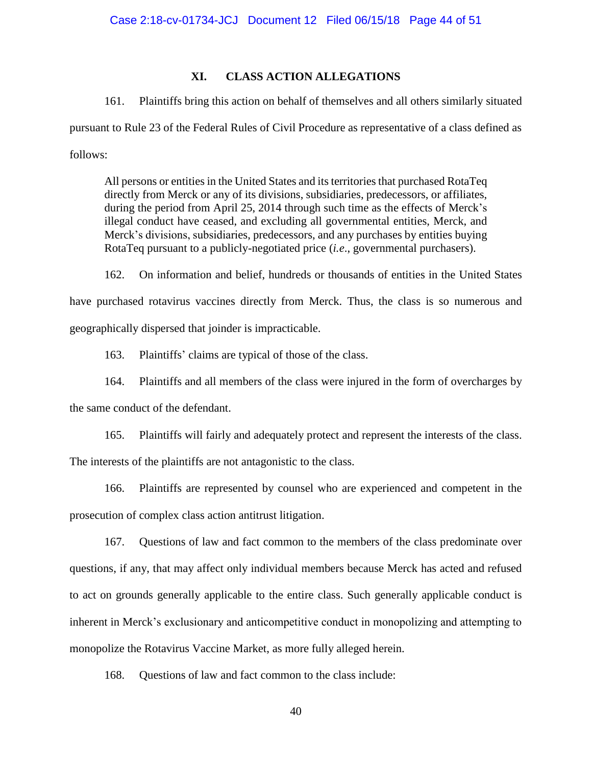## XI. CLASS ACTION ALLEGATIONS

161. Plaintiffs bring this action on behalf of themselves and all others similarly situated pursuant to Rule 23 of the Federal Rules of Civil Procedure as representative of a class defined as follows:

> All persons or entities in the United States and its territories that purchased RotaTeq directly from Merck or any of its divisions, subsidiaries, predecessors, or affiliates, during the period from April 25, 2014 through such time as the effects of Merck's illegal conduct have ceased, and excluding all governmental entities, Merck, and Merck's divisions, subsidiaries, predecessors, and any purchases by entities buying RotaTeq pursuant to a publicly-negotiated price (*i.e.*, governmental purchasers).

162. On information and belief, hundreds or thousands of entities in the United States have purchased rotavirus vaccines directly from Merck. Thus, the class is so numerous and geographically dispersed that joinder is impracticable.

163. Plaintiffs' claims are typical of those of the class.

164. Plaintiffs and all members of the class were injured in the form of overcharges by the same conduct of the defendant.

165. Plaintiffs will fairly and adequately protect and represent the interests of the class. The interests of the plaintiffs are not antagonistic to the class.

166. Plaintiffs are represented by counsel who are experienced and competent in the prosecution of complex class action antitrust litigation.

167. Questions of law and fact common to the members of the class predominate over questions, if any, that may affect only individual members because Merck has acted and refused to act on grounds generally applicable to the entire class. Such generally applicable conduct is inherent in Merck's exclusionary and anticompetitive conduct in monopolizing and attempting to monopolize the Rotavirus Vaccine Market, as more fully alleged herein.

168. Questions of law and fact common to the class include: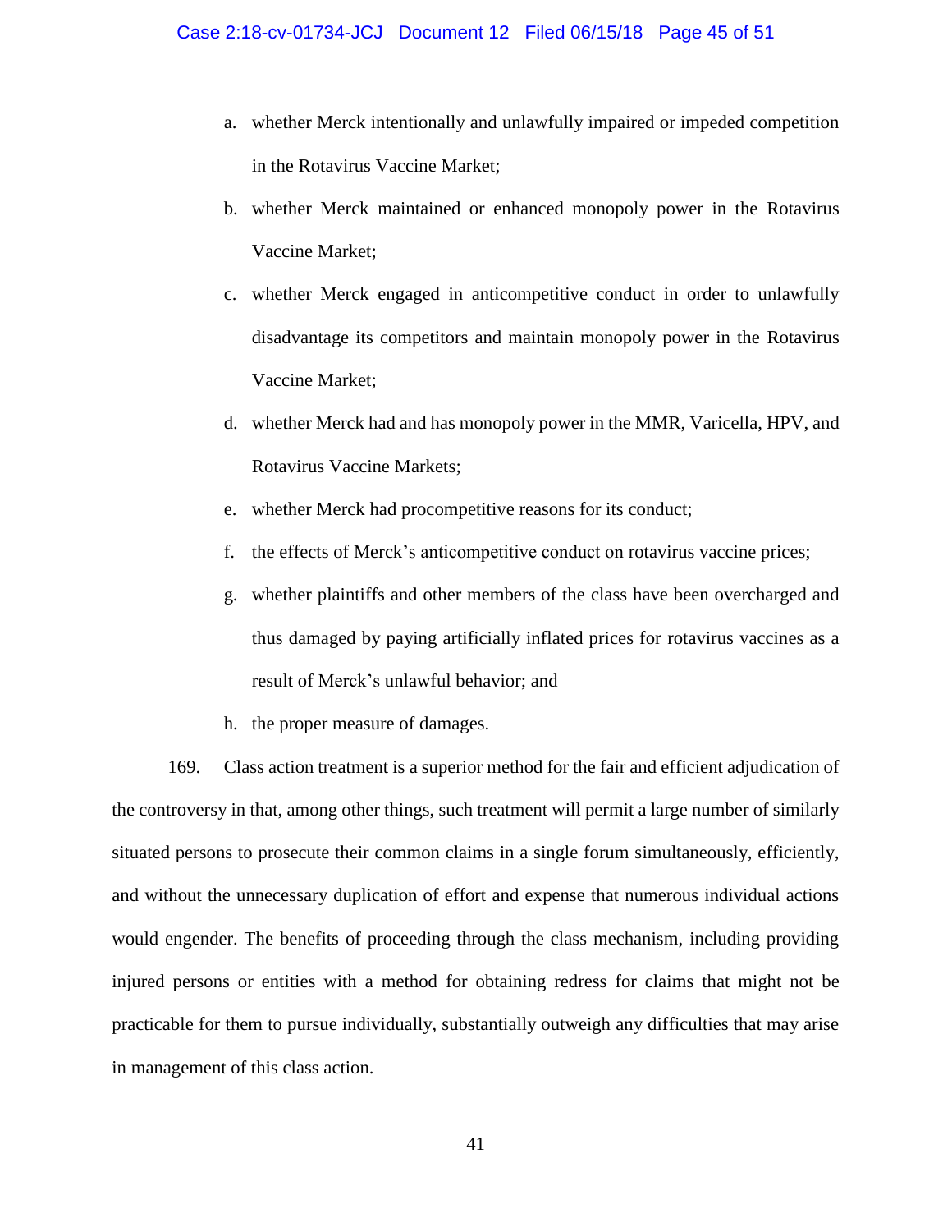a. whether Merck intentionally and unlawfully impaired or impeded competition in the Rotavirus Vaccine Market;

b. whether Merck maintained or enhanced monopoly power in the Rotavirus Vaccine Market;

c. whether Merck engaged in anticompetitive conduct in order to unlawfully disadvantage its competitors and maintain monopoly power in the Rotavirus Vaccine Market;

d. whether Merck had and has monopoly power in the MMR, Varicella, HPV, and Rotavirus Vaccine Markets;

e. whether Merck had procompetitive reasons for its conduct;

f. the effects of Merck's anticompetitive conduct on rotavirus vaccine prices;

g. whether plaintiffs and other members of the class have been overcharged and thus damaged by paying artificially inflated prices for rotavirus vaccines as a result of Merck's unlawful behavior; and

h. the proper measure of damages.

169. Class action treatment is a superior method for the fair and efficient adjudication of the controversy in that, among other things, such treatment will permit a large number of similarly situated persons to prosecute their common claims in a single forum simultaneously, efficiently, and without the unnecessary duplication of effort and expense that numerous individual actions would engender. The benefits of proceeding through the class mechanism, including providing injured persons or entities with a method for obtaining redress for claims that might not be practicable for them to pursue individually, substantially outweigh any difficulties that may arise in management of this class action.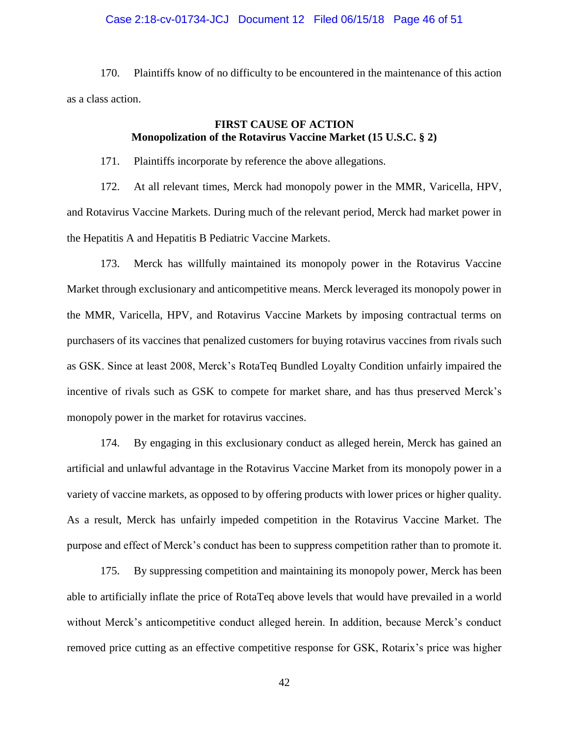170. Plaintiffs know of no difficulty to be encountered in the maintenance of this action as a class action.

## FIRST CAUSE OF ACTION
## Monopolization of the Rotavirus Vaccine Market (15 U.S.C. § 2)

171. Plaintiffs incorporate by reference the above allegations.

172. At all relevant times, Merck had monopoly power in the MMR, Varicella, HPV, and Rotavirus Vaccine Markets. During much of the relevant period, Merck had market power in the Hepatitis A and Hepatitis B Pediatric Vaccine Markets.

173. Merck has willfully maintained its monopoly power in the Rotavirus Vaccine Market through exclusionary and anticompetitive means. Merck leveraged its monopoly power in the MMR, Varicella, HPV, and Rotavirus Vaccine Markets by imposing contractual terms on purchasers of its vaccines that penalized customers for buying rotavirus vaccines from rivals such as GSK. Since at least 2008, Merck's RotaTeq Bundled Loyalty Condition unfairly impaired the incentive of rivals such as GSK to compete for market share, and has thus preserved Merck's monopoly power in the market for rotavirus vaccines.

174. By engaging in this exclusionary conduct as alleged herein, Merck has gained an artificial and unlawful advantage in the Rotavirus Vaccine Market from its monopoly power in a variety of vaccine markets, as opposed to by offering products with lower prices or higher quality. As a result, Merck has unfairly impeded competition in the Rotavirus Vaccine Market. The purpose and effect of Merck's conduct has been to suppress competition rather than to promote it.

175. By suppressing competition and maintaining its monopoly power, Merck has been able to artificially inflate the price of RotaTeq above levels that would have prevailed in a world without Merck's anticompetitive conduct alleged herein. In addition, because Merck's conduct removed price cutting as an effective competitive response for GSK, Rotarix's price was higher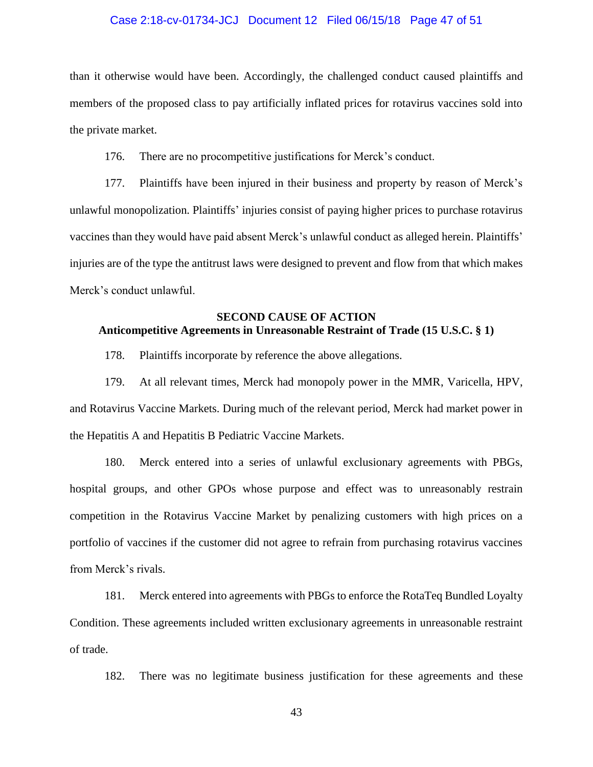than it otherwise would have been. Accordingly, the challenged conduct caused plaintiffs and members of the proposed class to pay artificially inflated prices for rotavirus vaccines sold into the private market.

176. There are no procompetitive justifications for Merck's conduct.

177. Plaintiffs have been injured in their business and property by reason of Merck's unlawful monopolization. Plaintiffs' injuries consist of paying higher prices to purchase rotavirus vaccines than they would have paid absent Merck's unlawful conduct as alleged herein. Plaintiffs' injuries are of the type the antitrust laws were designed to prevent and flow from that which makes Merck's conduct unlawful.

## SECOND CAUSE OF ACTION
## Anticompetitive Agreements in Unreasonable Restraint of Trade (15 U.S.C. § 1)

178. Plaintiffs incorporate by reference the above allegations.

179. At all relevant times, Merck had monopoly power in the MMR, Varicella, HPV, and Rotavirus Vaccine Markets. During much of the relevant period, Merck had market power in the Hepatitis A and Hepatitis B Pediatric Vaccine Markets.

180. Merck entered into a series of unlawful exclusionary agreements with PBGs, hospital groups, and other GPOs whose purpose and effect was to unreasonably restrain competition in the Rotavirus Vaccine Market by penalizing customers with high prices on a portfolio of vaccines if the customer did not agree to refrain from purchasing rotavirus vaccines from Merck's rivals.

181. Merck entered into agreements with PBGs to enforce the RotaTeq Bundled Loyalty Condition. These agreements included written exclusionary agreements in unreasonable restraint of trade.

182. There was no legitimate business justification for these agreements and these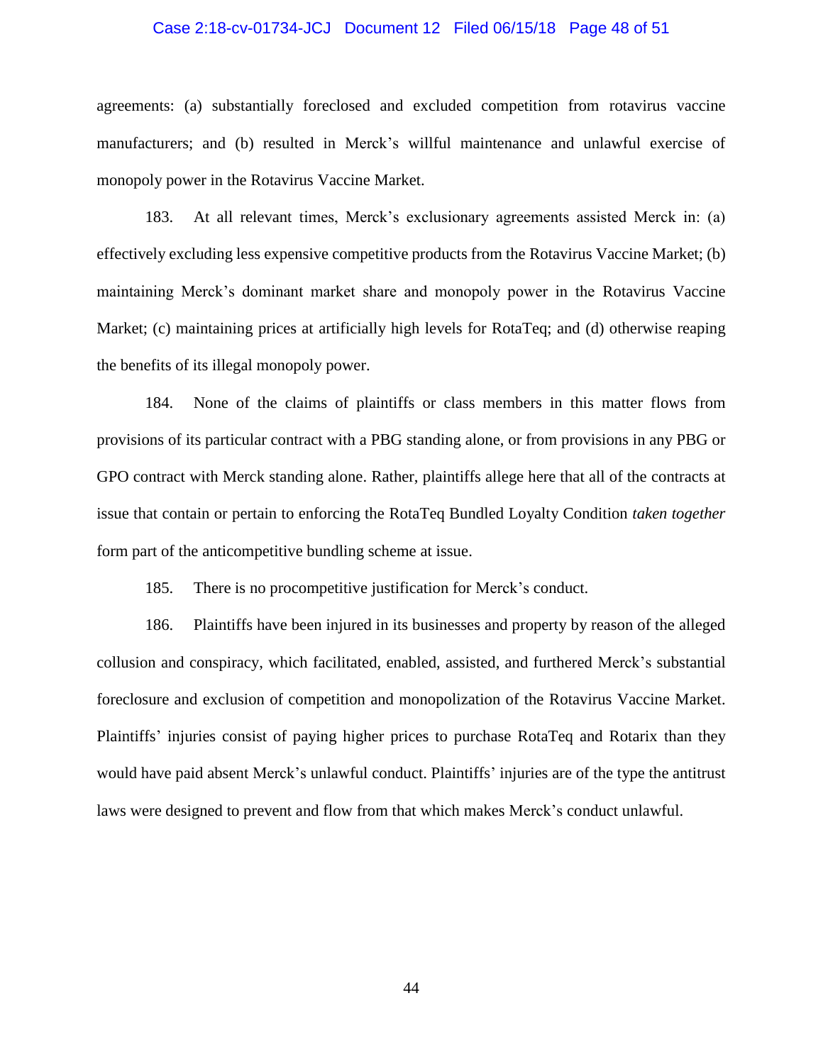agreements: (a) substantially foreclosed and excluded competition from rotavirus vaccine manufacturers; and (b) resulted in Merck's willful maintenance and unlawful exercise of monopoly power in the Rotavirus Vaccine Market.

183. At all relevant times, Merck's exclusionary agreements assisted Merck in: (a) effectively excluding less expensive competitive products from the Rotavirus Vaccine Market; (b) maintaining Merck's dominant market share and monopoly power in the Rotavirus Vaccine Market; (c) maintaining prices at artificially high levels for RotaTeq; and (d) otherwise reaping the benefits of its illegal monopoly power.

184. None of the claims of plaintiffs or class members in this matter flows from provisions of its particular contract with a PBG standing alone, or from provisions in any PBG or GPO contract with Merck standing alone. Rather, plaintiffs allege here that all of the contracts at issue that contain or pertain to enforcing the RotaTeq Bundled Loyalty Condition *taken together* form part of the anticompetitive bundling scheme at issue.

185. There is no procompetitive justification for Merck's conduct.

186. Plaintiffs have been injured in its businesses and property by reason of the alleged collusion and conspiracy, which facilitated, enabled, assisted, and furthered Merck's substantial foreclosure and exclusion of competition and monopolization of the Rotavirus Vaccine Market. Plaintiffs' injuries consist of paying higher prices to purchase RotaTeq and Rotarix than they would have paid absent Merck's unlawful conduct. Plaintiffs' injuries are of the type the antitrust laws were designed to prevent and flow from that which makes Merck's conduct unlawful.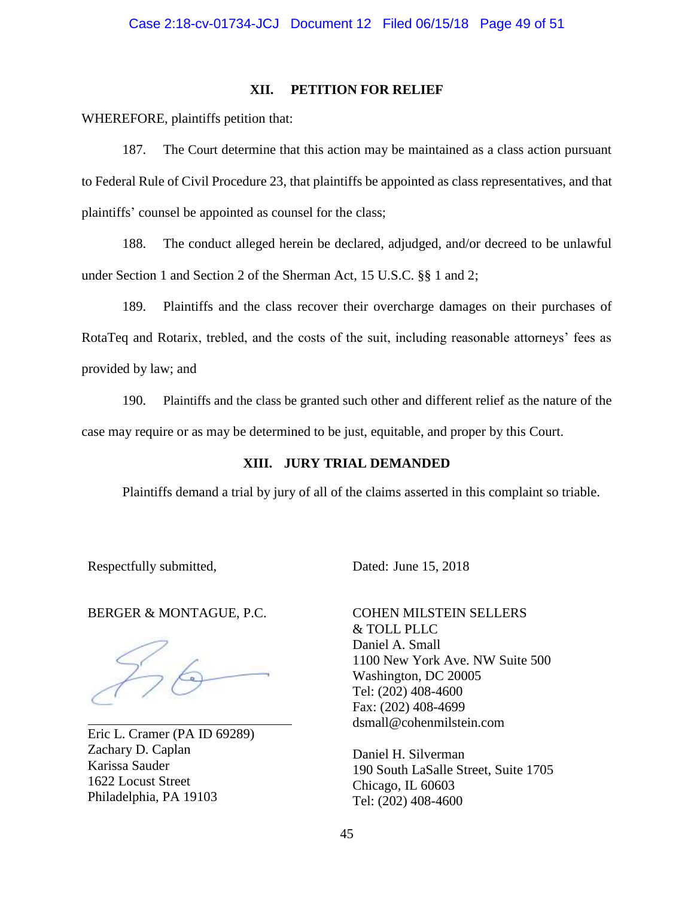## XII. PETITION FOR RELIEF

WHEREFORE, plaintiffs petition that:

187. The Court determine that this action may be maintained as a class action pursuant to Federal Rule of Civil Procedure 23, that plaintiffs be appointed as class representatives, and that plaintiffs' counsel be appointed as counsel for the class;

188. The conduct alleged herein be declared, adjudged, and/or decreed to be unlawful under Section 1 and Section 2 of the Sherman Act, 15 U.S.C. §§ 1 and 2;

189. Plaintiffs and the class recover their overcharge damages on their purchases of RotaTeq and Rotarix, trebled, and the costs of the suit, including reasonable attorneys' fees as provided by law; and

190. Plaintiffs and the class be granted such other and different relief as the nature of the case may require or as may be determined to be just, equitable, and proper by this Court.

## XIII. JURY TRIAL DEMANDED

Plaintiffs demand a trial by jury of all of the claims asserted in this complaint so triable.

Respectfully submitted,

Dated: June 15, 2018

BERGER & MONTAGUE, P.C.

Eric L. Cramer (PA ID 69289)
Zachary D. Caplan
Karissa Sauder
1622 Locust Street
Philadelphia, PA 19103

COHEN MILSTEIN SELLERS & TOLL PLLC
Daniel A. Small
1100 New York Ave. NW Suite 500
Washington, DC 20005
Tel: (202) 408-4600
Fax: (202) 408-4699
dsmall@cohenmilstein.com

Daniel H. Silverman
190 South LaSalle Street, Suite 1705
Chicago, IL 60603
Tel: (202) 408-4600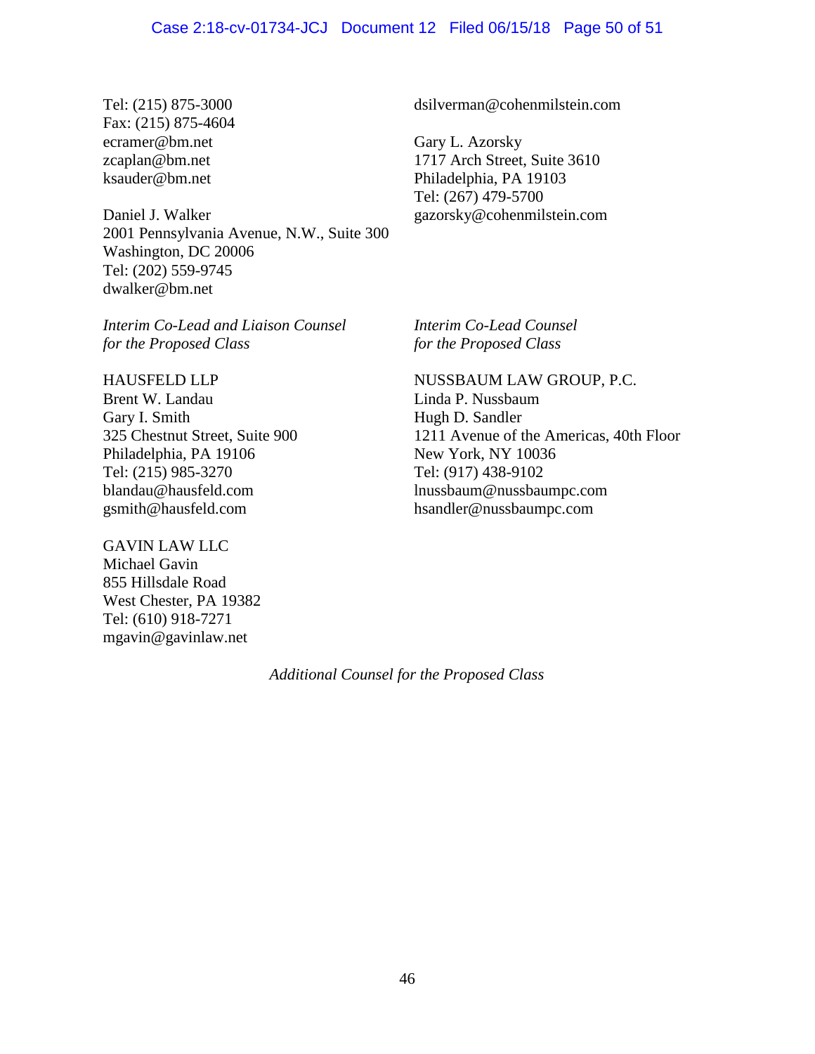Tel: (215) 875-3000
Fax: (215) 875-4604
ecramer@bm.net
zcaplan@bm.net
ksauder@bm.net

Daniel J. Walker
2001 Pennsylvania Avenue, N.W., Suite 300
Washington, DC 20006
Tel: (202) 559-9745
dwalker@bm.net

*Interim Co-Lead and Liaison Counsel for the Proposed Class*

dsilverman@cohenmilstein.com

Gary L. Azorsky
1717 Arch Street, Suite 3610
Philadelphia, PA 19103
Tel: (267) 479-5700
gazorsky@cohenmilstein.com

*Interim Co-Lead Counsel for the Proposed Class*

HAUSFELD LLP
Brent W. Landau
Gary I. Smith
325 Chestnut Street, Suite 900
Philadelphia, PA 19106
Tel: (215) 985-3270
blandau@hausfeld.com
gsmith@hausfeld.com

GAVIN LAW LLC
Michael Gavin
855 Hillsdale Road
West Chester, PA 19382
Tel: (610) 918-7271
mgavin@gavinlaw.net

NUSSBAUM LAW GROUP, P.C.
Linda P. Nussbaum
Hugh D. Sandler
1211 Avenue of the Americas, 40th Floor
New York, NY 10036
Tel: (917) 438-9102
lnussbaum@nussbaumpc.com
hsandler@nussbaumpc.com

*Additional Counsel for the Proposed Class*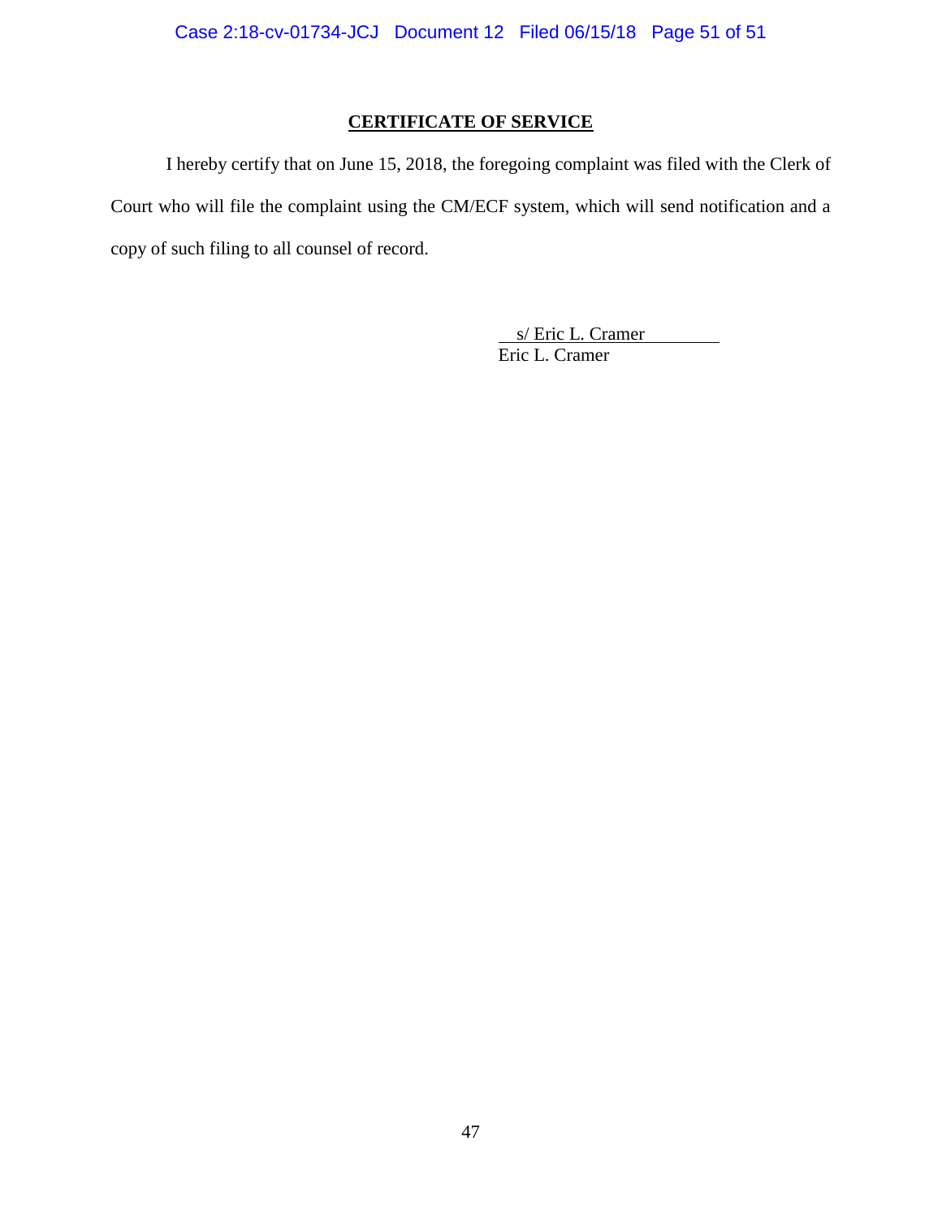## CERTIFICATE OF SERVICE

I hereby certify that on June 15, 2018, the foregoing complaint was filed with the Clerk of Court who will file the complaint using the CM/ECF system, which will send notification and a copy of such filing to all counsel of record.

s/ Eric L. Cramer  
Eric L. Cramer